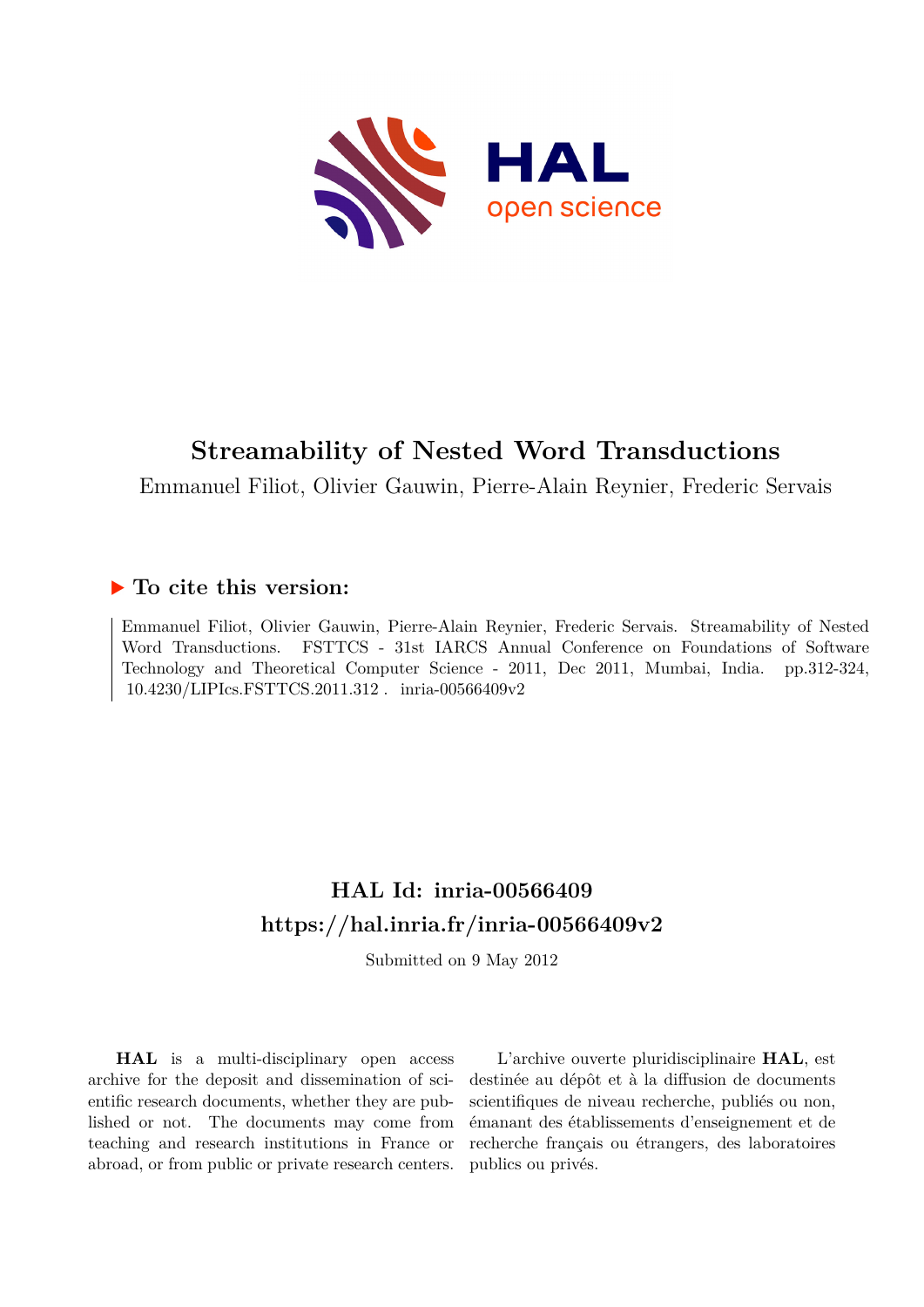# Streamability of Nested Word Transductions

Emmanuel Filiot, Olivier Gauwin, Pierre-Alain Reynier, Frederic Servais

## ▶ To cite this version:

Emmanuel Filiot, Olivier Gauwin, Pierre-Alain Reynier, Frederic Servais. Streamability of Nested Word Transductions. FSTTCS - 31st IARCS Annual Conference on Foundations of Software Technology and Theoretical Computer Science - 2011, Dec 2011, Mumbai, India. pp.312-324, 10.4230/LIPIcs.FSTTCS.2011.312 . inria-00566409v2

## HAL Id: inria-00566409
## https://hal.inria.fr/inria-00566409v2

Submitted on 9 May 2012

**HAL** is a multi-disciplinary open access archive for the deposit and dissemination of scientific research documents, whether they are published or not. The documents may come from teaching and research institutions in France or abroad, or from public or private research centers.

L'archive ouverte pluridisciplinaire **HAL**, est destinée au dépôt et à la diffusion de documents scientifiques de niveau recherche, publiés ou non, émanant des établissements d'enseignement et de recherche français ou étrangers, des laboratoires publics ou privés.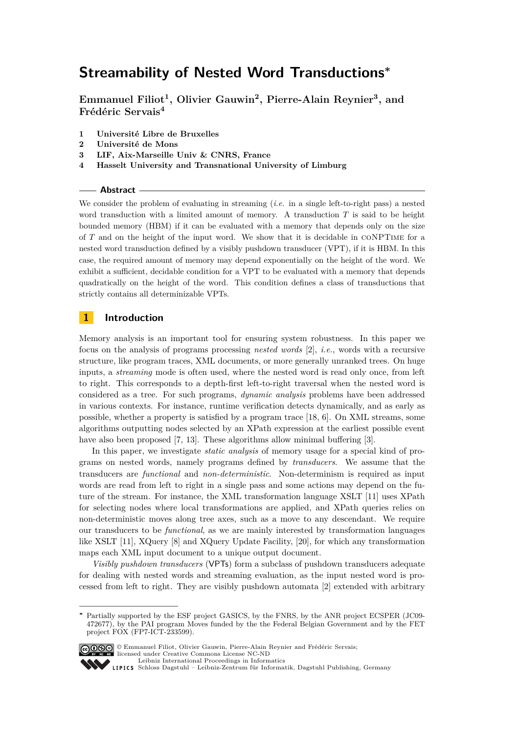# Streamability of Nested Word Transductions*

**Emmanuel Filiot[1], Olivier Gauwin[2], Pierre-Alain Reynier[3], and Frédéric Servais[4]**

1 **Université Libre de Bruxelles**
2 **Université de Mons**
3 **LIF, Aix-Marseille Univ & CNRS, France**
4 **Hasselt University and Transnational University of Limburg**

## Abstract

We consider the problem of evaluating in streaming (*i.e.* in a single left-to-right pass) a nested word transduction with a limited amount of memory. A transduction $T$ is said to be height bounded memory (HBM) if it can be evaluated with a memory that depends only on the size of $T$ and on the height of the input word. We show that it is decidable in coNPTime for a nested word transduction defined by a visibly pushdown transducer (VPT), if it is HBM. In this case, the required amount of memory may depend exponentially on the height of the word. We exhibit a sufficient, decidable condition for a VPT to be evaluated with a memory that depends quadratically on the height of the word. This condition defines a class of transductions that strictly contains all determinizable VPTs.

## 1 Introduction

Memory analysis is an important tool for ensuring system robustness. In this paper we focus on the analysis of programs processing *nested words* [2], *i.e.*, words with a recursive structure, like program traces, XML documents, or more generally unranked trees. On huge inputs, a *streaming* mode is often used, where the nested word is read only once, from left to right. This corresponds to a depth-first left-to-right traversal when the nested word is considered as a tree. For such programs, *dynamic analysis* problems have been addressed in various contexts. For instance, runtime verification detects dynamically, and as early as possible, whether a property is satisfied by a program trace [18, 6]. On XML streams, some algorithms outputting nodes selected by an XPath expression at the earliest possible event have also been proposed [7, 13]. These algorithms allow minimal buffering [3].

In this paper, we investigate *static analysis* of memory usage for a special kind of programs on nested words, namely programs defined by *transducers*. We assume that the transducers are *functional* and *non-deterministic*. Non-determinism is required as input words are read from left to right in a single pass and some actions may depend on the future of the stream. For instance, the XML transformation language XSLT [11] uses XPath for selecting nodes where local transformations are applied, and XPath queries relies on non-deterministic moves along tree axes, such as a move to any descendant. We require our transducers to be *functional*, as we are mainly interested by transformation languages like XSLT [11], XQuery [8] and XQuery Update Facility, [20], for which any transformation maps each XML input document to a unique output document.

*Visibly pushdown transducers* (VPTs) form a subclass of pushdown transducers adequate for dealing with nested words and streaming evaluation, as the input nested word is processed from left to right. They are visibly pushdown automata [2] extended with arbitrary

---

* Partially supported by the ESF project GASICS, by the FNRS, by the ANR project ECSPER (JC09-472677), by the PAI program Moves funded by the the Federal Belgian Government and by the FET project FOX (FP7-ICT-233599).

© Emmanuel Filiot, Olivier Gauwin, Pierre-Alain Reynier and Frédéric Servais; licensed under Creative Commons License NC-ND
Leibniz International Proceedings in Informatics
Schloss Dagstuhl – Leibniz-Zentrum für Informatik, Dagstuhl Publishing, Germany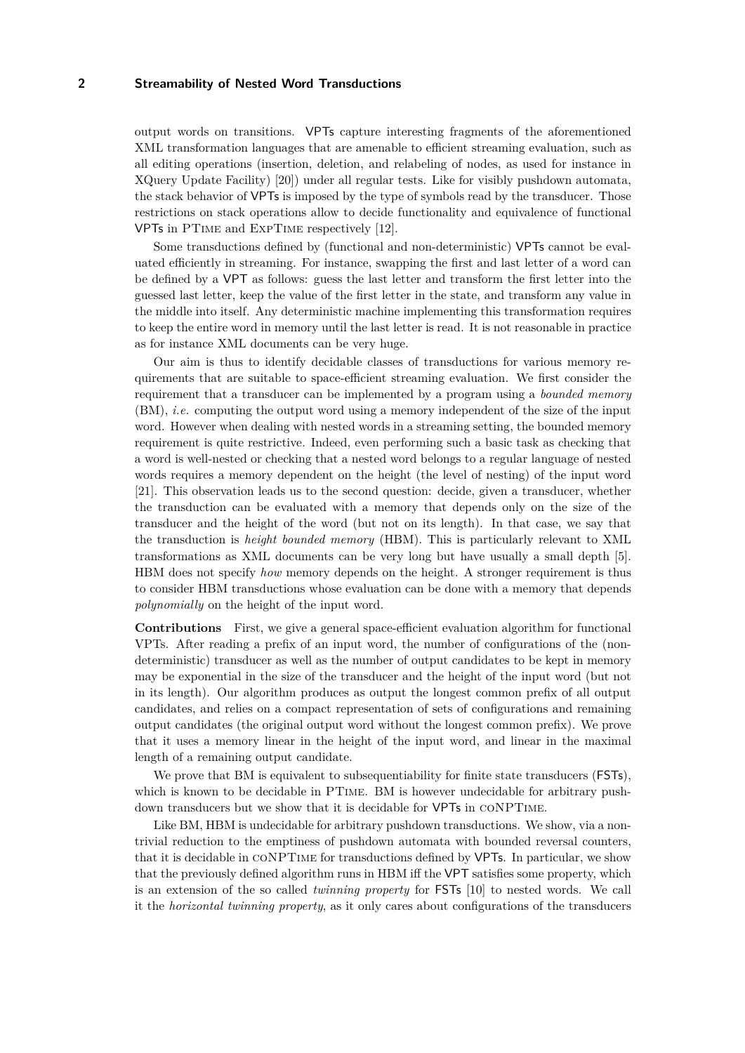output words on transitions. VPTs capture interesting fragments of the aforementioned XML transformation languages that are amenable to efficient streaming evaluation, such as all editing operations (insertion, deletion, and relabeling of nodes, as used for instance in XQuery Update Facility) [20]) under all regular tests. Like for visibly pushdown automata, the stack behavior of VPTs is imposed by the type of symbols read by the transducer. Those restrictions on stack operations allow to decide functionality and equivalence of functional VPTs in PTime and ExpTime respectively [12].

Some transductions defined by (functional and non-deterministic) VPTs cannot be evaluated efficiently in streaming. For instance, swapping the first and last letter of a word can be defined by a VPT as follows: guess the last letter and transform the first letter into the guessed last letter, keep the value of the first letter in the state, and transform any value in the middle into itself. Any deterministic machine implementing this transformation requires to keep the entire word in memory until the last letter is read. It is not reasonable in practice as for instance XML documents can be very huge.

Our aim is thus to identify decidable classes of transductions for various memory requirements that are suitable to space-efficient streaming evaluation. We first consider the requirement that a transducer can be implemented by a program using a *bounded memory* (BM), *i.e.* computing the output word using a memory independent of the size of the input word. However when dealing with nested words in a streaming setting, the bounded memory requirement is quite restrictive. Indeed, even performing such a basic task as checking that a word is well-nested or checking that a nested word belongs to a regular language of nested words requires a memory dependent on the height (the level of nesting) of the input word [21]. This observation leads us to the second question: decide, given a transducer, whether the transduction can be evaluated with a memory that depends only on the size of the transducer and the height of the word (but not on its length). In that case, we say that the transduction is *height bounded memory* (HBM). This is particularly relevant to XML transformations as XML documents can be very long but have usually a small depth [5]. HBM does not specify *how* memory depends on the height. A stronger requirement is thus to consider HBM transductions whose evaluation can be done with a memory that depends *polynomially* on the height of the input word.

**Contributions** First, we give a general space-efficient evaluation algorithm for functional VPTs. After reading a prefix of an input word, the number of configurations of the (non-deterministic) transducer as well as the number of output candidates to be kept in memory may be exponential in the size of the transducer and the height of the input word (but not in its length). Our algorithm produces as output the longest common prefix of all output candidates, and relies on a compact representation of sets of configurations and remaining output candidates (the original output word without the longest common prefix). We prove that it uses a memory linear in the height of the input word, and linear in the maximal length of a remaining output candidate.

We prove that BM is equivalent to subsequentiability for finite state transducers (FSTs), which is known to be decidable in PTime. BM is however undecidable for arbitrary pushdown transducers but we show that it is decidable for VPTs in coNPTime.

Like BM, HBM is undecidable for arbitrary pushdown transductions. We show, via a non-trivial reduction to the emptiness of pushdown automata with bounded reversal counters, that it is decidable in coNPTime for transductions defined by VPTs. In particular, we show that the previously defined algorithm runs in HBM iff the VPT satisfies some property, which is an extension of the so called *twinning property* for FSTs [10] to nested words. We call it the *horizontal twinning property*, as it only cares about configurations of the transducers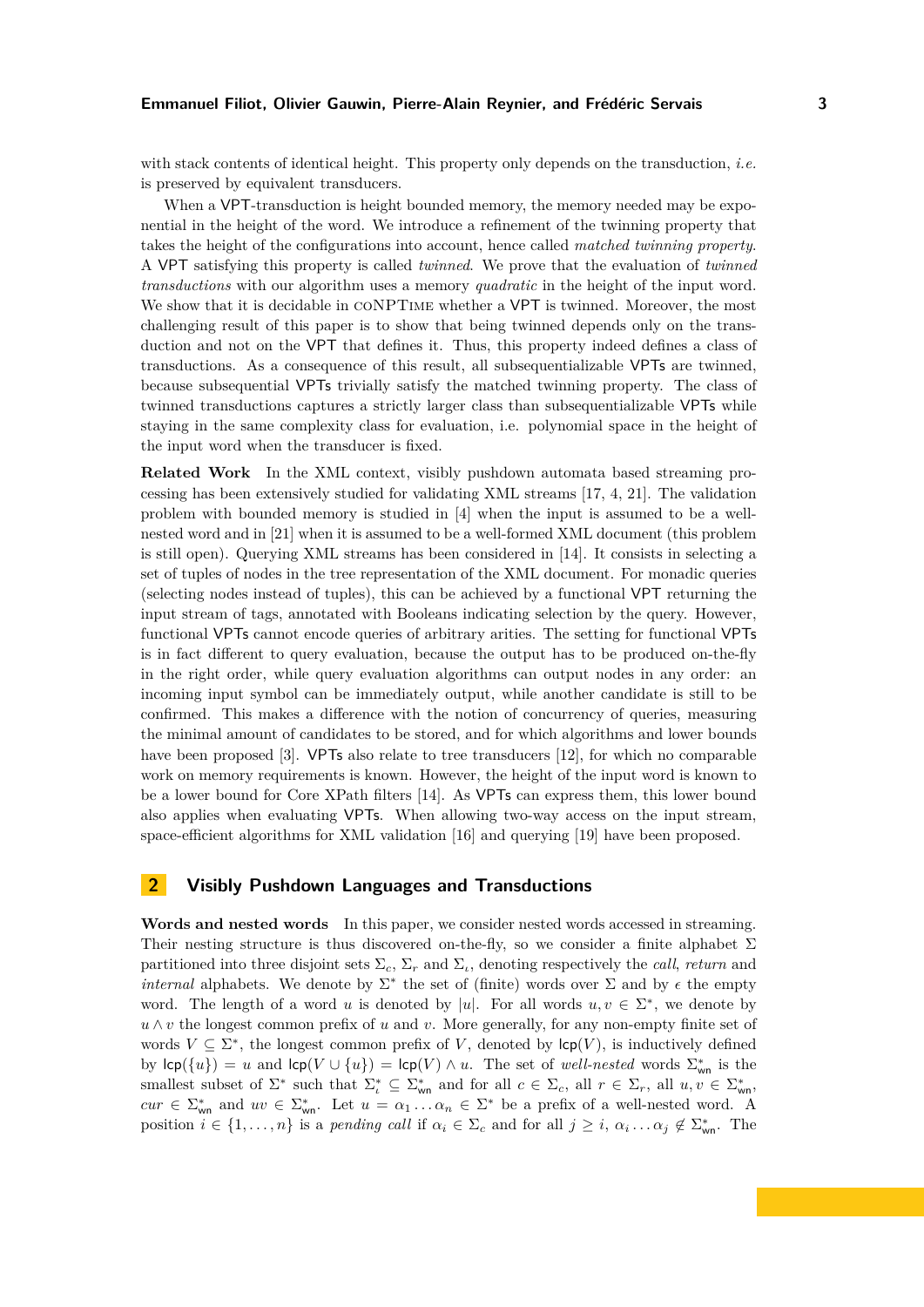with stack contents of identical height. This property only depends on the transduction, *i.e.* is preserved by equivalent transducers.

When a VPT-transduction is height bounded memory, the memory needed may be exponential in the height of the word. We introduce a refinement of the twinning property that takes the height of the configurations into account, hence called *matched twinning property*. A VPT satisfying this property is called *twinned*. We prove that the evaluation of *twinned transductions* with our algorithm uses a memory *quadratic* in the height of the input word. We show that it is decidable in coNPTime whether a VPT is twinned. Moreover, the most challenging result of this paper is to show that being twinned depends only on the transduction and not on the VPT that defines it. Thus, this property indeed defines a class of transductions. As a consequence of this result, all subsequentializable VPTs are twinned, because subsequential VPTs trivially satisfy the matched twinning property. The class of twinned transductions captures a strictly larger class than subsequentializable VPTs while staying in the same complexity class for evaluation, i.e. polynomial space in the height of the input word when the transducer is fixed.

**Related Work** In the XML context, visibly pushdown automata based streaming processing has been extensively studied for validating XML streams [17, 4, 21]. The validation problem with bounded memory is studied in [4] when the input is assumed to be a well-nested word and in [21] when it is assumed to be a well-formed XML document (this problem is still open). Querying XML streams has been considered in [14]. It consists in selecting a set of tuples of nodes in the tree representation of the XML document. For monadic queries (selecting nodes instead of tuples), this can be achieved by a functional VPT returning the input stream of tags, annotated with Booleans indicating selection by the query. However, functional VPTs cannot encode queries of arbitrary arities. The setting for functional VPTs is in fact different to query evaluation, because the output has to be produced on-the-fly in the right order, while query evaluation algorithms can output nodes in any order: an incoming input symbol can be immediately output, while another candidate is still to be confirmed. This makes a difference with the notion of concurrency of queries, measuring the minimal amount of candidates to be stored, and for which algorithms and lower bounds have been proposed [3]. VPTs also relate to tree transducers [12], for which no comparable work on memory requirements is known. However, the height of the input word is known to be a lower bound for Core XPath filters [14]. As VPTs can express them, this lower bound also applies when evaluating VPTs. When allowing two-way access on the input stream, space-efficient algorithms for XML validation [16] and querying [19] have been proposed.

## 2 Visibly Pushdown Languages and Transductions

**Words and nested words** In this paper, we consider nested words accessed in streaming. Their nesting structure is thus discovered on-the-fly, so we consider a finite alphabet $\Sigma$ partitioned into three disjoint sets $\Sigma_c$, $\Sigma_r$ and $\Sigma_\iota$, denoting respectively the *call*, *return* and *internal* alphabets. We denote by $\Sigma^*$ the set of (finite) words over $\Sigma$ and by $\epsilon$ the empty word. The length of a word $u$ is denoted by $|u|$. For all words $u, v \in \Sigma^*$, we denote by $u \wedge v$ the longest common prefix of $u$ and $v$. More generally, for any non-empty finite set of words $V \subseteq \Sigma^*$, the longest common prefix of $V$, denoted by $\mathsf{lcp}(V)$, is inductively defined by $\mathsf{lcp}(\{u\}) = u$ and $\mathsf{lcp}(V \cup \{u\}) = \mathsf{lcp}(V) \wedge u$. The set of *well-nested* words $\Sigma^*_{\mathsf{wn}}$ is the smallest subset of $\Sigma^*$ such that $\Sigma^*_\iota \subseteq \Sigma^*_{\mathsf{wn}}$ and for all $c \in \Sigma_c$, all $r \in \Sigma_r$, all $u, v \in \Sigma^*_{\mathsf{wn}}$, $cur \in \Sigma^*_{\mathsf{wn}}$ and $uv \in \Sigma^*_{\mathsf{wn}}$. Let $u = \alpha_1 \dots \alpha_n \in \Sigma^*$ be a prefix of a well-nested word. A position $i \in \{1, \dots, n\}$ is a *pending call* if $\alpha_i \in \Sigma_c$ and for all $j \geq i$, $\alpha_i \dots \alpha_j \notin \Sigma^*_{\mathsf{wn}}$. The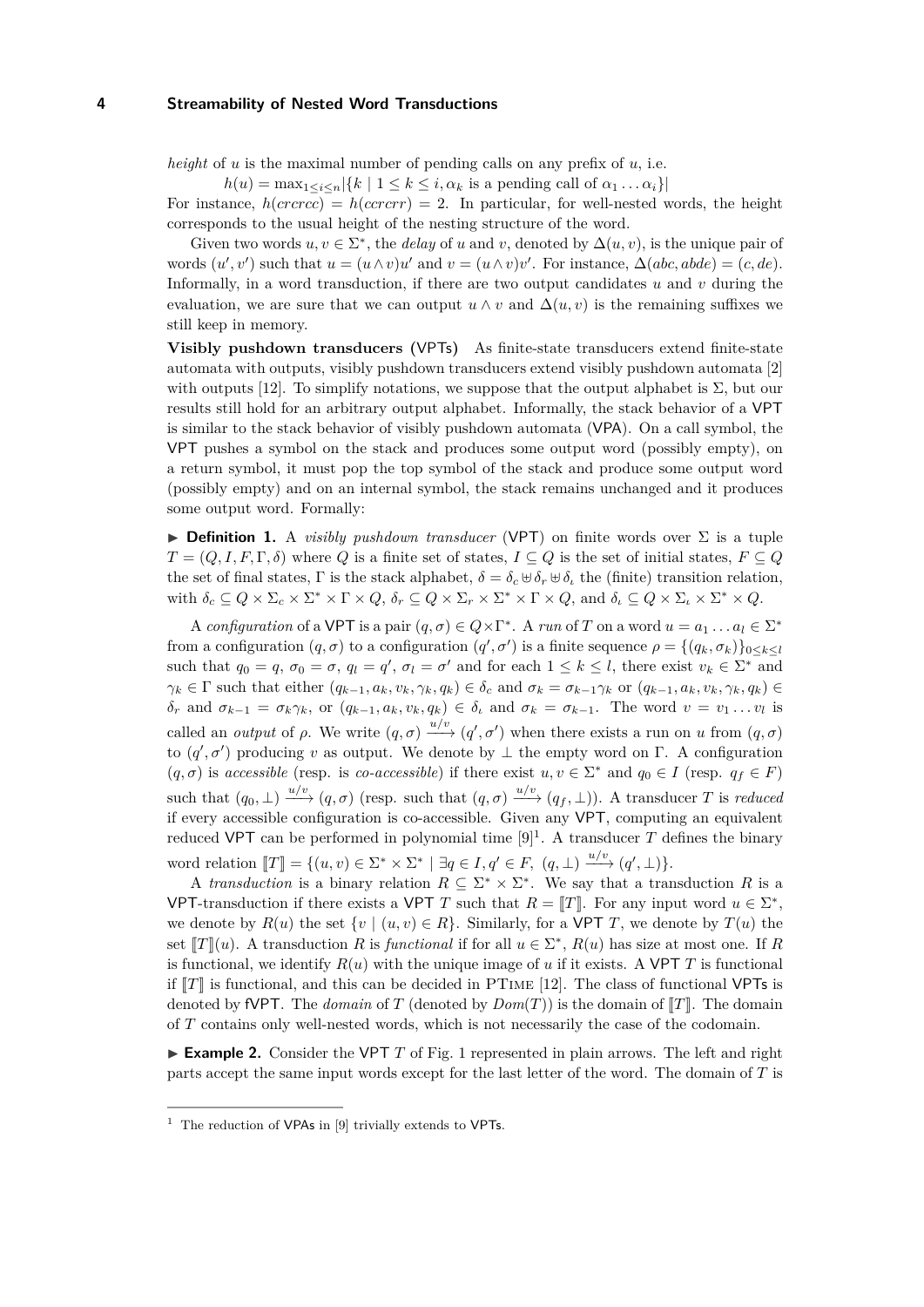*height* of $u$ is the maximal number of pending calls on any prefix of $u$, i.e.

$$h(u) = \max_{1\leq i\leq n} |\{k \mid 1 \leq k \leq i, \alpha_k \text{ is a pending call of } \alpha_1 \dots \alpha_i\}|$$

For instance, $h(crcrcc) = h(ccrcrr) = 2$. In particular, for well-nested words, the height corresponds to the usual height of the nesting structure of the word.

Given two words $u, v \in \Sigma^*$, the *delay* of $u$ and $v$, denoted by $\Delta(u, v)$, is the unique pair of words $(u', v')$ such that $u = (u \wedge v)u'$ and $v = (u \wedge v)v'$. For instance, $\Delta(abc, abde) = (c, de)$. Informally, in a word transduction, if there are two output candidates $u$ and $v$ during the evaluation, we are sure that we can output $u \wedge v$ and $\Delta(u, v)$ is the remaining suffixes we still keep in memory.

**Visibly pushdown transducers (VPTs)** As finite-state transducers extend finite-state automata with outputs, visibly pushdown transducers extend visibly pushdown automata [2] with outputs [12]. To simplify notations, we suppose that the output alphabet is $\Sigma$, but our results still hold for an arbitrary output alphabet. Informally, the stack behavior of a VPT is similar to the stack behavior of visibly pushdown automata (VPA). On a call symbol, the VPT pushes a symbol on the stack and produces some output word (possibly empty), on a return symbol, it must pop the top symbol of the stack and produce some output word (possibly empty) and on an internal symbol, the stack remains unchanged and it produces some output word. Formally:

▶ **Definition 1.** A *visibly pushdown transducer* (VPT) on finite words over $\Sigma$ is a tuple $T = (Q, I, F, \Gamma, \delta)$ where $Q$ is a finite set of states, $I \subseteq Q$ is the set of initial states, $F \subseteq Q$ the set of final states, $\Gamma$ is the stack alphabet, $\delta = \delta_c \uplus \delta_r \uplus \delta_\iota$ the (finite) transition relation, with $\delta_c \subseteq Q \times \Sigma_c \times \Sigma^* \times \Gamma \times Q$, $\delta_r \subseteq Q \times \Sigma_r \times \Sigma^* \times \Gamma \times Q$, and $\delta_\iota \subseteq Q \times \Sigma_\iota \times \Sigma^* \times Q$.

A *configuration* of a VPT is a pair $(q, \sigma) \in Q \times \Gamma^*$. A *run* of $T$ on a word $u = a_1 \dots a_l \in \Sigma^*$ from a configuration $(q, \sigma)$ to a configuration $(q', \sigma')$ is a finite sequence $\rho = \{(q_k, \sigma_k)\}_{0\leq k\leq l}$ such that $q_0 = q$, $\sigma_0 = \sigma$, $q_l = q'$, $\sigma_l = \sigma'$ and for each $1 \leq k \leq l$, there exist $v_k \in \Sigma^*$ and $\gamma_k \in \Gamma$ such that either $(q_{k-1}, a_k, v_k, \gamma_k, q_k) \in \delta_c$ and $\sigma_k = \sigma_{k-1}\gamma_k$ or $(q_{k-1}, a_k, v_k, \gamma_k, q_k) \in \delta_r$ and $\sigma_{k-1} = \sigma_k\gamma_k$, or $(q_{k-1}, a_k, v_k, q_k) \in \delta_\iota$ and $\sigma_k = \sigma_{k-1}$. The word $v = v_1 \dots v_l$ is called an *output* of $\rho$. We write $(q, \sigma) \xrightarrow{u/v} (q', \sigma')$ when there exists a run on $u$ from $(q, \sigma)$ to $(q', \sigma')$ producing $v$ as output. We denote by $\perp$ the empty word on $\Gamma$. A configuration $(q, \sigma)$ is *accessible* (resp. is *co-accessible*) if there exist $u, v \in \Sigma^*$ and $q_0 \in I$ (resp. $q_f \in F$) such that $(q_0, \perp) \xrightarrow{u/v} (q, \sigma)$ (resp. such that $(q, \sigma) \xrightarrow{u/v} (q_f, \perp)$). A transducer $T$ is *reduced* if every accessible configuration is co-accessible. Given any VPT, computing an equivalent reduced VPT can be performed in polynomial time [9][1]. A transducer $T$ defines the binary word relation $[\![T]\!] = \{(u, v) \in \Sigma^* \times \Sigma^* \mid \exists q \in I, q' \in F, \ (q, \perp) \xrightarrow{u/v} (q', \perp)\}$.

A *transduction* is a binary relation $R \subseteq \Sigma^* \times \Sigma^*$. We say that a transduction $R$ is a VPT-transduction if there exists a VPT $T$ such that $R = [\![T]\!]$. For any input word $u \in \Sigma^*$, we denote by $R(u)$ the set $\{v \mid (u, v) \in R\}$. Similarly, for a VPT $T$, we denote by $T(u)$ the set $[\![T]\!](u)$. A transduction $R$ is *functional* if for all $u \in \Sigma^*$, $R(u)$ has size at most one. If $R$ is functional, we identify $R(u)$ with the unique image of $u$ if it exists. A VPT $T$ is functional if $[\![T]\!]$ is functional, and this can be decided in PTIME [12]. The class of functional VPTs is denoted by fVPT. The *domain* of $T$ (denoted by $Dom(T)$) is the domain of $[\![T]\!]$. The domain of $T$ contains only well-nested words, which is not necessarily the case of the codomain.

▶ **Example 2.** Consider the VPT $T$ of Fig. 1 represented in plain arrows. The left and right parts accept the same input words except for the last letter of the word. The domain of $T$ is

[1] The reduction of VPAs in [9] trivially extends to VPTs.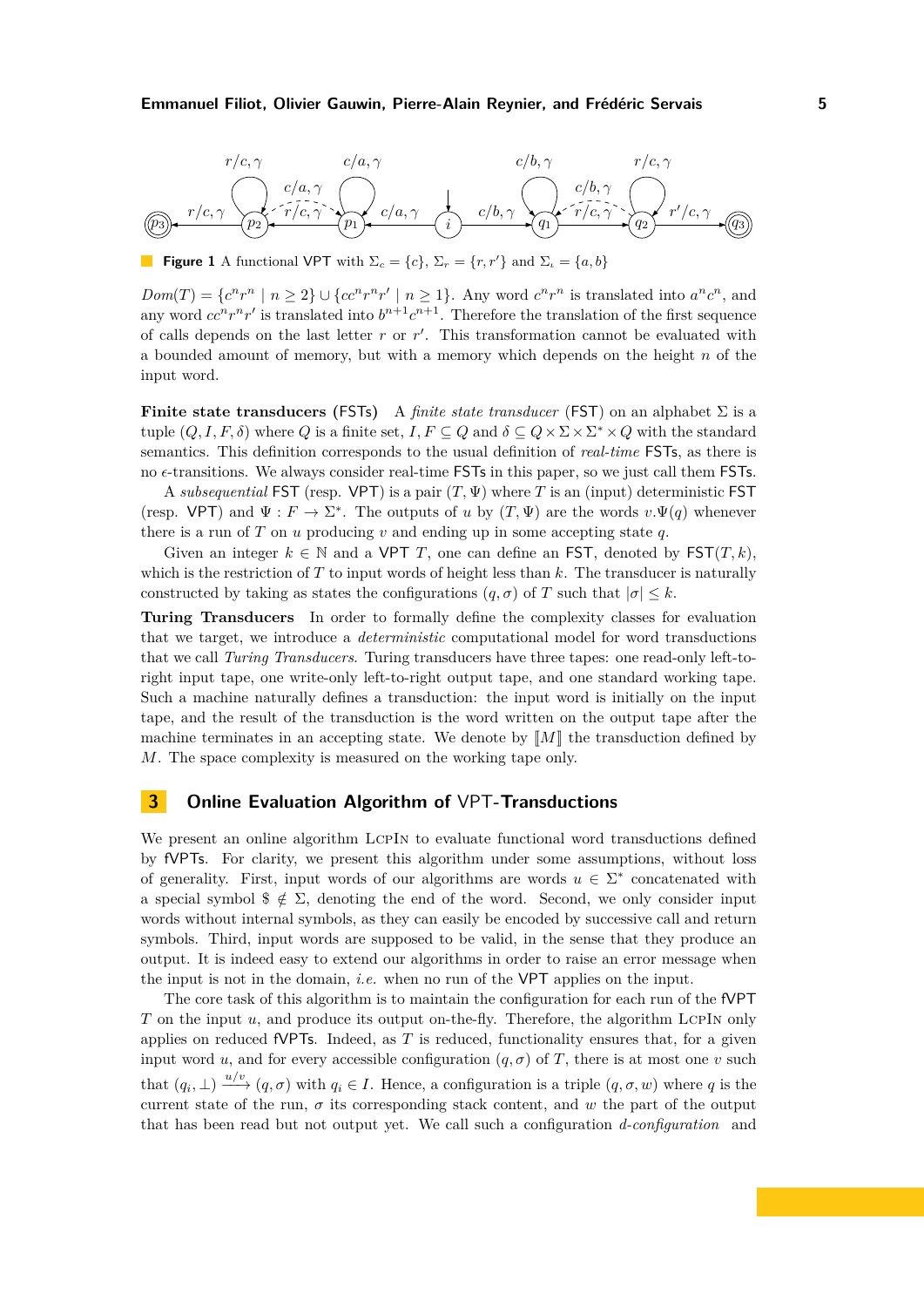**Figure 1** A functional VPT with $\Sigma_c = \{c\}$, $\Sigma_r = \{r, r'\}$ and $\Sigma_\iota = \{a, b\}$

$Dom(T) = \{c^n r^n \mid n \geq 2\} \cup \{cc^n r^n r' \mid n \geq 1\}$. Any word $c^n r^n$ is translated into $a^n c^n$, and any word $cc^n r^n r'$ is translated into $b^{n+1} c^{n+1}$. Therefore the translation of the first sequence of calls depends on the last letter $r$ or $r'$. This transformation cannot be evaluated with a bounded amount of memory, but with a memory which depends on the height $n$ of the input word.

**Finite state transducers (FSTs)** A *finite state transducer* (FST) on an alphabet $\Sigma$ is a tuple $(Q, I, F, \delta)$ where $Q$ is a finite set, $I, F \subseteq Q$ and $\delta \subseteq Q \times \Sigma \times \Sigma^* \times Q$ with the standard semantics. This definition corresponds to the usual definition of *real-time* FSTs, as there is no $\epsilon$-transitions. We always consider real-time FSTs in this paper, so we just call them FSTs.

A *subsequential* FST (resp. VPT) is a pair $(T, \Psi)$ where $T$ is an (input) deterministic FST (resp. VPT) and $\Psi : F \to \Sigma^*$. The outputs of $u$ by $(T, \Psi)$ are the words $v.\Psi(q)$ whenever there is a run of $T$ on $u$ producing $v$ and ending up in some accepting state $q$.

Given an integer $k \in \mathbb{N}$ and a VPT $T$, one can define an FST, denoted by $\mathsf{FST}(T, k)$, which is the restriction of $T$ to input words of height less than $k$. The transducer is naturally constructed by taking as states the configurations $(q, \sigma)$ of $T$ such that $|\sigma| \leq k$.

**Turing Transducers** In order to formally define the complexity classes for evaluation that we target, we introduce a *deterministic* computational model for word transductions that we call *Turing Transducers*. Turing transducers have three tapes: one read-only left-to-right input tape, one write-only left-to-right output tape, and one standard working tape. Such a machine naturally defines a transduction: the input word is initially on the input tape, and the result of the transduction is the word written on the output tape after the machine terminates in an accepting state. We denote by $[\![M]\!]$ the transduction defined by $M$. The space complexity is measured on the working tape only.

## 3 Online Evaluation Algorithm of VPT-Transductions

We present an online algorithm LcpIn to evaluate functional word transductions defined by fVPTs. For clarity, we present this algorithm under some assumptions, without loss of generality. First, input words of our algorithms are words $u \in \Sigma^*$ concatenated with a special symbol $\$ \notin \Sigma$, denoting the end of the word. Second, we only consider input words without internal symbols, as they can easily be encoded by successive call and return symbols. Third, input words are supposed to be valid, in the sense that they produce an output. It is indeed easy to extend our algorithms in order to raise an error message when the input is not in the domain, *i.e.* when no run of the VPT applies on the input.

The core task of this algorithm is to maintain the configuration for each run of the fVPT $T$ on the input $u$, and produce its output on-the-fly. Therefore, the algorithm LcpIn only applies on reduced fVPTs. Indeed, as $T$ is reduced, functionality ensures that, for a given input word $u$, and for every accessible configuration $(q, \sigma)$ of $T$, there is at most one $v$ such that $(q_i, \bot) \xrightarrow{u/v} (q, \sigma)$ with $q_i \in I$. Hence, a configuration is a triple $(q, \sigma, w)$ where $q$ is the current state of the run, $\sigma$ its corresponding stack content, and $w$ the part of the output that has been read but not output yet. We call such a configuration *d-configuration* and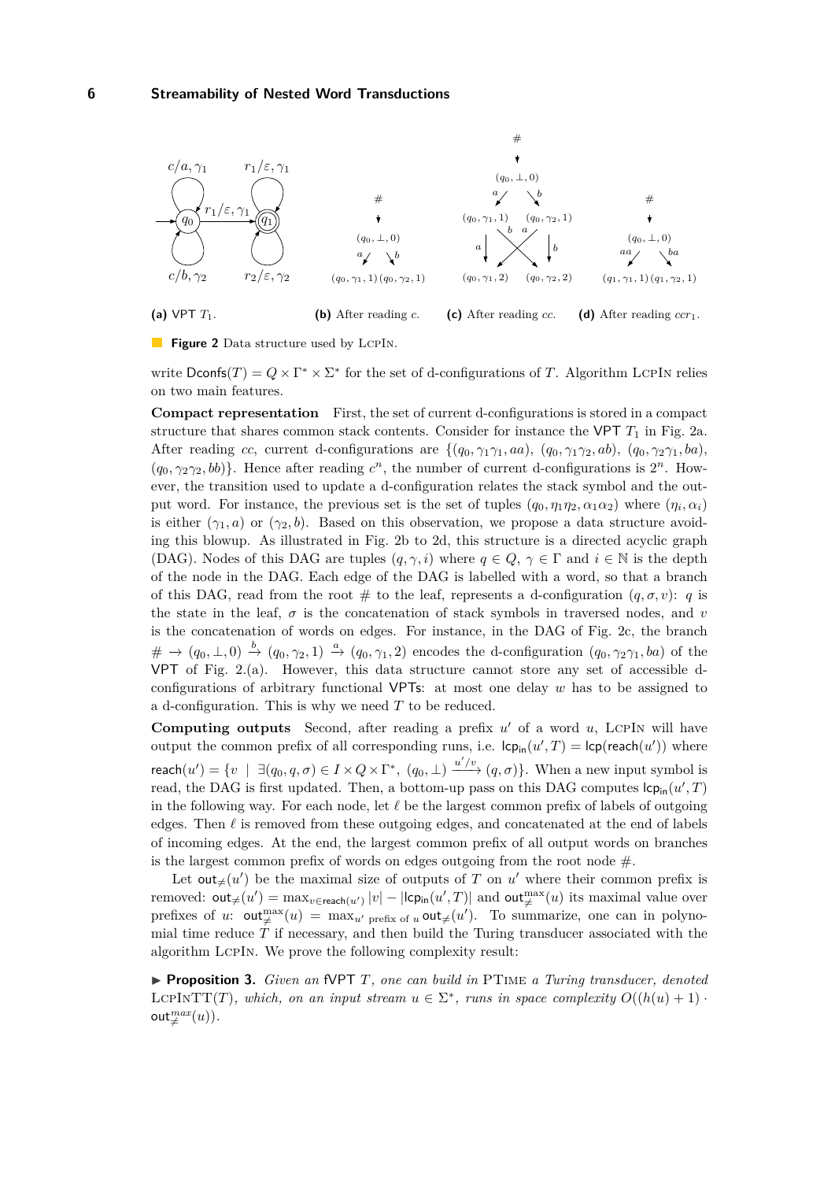(a) VPT $T_1$. (b) After reading $c$. (c) After reading $cc$. (d) After reading $ccr_1$.

**Figure 2** Data structure used by LcpIn.

write $\mathsf{Dconfs}(T) = Q \times \Gamma^* \times \Sigma^*$ for the set of d-configurations of $T$. Algorithm LcpIn relies on two main features.

**Compact representation** First, the set of current d-configurations is stored in a compact structure that shares common stack contents. Consider for instance the VPT $T_1$ in Fig. 2a. After reading $cc$, current d-configurations are $\{(q_0, \gamma_1\gamma_1, aa), (q_0, \gamma_1\gamma_2, ab), (q_0, \gamma_2\gamma_1, ba), (q_0, \gamma_2\gamma_2, bb)\}$. Hence after reading $c^n$, the number of current d-configurations is $2^n$. However, the transition used to update a d-configuration relates the stack symbol and the output word. For instance, the previous set is the set of tuples $(q_0, \eta_1\eta_2, \alpha_1\alpha_2)$ where $(\eta_i, \alpha_i)$ is either $(\gamma_1, a)$ or $(\gamma_2, b)$. Based on this observation, we propose a data structure avoiding this blowup. As illustrated in Fig. 2b to 2d, this structure is a directed acyclic graph (DAG). Nodes of this DAG are tuples $(q, \gamma, i)$ where $q \in Q$, $\gamma \in \Gamma$ and $i \in \mathbb{N}$ is the depth of the node in the DAG. Each edge of the DAG is labelled with a word, so that a branch of this DAG, read from the root # to the leaf, represents a d-configuration $(q, \sigma, v)$: $q$ is the state in the leaf, $\sigma$ is the concatenation of stack symbols in traversed nodes, and $v$ is the concatenation of words on edges. For instance, in the DAG of Fig. 2c, the branch $\# \to (q_0, \bot, 0) \xrightarrow{b} (q_0, \gamma_2, 1) \xrightarrow{a} (q_0, \gamma_1, 2)$ encodes the d-configuration $(q_0, \gamma_2\gamma_1, ba)$ of the VPT of Fig. 2.(a). However, this data structure cannot store any set of accessible d-configurations of arbitrary functional VPTs: at most one delay $w$ has to be assigned to a d-configuration. This is why we need $T$ to be reduced.

**Computing outputs** Second, after reading a prefix $u'$ of a word $u$, LcpIn will have output the common prefix of all corresponding runs, i.e. $\mathsf{lcp_{in}}(u', T) = \mathsf{lcp}(\mathsf{reach}(u'))$ where $\mathsf{reach}(u') = \{v \mid \exists (q_0, q, \sigma) \in I \times Q \times \Gamma^*,\ (q_0, \bot) \xrightarrow{u'/v} (q, \sigma)\}$. When a new input symbol is read, the DAG is first updated. Then, a bottom-up pass on this DAG computes $\mathsf{lcp_{in}}(u', T)$ in the following way. For each node, let $\ell$ be the largest common prefix of labels of outgoing edges. Then $\ell$ is removed from these outgoing edges, and concatenated at the end of labels of incoming edges. At the end, the largest common prefix of all output words on branches is the largest common prefix of words on edges going out from the root node #.

Let $\mathsf{out}_{\neq}(u')$ be the maximal size of outputs of $T$ on $u'$ where their common prefix is removed: $\mathsf{out}_{\neq}(u') = \max_{v \in \mathsf{reach}(u')} |v| - |\mathsf{lcp_{in}}(u', T)|$ and $\mathsf{out}^{\max}_{\neq}(u)$ its maximal value over prefixes of $u$: $\mathsf{out}^{\max}_{\neq}(u) = \max_{u' \text{ prefix of } u} \mathsf{out}_{\neq}(u')$. To summarize, one can in polynomial time reduce $T$ if necessary, and then build the Turing transducer associated with the algorithm LcpIn. We prove the following complexity result:

▶ **Proposition 3.** *Given an fVPT $T$, one can build in* PTime *a Turing transducer, denoted* LcpInTT$(T)$*, which, on an input stream $u \in \Sigma^*$, runs in space complexity $O((h(u) + 1) \cdot \mathsf{out}^{max}_{\neq}(u))$.*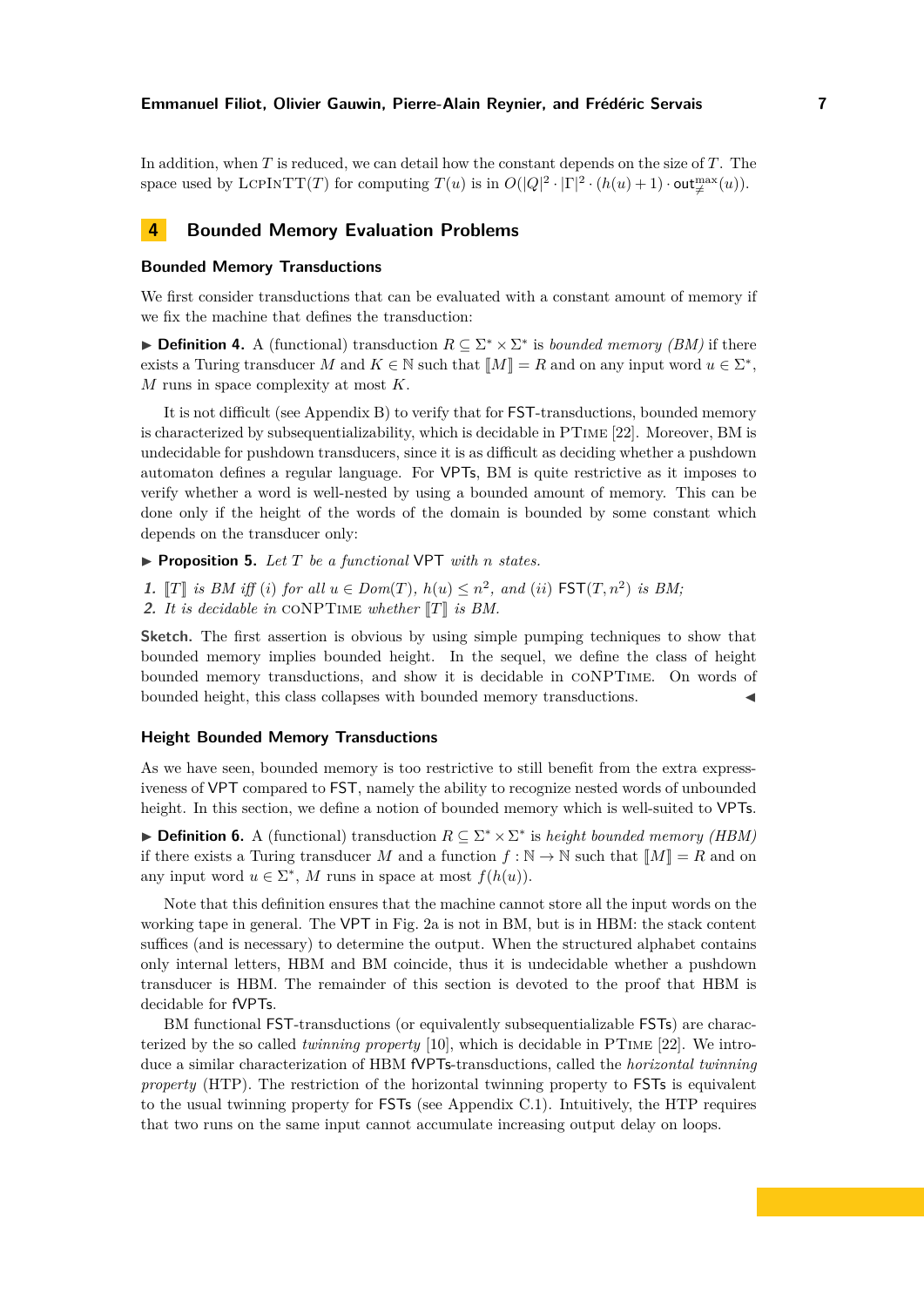In addition, when $T$ is reduced, we can detail how the constant depends on the size of $T$. The space used by $\text{LcpInTT}(T)$ for computing $T(u)$ is in $O(|Q|^2 \cdot |\Gamma|^2 \cdot (h(u)+1) \cdot \mathsf{out}^{\max}_{\neq}(u))$.

## 4 Bounded Memory Evaluation Problems

### Bounded Memory Transductions

We first consider transductions that can be evaluated with a constant amount of memory if we fix the machine that defines the transduction:

▶ **Definition 4.** A (functional) transduction $R \subseteq \Sigma^* \times \Sigma^*$ is *bounded memory (BM)* if there exists a Turing transducer $M$ and $K \in \mathbb{N}$ such that $[\![M]\!] = R$ and on any input word $u \in \Sigma^*$, $M$ runs in space complexity at most $K$.

It is not difficult (see Appendix B) to verify that for FST-transductions, bounded memory is characterized by subsequentializability, which is decidable in PTime [22]. Moreover, BM is undecidable for pushdown transducers, since it is as difficult as deciding whether a pushdown automaton defines a regular language. For VPTs, BM is quite restrictive as it imposes to verify whether a word is well-nested by using a bounded amount of memory. This can be done only if the height of the words of the domain is bounded by some constant which depends on the transducer only:

▶ **Proposition 5.** *Let $T$ be a functional* VPT *with $n$ states.*

1. *$[\![T]\!]$ is BM iff $(i)$ for all $u \in Dom(T)$, $h(u) \leq n^2$, and $(ii)$* $\mathsf{FST}(T, n^2)$ *is BM;*
2. *It is decidable in* coNPTime *whether $[\![T]\!]$ is BM.*

**Sketch.** The first assertion is obvious by using simple pumping techniques to show that bounded memory implies bounded height. In the sequel, we define the class of height bounded memory transductions, and show it is decidable in coNPTime. On words of bounded height, this class collapses with bounded memory transductions. ◀

### Height Bounded Memory Transductions

As we have seen, bounded memory is too restrictive to still benefit from the extra expressiveness of VPT compared to FST, namely the ability to recognize nested words of unbounded height. In this section, we define a notion of bounded memory which is well-suited to VPTs.

▶ **Definition 6.** A (functional) transduction $R \subseteq \Sigma^* \times \Sigma^*$ is *height bounded memory (HBM)* if there exists a Turing transducer $M$ and a function $f : \mathbb{N} \to \mathbb{N}$ such that $[\![M]\!] = R$ and on any input word $u \in \Sigma^*$, $M$ runs in space at most $f(h(u))$.

Note that this definition ensures that the machine cannot store all the input words on the working tape in general. The VPT in Fig. 2a is not in BM, but is in HBM: the stack content suffices (and is necessary) to determine the output. When the structured alphabet contains only internal letters, HBM and BM coincide, thus it is undecidable whether a pushdown transducer is HBM. The remainder of this section is devoted to the proof that HBM is decidable for fVPTs.

BM functional FST-transductions (or equivalently subsequentializable FSTs) are characterized by the so called *twinning property* [10], which is decidable in PTime [22]. We introduce a similar characterization of HBM fVPTs-transductions, called the *horizontal twinning property* (HTP). The restriction of the horizontal twinning property to FSTs is equivalent to the usual twinning property for FSTs (see Appendix C.1). Intuitively, the HTP requires that two runs on the same input cannot accumulate increasing output delay on loops.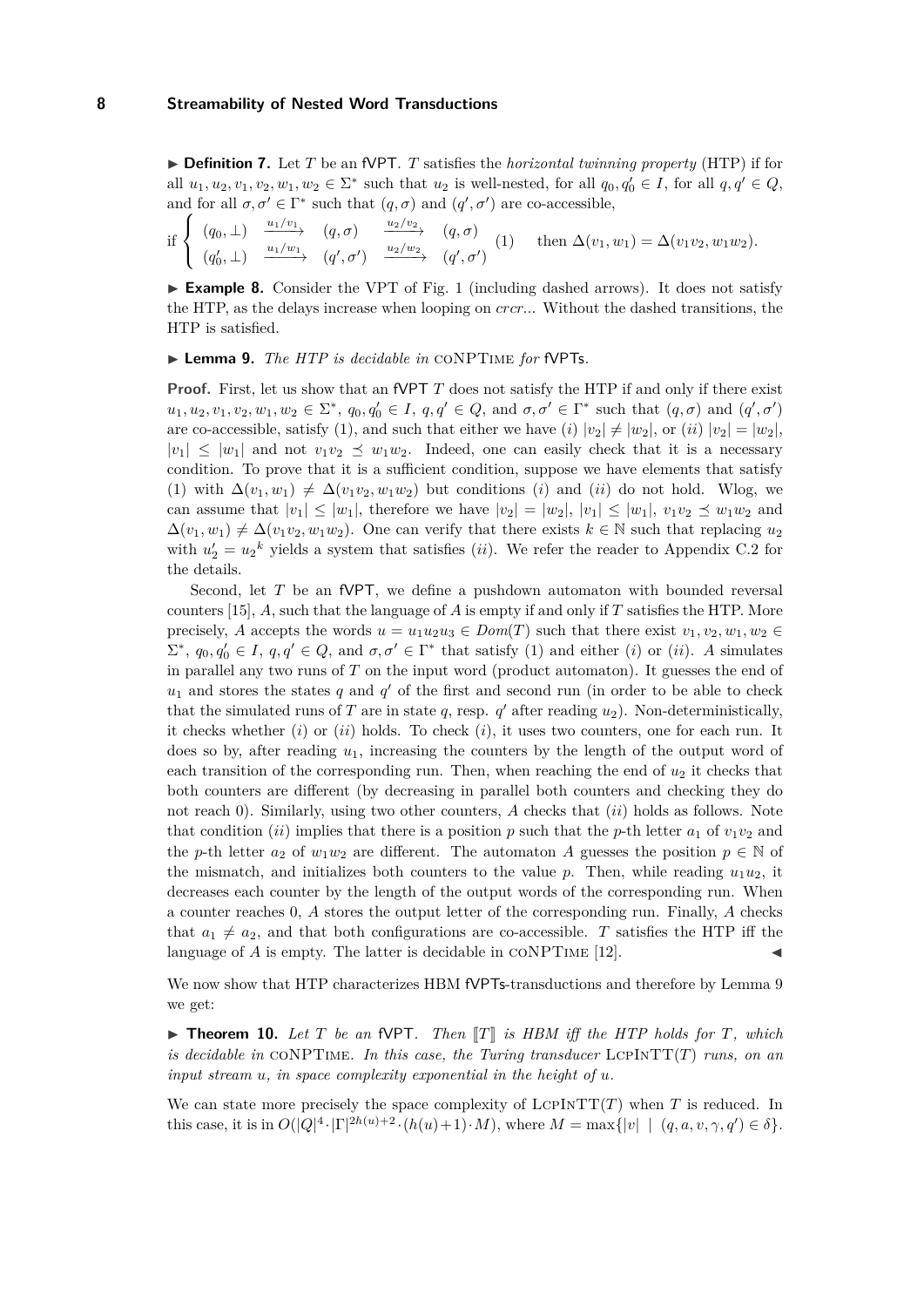▶ **Definition 7.** Let $T$ be an fVPT. $T$ satisfies the *horizontal twinning property* (HTP) if for all $u_1, u_2, v_1, v_2, w_1, w_2 \in \Sigma^*$ such that $u_2$ is well-nested, for all $q_0, q_0' \in I$, for all $q, q' \in Q$, and for all $\sigma, \sigma' \in \Gamma^*$ such that $(q, \sigma)$ and $(q', \sigma')$ are co-accessible,

$$\text{if } \begin{cases} (q_0, \perp) & \xrightarrow{u_1/v_1} & (q, \sigma) & \xrightarrow{u_2/v_2} & (q, \sigma) \\ (q_0', \perp) & \xrightarrow{u_1/w_1} & (q', \sigma') & \xrightarrow{u_2/w_2} & (q', \sigma') \end{cases} (1) \quad \text{ then } \Delta(v_1, w_1) = \Delta(v_1 v_2, w_1 w_2).$$

▶ **Example 8.** Consider the VPT of Fig. 1 (including dashed arrows). It does not satisfy the HTP, as the delays increase when looping on $crcr$... Without the dashed transitions, the HTP is satisfied.

▶ **Lemma 9.** *The HTP is decidable in* coNPTime *for* fVPTs*.*

**Proof.** First, let us show that an fVPT $T$ does not satisfy the HTP if and only if there exist $u_1, u_2, v_1, v_2, w_1, w_2 \in \Sigma^*$, $q_0, q_0' \in I$, $q, q' \in Q$, and $\sigma, \sigma' \in \Gamma^*$ such that $(q, \sigma)$ and $(q', \sigma')$ are co-accessible, satisfy (1), and such that either we have $(i)$ $|v_2| \neq |w_2|$, or $(ii)$ $|v_2| = |w_2|$, $|v_1| \leq |w_1|$ and not $v_1 v_2 \preceq w_1 w_2$. Indeed, one can easily check that it is a necessary condition. To prove that it is a sufficient condition, suppose we have elements that satisfy (1) with $\Delta(v_1, w_1) \neq \Delta(v_1 v_2, w_1 w_2)$ but conditions $(i)$ and $(ii)$ do not hold. Wlog, we can assume that $|v_1| \leq |w_1|$, therefore we have $|v_2| = |w_2|$, $|v_1| \leq |w_1|$, $v_1 v_2 \preceq w_1 w_2$ and $\Delta(v_1, w_1) \neq \Delta(v_1 v_2, w_1 w_2)$. One can verify that there exists $k \in \mathbb{N}$ such that replacing $u_2$ with $u_2' = {u_2}^k$ yields a system that satisfies $(ii)$. We refer the reader to Appendix C.2 for the details.

Second, let $T$ be an fVPT, we define a pushdown automaton with bounded reversal counters [15], $A$, such that the language of $A$ is empty if and only if $T$ satisfies the HTP. More precisely, $A$ accepts the words $u = u_1 u_2 u_3 \in Dom(T)$ such that there exist $v_1, v_2, w_1, w_2 \in \Sigma^*$, $q_0, q_0' \in I$, $q, q' \in Q$, and $\sigma, \sigma' \in \Gamma^*$ that satisfy (1) and either $(i)$ or $(ii)$. $A$ simulates in parallel any two runs of $T$ on the input word (product automaton). It guesses the end of $u_1$ and stores the states $q$ and $q'$ of the first and second run (in order to be able to check that the simulated runs of $T$ are in state $q$, resp. $q'$ after reading $u_2$). Non-deterministically, it checks whether $(i)$ or $(ii)$ holds. To check $(i)$, it uses two counters, one for each run. It does so by, after reading $u_1$, increasing the counters by the length of the output word of each transition of the corresponding run. Then, when reaching the end of $u_2$ it checks that both counters are different (by decreasing in parallel both counters and checking they do not reach 0). Similarly, using two other counters, $A$ checks that $(ii)$ holds as follows. Note that condition $(ii)$ implies that there is a position $p$ such that the $p$-th letter $a_1$ of $v_1 v_2$ and the $p$-th letter $a_2$ of $w_1 w_2$ are different. The automaton $A$ guesses the position $p \in \mathbb{N}$ of the mismatch, and initializes both counters to the value $p$. Then, while reading $u_1 u_2$, it decreases each counter by the length of the output words of the corresponding run. When a counter reaches 0, $A$ stores the output letter of the corresponding run. Finally, $A$ checks that $a_1 \neq a_2$, and that both configurations are co-accessible. $T$ satisfies the HTP iff the language of $A$ is empty. The latter is decidable in coNPTime [12]. ◀

We now show that HTP characterizes HBM fVPTs-transductions and therefore by Lemma 9 we get:

▶ **Theorem 10.** *Let $T$ be an* fVPT*. Then $[\![T]\!]$ is HBM iff the HTP holds for $T$, which is decidable in* coNPTime*. In this case, the Turing transducer* LcpIntT$(T)$ *runs, on an input stream $u$, in space complexity exponential in the height of $u$.*

We can state more precisely the space complexity of LcpIntT$(T)$ when $T$ is reduced. In this case, it is in $O(|Q|^4 \cdot |\Gamma|^{2h(u)+2} \cdot (h(u)+1) \cdot M)$, where $M = \max\{|v| \mid (q, a, v, \gamma, q') \in \delta\}$.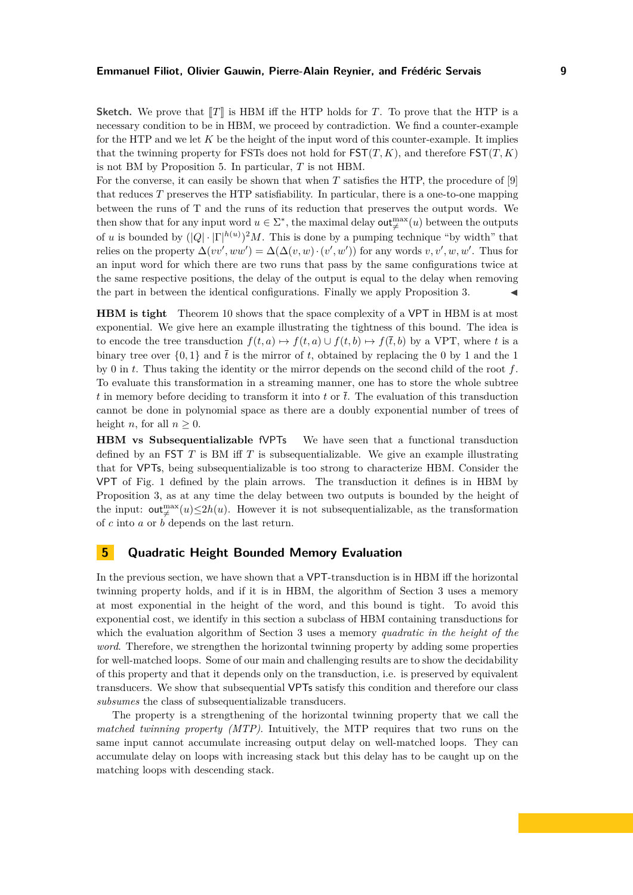**Sketch.** We prove that $[\![T]\!]$ is HBM iff the HTP holds for $T$. To prove that the HTP is a necessary condition to be in HBM, we proceed by contradiction. We find a counter-example for the HTP and we let $K$ be the height of the input word of this counter-example. It implies that the twinning property for FSTs does not hold for $\mathsf{FST}(T, K)$, and therefore $\mathsf{FST}(T, K)$ is not BM by Proposition 5. In particular, $T$ is not HBM.
For the converse, it can easily be shown that when $T$ satisfies the HTP, the procedure of [9] that reduces $T$ preserves the HTP satisfiability. In particular, there is a one-to-one mapping between the runs of T and the runs of its reduction that preserves the output words. We then show that for any input word $u \in \Sigma^*$, the maximal delay $\mathsf{out}^{\max}_{\neq}(u)$ between the outputs of $u$ is bounded by $(|Q| \cdot |\Gamma|^{h(u)})^2 M$. This is done by a pumping technique "by width" that relies on the property $\Delta(vv', ww') = \Delta(\Delta(v, w) \cdot (v', w'))$ for any words $v, v', w, w'$. Thus for an input word for which there are two runs that pass by the same configurations twice at the same respective positions, the delay of the output is equal to the delay when removing the part in between the identical configurations. Finally we apply Proposition 3. ◀

**HBM is tight** Theorem 10 shows that the space complexity of a VPT in HBM is at most exponential. We give here an example illustrating the tightness of this bound. The idea is to encode the tree transduction $f(t, a) \mapsto f(t, a) \cup f(t, b) \mapsto f(\bar{t}, b)$ by a VPT, where $t$ is a binary tree over $\{0, 1\}$ and $\bar{t}$ is the mirror of $t$, obtained by replacing the 0 by 1 and the 1 by 0 in $t$. Thus taking the identity or the mirror depends on the second child of the root $f$. To evaluate this transformation in a streaming manner, one has to store the whole subtree $t$ in memory before deciding to transform it into $t$ or $\bar{t}$. The evaluation of this transduction cannot be done in polynomial space as there are a doubly exponential number of trees of height $n$, for all $n \geq 0$.

**HBM vs Subsequentializable fVPTs** We have seen that a functional transduction defined by an FST $T$ is BM iff $T$ is subsequentializable. We give an example illustrating that for VPTs, being subsequentializable is too strong to characterize HBM. Consider the VPT of Fig. 1 defined by the plain arrows. The transduction it defines is in HBM by Proposition 3, as at any time the delay between two outputs is bounded by the height of the input: $\mathsf{out}^{\max}_{\neq}(u) \leq 2h(u)$. However it is not subsequentializable, as the transformation of $c$ into $a$ or $b$ depends on the last return.

## 5 Quadratic Height Bounded Memory Evaluation

In the previous section, we have shown that a VPT-transduction is in HBM iff the horizontal twinning property holds, and if it is in HBM, the algorithm of Section 3 uses a memory at most exponential in the height of the word, and this bound is tight. To avoid this exponential cost, we identify in this section a subclass of HBM containing transductions for which the evaluation algorithm of Section 3 uses a memory *quadratic in the height of the word*. Therefore, we strengthen the horizontal twinning property by adding some properties for well-matched loops. Some of our main and challenging results are to show the decidability of this property and that it depends only on the transduction, i.e. is preserved by equivalent transducers. We show that subsequential VPTs satisfy this condition and therefore our class *subsumes* the class of subsequentializable transducers.

The property is a strengthening of the horizontal twinning property that we call the *matched twinning property (MTP)*. Intuitively, the MTP requires that two runs on the same input cannot accumulate increasing output delay on well-matched loops. They can accumulate delay on loops with increasing stack but this delay has to be caught up on the matching loops with descending stack.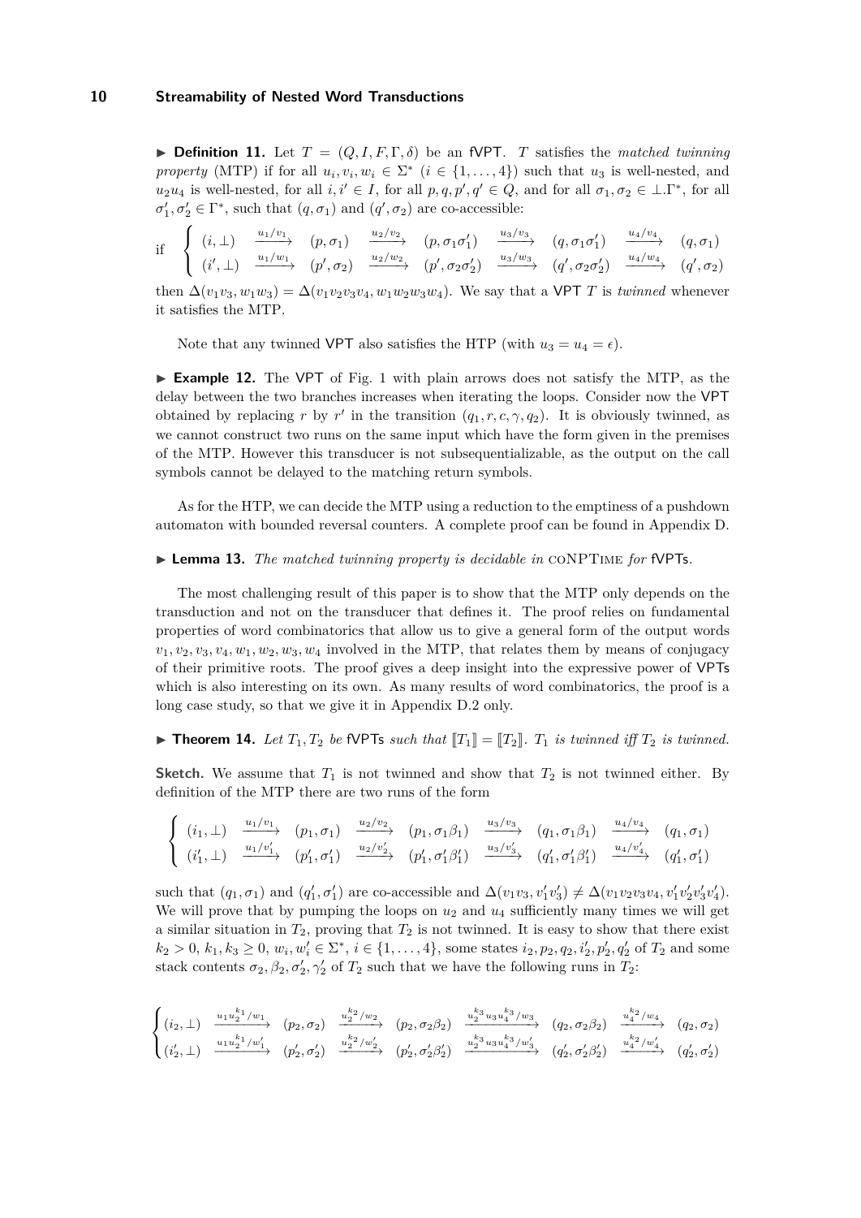▶ **Definition 11.** Let $T = (Q, I, F, \Gamma, \delta)$ be an fVPT. $T$ satisfies the *matched twinning property* (MTP) if for all $u_i, v_i, w_i \in \Sigma^*$ $(i \in \{1,\dots,4\})$ such that $u_3$ is well-nested, and $u_2u_4$ is well-nested, for all $i, i' \in I$, for all $p, q, p', q' \in Q$, and for all $\sigma_1, \sigma_2 \in \bot.\Gamma^*$, for all $\sigma_1', \sigma_2' \in \Gamma^*$, such that $(q, \sigma_1)$ and $(q', \sigma_2)$ are co-accessible:

$$\text{if} \quad \begin{cases} (i, \bot) \xrightarrow{u_1/v_1} (p, \sigma_1) \xrightarrow{u_2/v_2} (p, \sigma_1\sigma_1') \xrightarrow{u_3/v_3} (q, \sigma_1\sigma_1') \xrightarrow{u_4/v_4} (q, \sigma_1) \\ (i', \bot) \xrightarrow{u_1/w_1} (p', \sigma_2) \xrightarrow{u_2/w_2} (p', \sigma_2\sigma_2') \xrightarrow{u_3/w_3} (q', \sigma_2\sigma_2') \xrightarrow{u_4/w_4} (q', \sigma_2) \end{cases}$$

then $\Delta(v_1v_3, w_1w_3) = \Delta(v_1v_2v_3v_4, w_1w_2w_3w_4)$. We say that a VPT $T$ is *twinned* whenever it satisfies the MTP.

Note that any twinned VPT also satisfies the HTP (with $u_3 = u_4 = \epsilon$).

▶ **Example 12.** The VPT of Fig. 1 with plain arrows does not satisfy the MTP, as the delay between the two branches increases when iterating the loops. Consider now the VPT obtained by replacing $r$ by $r'$ in the transition $(q_1, r, c, \gamma, q_2)$. It is obviously twinned, as we cannot construct two runs on the same input which have the form given in the premises of the MTP. However this transducer is not subsequentializable, as the output on the call symbols cannot be delayed to the matching return symbols.

As for the HTP, we can decide the MTP using a reduction to the emptiness of a pushdown automaton with bounded reversal counters. A complete proof can be found in Appendix D.

▶ **Lemma 13.** *The matched twinning property is decidable in* coNPTime *for* fVPTs*.*

The most challenging result of this paper is to show that the MTP only depends on the transduction and not on the transducer that defines it. The proof relies on fundamental properties of word combinatorics that allow us to give a general form of the output words $v_1, v_2, v_3, v_4, w_1, w_2, w_3, w_4$ involved in the MTP, that relates them by means of conjugacy of their primitive roots. The proof gives a deep insight into the expressive power of VPTs which is also interesting on its own. As many results of word combinatorics, the proof is a long case study, so that we give it in Appendix D.2 only.

▶ **Theorem 14.** *Let $T_1, T_2$ be fVPTs such that $[\![T_1]\!] = [\![T_2]\!]$. $T_1$ is twinned iff $T_2$ is twinned.*

**Sketch.** We assume that $T_1$ is not twinned and show that $T_2$ is not twinned either. By definition of the MTP there are two runs of the form

$$\begin{cases} (i_1, \bot) \xrightarrow{u_1/v_1} (p_1, \sigma_1) \xrightarrow{u_2/v_2} (p_1, \sigma_1\beta_1) \xrightarrow{u_3/v_3} (q_1, \sigma_1\beta_1) \xrightarrow{u_4/v_4} (q_1, \sigma_1) \\ (i_1', \bot) \xrightarrow{u_1/v_1'} (p_1', \sigma_1') \xrightarrow{u_2/v_2'} (p_1', \sigma_1'\beta_1') \xrightarrow{u_3/v_3'} (q_1', \sigma_1'\beta_1') \xrightarrow{u_4/v_4'} (q_1', \sigma_1') \end{cases}$$

such that $(q_1, \sigma_1)$ and $(q_1', \sigma_1')$ are co-accessible and $\Delta(v_1v_3, v_1'v_3') \neq \Delta(v_1v_2v_3v_4, v_1'v_2'v_3'v_4')$. We will prove that by pumping the loops on $u_2$ and $u_4$ sufficiently many times we will get a similar situation in $T_2$, proving that $T_2$ is not twinned. It is easy to show that there exist $k_2 > 0$, $k_1, k_3 \geq 0$, $w_i, w_i' \in \Sigma^*$, $i \in \{1,\dots,4\}$, some states $i_2, p_2, q_2, i_2', p_2', q_2'$ of $T_2$ and some stack contents $\sigma_2, \beta_2, \sigma_2', \gamma_2'$ of $T_2$ such that we have the following runs in $T_2$:

$$\begin{cases} (i_2, \bot) \xrightarrow{u_1u_2^{k_1}/w_1} (p_2, \sigma_2) \xrightarrow{u_2^{k_2}/w_2} (p_2, \sigma_2\beta_2) \xrightarrow{u_2^{k_3}u_3u_4^{k_3}/w_3} (q_2, \sigma_2\beta_2) \xrightarrow{u_4^{k_2}/w_4} (q_2, \sigma_2) \\ (i_2', \bot) \xrightarrow{u_1u_2^{k_1}/w_1'} (p_2', \sigma_2') \xrightarrow{u_2^{k_2}/w_2'} (p_2', \sigma_2'\beta_2') \xrightarrow{u_2^{k_3}u_3u_4^{k_3}/w_3'} (q_2', \sigma_2'\beta_2') \xrightarrow{u_4^{k_2}/w_4'} (q_2', \sigma_2') \end{cases}$$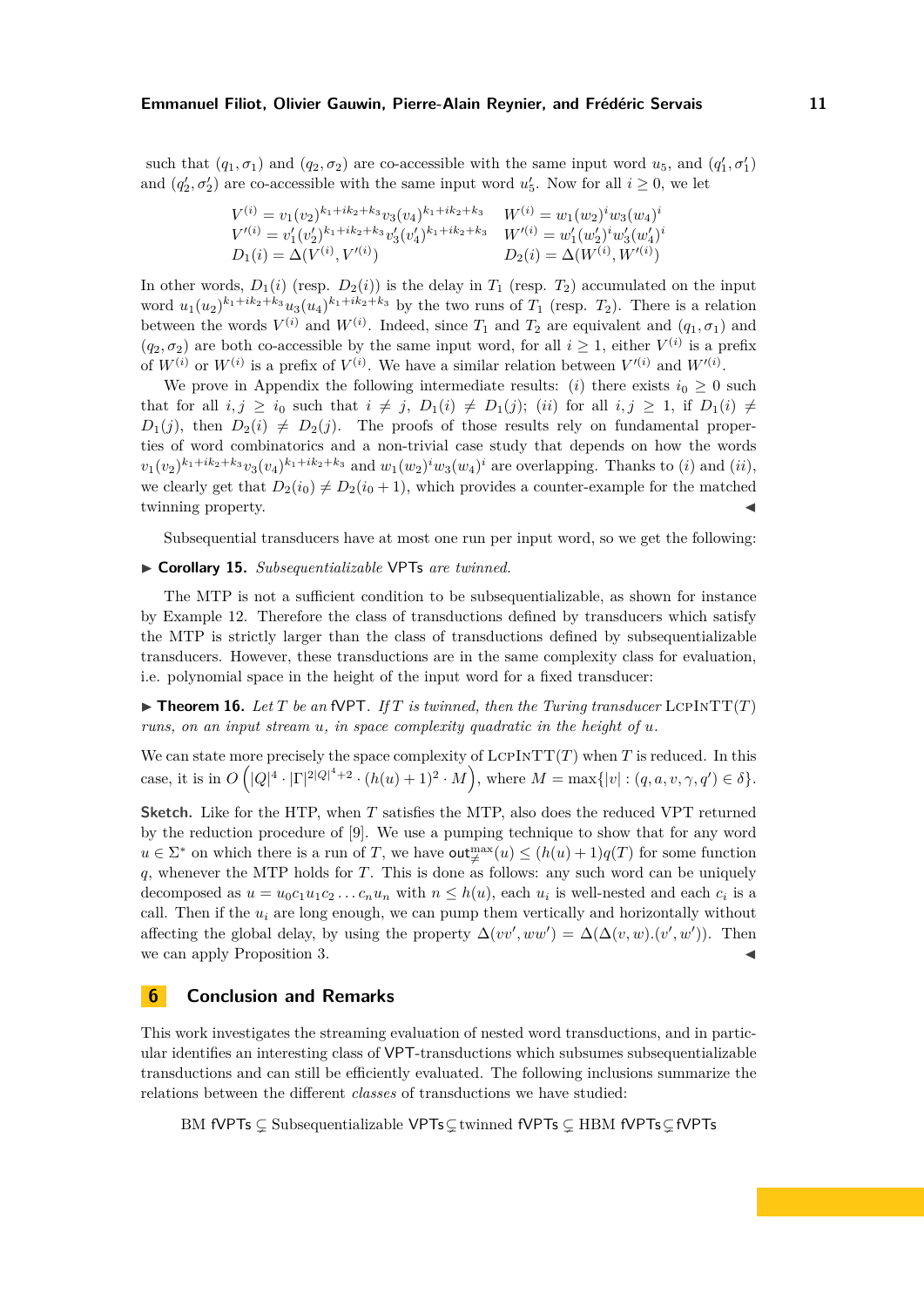such that $(q_1, \sigma_1)$ and $(q_2, \sigma_2)$ are co-accessible with the same input word $u_5$, and $(q_1', \sigma_1')$ and $(q_2', \sigma_2')$ are co-accessible with the same input word $u_5'$. Now for all $i \geq 0$, we let

$$
\begin{array}{ll}
V^{(i)} = v_1(v_2)^{k_1+ik_2+k_3} v_3(v_4)^{k_1+ik_2+k_3} & W^{(i)} = w_1(w_2)^i w_3(w_4)^i \\
V'^{(i)} = v_1'(v_2')^{k_1+ik_2+k_3} v_3'(v_4')^{k_1+ik_2+k_3} & W'^{(i)} = w_1'(w_2')^i w_3'(w_4')^i \\
D_1(i) = \Delta(V^{(i)}, V'^{(i)}) & D_2(i) = \Delta(W^{(i)}, W'^{(i)})
\end{array}
$$

In other words, $D_1(i)$ (resp. $D_2(i)$) is the delay in $T_1$ (resp. $T_2$) accumulated on the input word $u_1(u_2)^{k_1+ik_2+k_3}u_3(u_4)^{k_1+ik_2+k_3}$ by the two runs of $T_1$ (resp. $T_2$). There is a relation between the words $V^{(i)}$ and $W^{(i)}$. Indeed, since $T_1$ and $T_2$ are equivalent and $(q_1, \sigma_1)$ and $(q_2, \sigma_2)$ are both co-accessible by the same input word, for all $i \geq 1$, either $V^{(i)}$ is a prefix of $W^{(i)}$ or $W^{(i)}$ is a prefix of $V^{(i)}$. We have a similar relation between $V'^{(i)}$ and $W'^{(i)}$.

We prove in Appendix the following intermediate results: $(i)$ there exists $i_0 \geq 0$ such that for all $i, j \geq i_0$ such that $i \neq j$, $D_1(i) \neq D_1(j)$; $(ii)$ for all $i, j \geq 1$, if $D_1(i) \neq D_1(j)$, then $D_2(i) \neq D_2(j)$. The proofs of those results rely on fundamental properties of word combinatorics and a non-trivial case study that depends on how the words $v_1(v_2)^{k_1+ik_2+k_3}v_3(v_4)^{k_1+ik_2+k_3}$ and $w_1(w_2)^i w_3(w_4)^i$ are overlapping. Thanks to $(i)$ and $(ii)$, we clearly get that $D_2(i_0) \neq D_2(i_0+1)$, which provides a counter-example for the matched twinning property. ◀

Subsequential transducers have at most one run per input word, so we get the following:

▶ **Corollary 15.** *Subsequentializable* VPTs *are twinned.*

The MTP is not a sufficient condition to be subsequentializable, as shown for instance by Example 12. Therefore the class of transductions defined by transducers which satisfy the MTP is strictly larger than the class of transductions defined by subsequentializable transducers. However, these transductions are in the same complexity class for evaluation, i.e. polynomial space in the height of the input word for a fixed transducer:

▶ **Theorem 16.** *Let $T$ be an* fVPT*. If $T$ is twinned, then the Turing transducer* LcpInTT$(T)$ *runs, on an input stream $u$, in space complexity quadratic in the height of $u$.*

We can state more precisely the space complexity of LcpInTT$(T)$ when $T$ is reduced. In this case, it is in $O\left(|Q|^4 \cdot |\Gamma|^{2|Q|^4+2} \cdot (h(u)+1)^2 \cdot M\right)$, where $M = \max\{|v| : (q, a, v, \gamma, q') \in \delta\}$.

**Sketch.** Like for the HTP, when $T$ satisfies the MTP, also does the reduced VPT returned by the reduction procedure of [9]. We use a pumping technique to show that for any word $u \in \Sigma^*$ on which there is a run of $T$, we have $\mathsf{out}^{\max}_{\neq}(u) \leq (h(u)+1)q(T)$ for some function $q$, whenever the MTP holds for $T$. This is done as follows: any such word can be uniquely decomposed as $u = u_0 c_1 u_1 c_2 \dots c_n u_n$ with $n \leq h(u)$, each $u_i$ is well-nested and each $c_i$ is a call. Then if the $u_i$ are long enough, we can pump them vertically and horizontally without affecting the global delay, by using the property $\Delta(vv', ww') = \Delta(\Delta(v, w).(v', w'))$. Then we can apply Proposition 3. ◀

## 6 Conclusion and Remarks

This work investigates the streaming evaluation of nested word transductions, and in particular identifies an interesting class of VPT-transductions which subsumes subsequentializable transductions and can still be efficiently evaluated. The following inclusions summarize the relations between the different *classes* of transductions we have studied:

$$\text{BM fVPTs} \subsetneq \text{Subsequentializable VPTs} \subsetneq \text{twinned fVPTs} \subsetneq \text{HBM fVPTs} \subsetneq \text{fVPTs}$$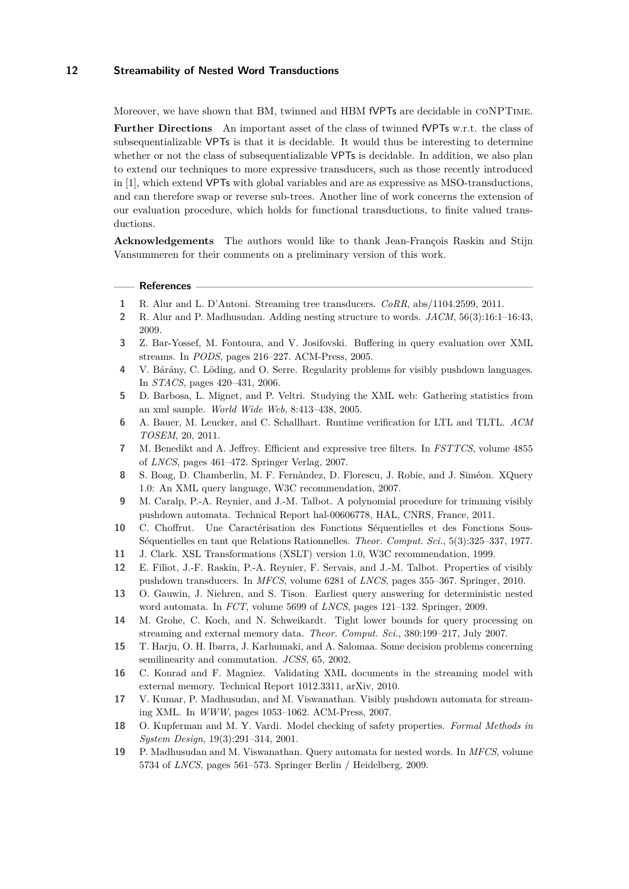Moreover, we have shown that BM, twinned and HBM fVPTs are decidable in coNPTime.

**Further Directions** An important asset of the class of twinned fVPTs w.r.t. the class of subsequentializable VPTs is that it is decidable. It would thus be interesting to determine whether or not the class of subsequentializable VPTs is decidable. In addition, we also plan to extend our techniques to more expressive transducers, such as those recently introduced in [1], which extend VPTs with global variables and are as expressive as MSO-transductions, and can therefore swap or reverse sub-trees. Another line of work concerns the extension of our evaluation procedure, which holds for functional transductions, to finite valued transductions.

**Acknowledgements** The authors would like to thank Jean-François Raskin and Stijn Vansummeren for their comments on a preliminary version of this work.

## References

1. R. Alur and L. D'Antoni. Streaming tree transducers. *CoRR*, abs/1104.2599, 2011.
2. R. Alur and P. Madhusudan. Adding nesting structure to words. *JACM*, 56(3):16:1–16:43, 2009.
3. Z. Bar-Yossef, M. Fontoura, and V. Josifovski. Buffering in query evaluation over XML streams. In *PODS*, pages 216–227. ACM-Press, 2005.
4. V. Bárány, C. Löding, and O. Serre. Regularity problems for visibly pushdown languages. In *STACS*, pages 420–431, 2006.
5. D. Barbosa, L. Mignet, and P. Veltri. Studying the XML web: Gathering statistics from an xml sample. *World Wide Web*, 8:413–438, 2005.
6. A. Bauer, M. Leucker, and C. Schallhart. Runtime verification for LTL and TLTL. *ACM TOSEM*, 20, 2011.
7. M. Benedikt and A. Jeffrey. Efficient and expressive tree filters. In *FSTTCS*, volume 4855 of *LNCS*, pages 461–472. Springer Verlag, 2007.
8. S. Boag, D. Chamberlin, M. F. Fernàndez, D. Florescu, J. Robie, and J. Siméon. XQuery 1.0: An XML query language, W3C recommendation, 2007.
9. M. Caralp, P.-A. Reynier, and J.-M. Talbot. A polynomial procedure for trimming visibly pushdown automata. Technical Report hal-00606778, HAL, CNRS, France, 2011.
10. C. Choffrut. Une Caractérisation des Fonctions Séquentielles et des Fonctions Sous-Séquentielles en tant que Relations Rationnelles. *Theor. Comput. Sci.*, 5(3):325–337, 1977.
11. J. Clark. XSL Transformations (XSLT) version 1.0, W3C recommendation, 1999.
12. E. Filiot, J.-F. Raskin, P.-A. Reynier, F. Servais, and J.-M. Talbot. Properties of visibly pushdown transducers. In *MFCS*, volume 6281 of *LNCS*, pages 355–367. Springer, 2010.
13. O. Gauwin, J. Niehren, and S. Tison. Earliest query answering for deterministic nested word automata. In *FCT*, volume 5699 of *LNCS*, pages 121–132. Springer, 2009.
14. M. Grohe, C. Koch, and N. Schweikardt. Tight lower bounds for query processing on streaming and external memory data. *Theor. Comput. Sci.*, 380:199–217, July 2007.
15. T. Harju, O. H. Ibarra, J. Karhumaki, and A. Salomaa. Some decision problems concerning semilinearity and commutation. *JCSS*, 65, 2002.
16. C. Konrad and F. Magniez. Validating XML documents in the streaming model with external memory. Technical Report 1012.3311, arXiv, 2010.
17. V. Kumar, P. Madhusudan, and M. Viswanathan. Visibly pushdown automata for streaming XML. In *WWW*, pages 1053–1062. ACM-Press, 2007.
18. O. Kupferman and M. Y. Vardi. Model checking of safety properties. *Formal Methods in System Design*, 19(3):291–314, 2001.
19. P. Madhusudan and M. Viswanathan. Query automata for nested words. In *MFCS*, volume 5734 of *LNCS*, pages 561–573. Springer Berlin / Heidelberg, 2009.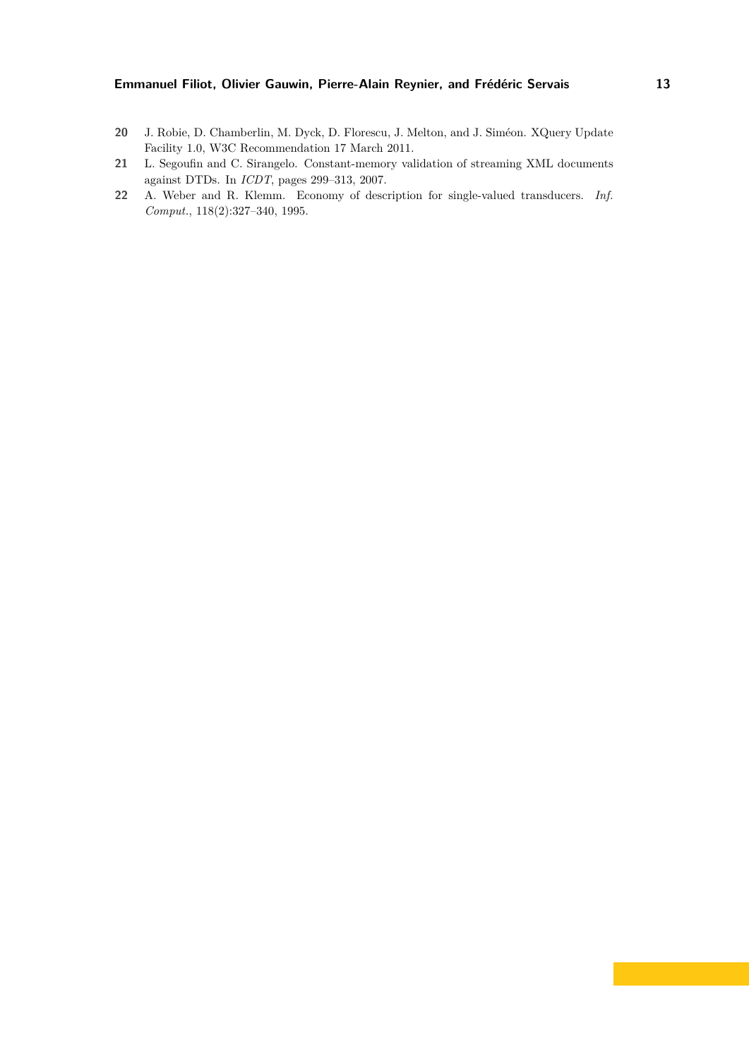**20** J. Robie, D. Chamberlin, M. Dyck, D. Florescu, J. Melton, and J. Siméon. XQuery Update Facility 1.0, W3C Recommendation 17 March 2011.

**21** L. Segoufin and C. Sirangelo. Constant-memory validation of streaming XML documents against DTDs. In *ICDT*, pages 299–313, 2007.

**22** A. Weber and R. Klemm. Economy of description for single-valued transducers. *Inf. Comput.*, 118(2):327–340, 1995.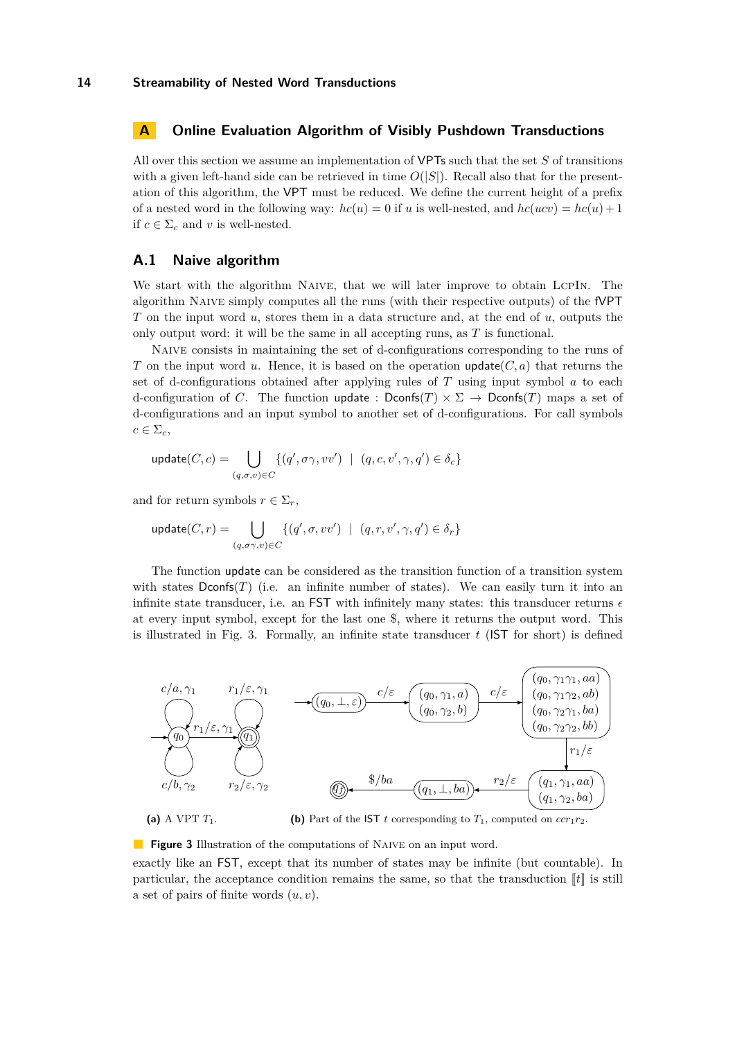# A Online Evaluation Algorithm of Visibly Pushdown Transductions

All over this section we assume an implementation of VPTs such that the set $S$ of transitions with a given left-hand side can be retrieved in time $O(|S|)$. Recall also that for the presentation of this algorithm, the VPT must be reduced. We define the current height of a prefix of a nested word in the following way: $hc(u) = 0$ if $u$ is well-nested, and $hc(ucv) = hc(u)+1$ if $c \in \Sigma_c$ and $v$ is well-nested.

## A.1 Naive algorithm

We start with the algorithm Naive, that we will later improve to obtain LcpIn. The algorithm Naive simply computes all the runs (with their respective outputs) of the fVPT $T$ on the input word $u$, stores them in a data structure and, at the end of $u$, outputs the only output word: it will be the same in all accepting runs, as $T$ is functional.

Naive consists in maintaining the set of d-configurations corresponding to the runs of $T$ on the input word $u$. Hence, it is based on the operation $\mathsf{update}(C, a)$ that returns the set of d-configurations obtained after applying rules of $T$ using input symbol $a$ to each d-configuration of $C$. The function $\mathsf{update} : \mathsf{Dconfs}(T) \times \Sigma \to \mathsf{Dconfs}(T)$ maps a set of d-configurations and an input symbol to another set of d-configurations. For call symbols $c \in \Sigma_c$,

$$\mathsf{update}(C, c) = \bigcup_{(q,\sigma,v)\in C} \{(q', \sigma\gamma, vv') \mid (q, c, v', \gamma, q') \in \delta_c\}$$

and for return symbols $r \in \Sigma_r$,

$$\mathsf{update}(C, r) = \bigcup_{(q,\sigma\gamma,v)\in C} \{(q', \sigma, vv') \mid (q, r, v', \gamma, q') \in \delta_r\}$$

The function $\mathsf{update}$ can be considered as the transition function of a transition system with states $\mathsf{Dconfs}(T)$ (i.e. an infinite number of states). We can easily turn it into an infinite state transducer, i.e. an FST with infinitely many states: this transducer returns $\epsilon$ at every input symbol, except for the last one \$, where it returns the output word. This is illustrated in Fig. 3. Formally, an infinite state transducer $t$ (IST for short) is defined

**(a)** A VPT $T_1$.

**(b)** Part of the IST $t$ corresponding to $T_1$, computed on $ccr_1r_2$.

**Figure 3** Illustration of the computations of Naive on an input word.

exactly like an FST, except that its number of states may be infinite (but countable). In particular, the acceptance condition remains the same, so that the transduction $[\![t]\!]$ is still a set of pairs of finite words $(u, v)$.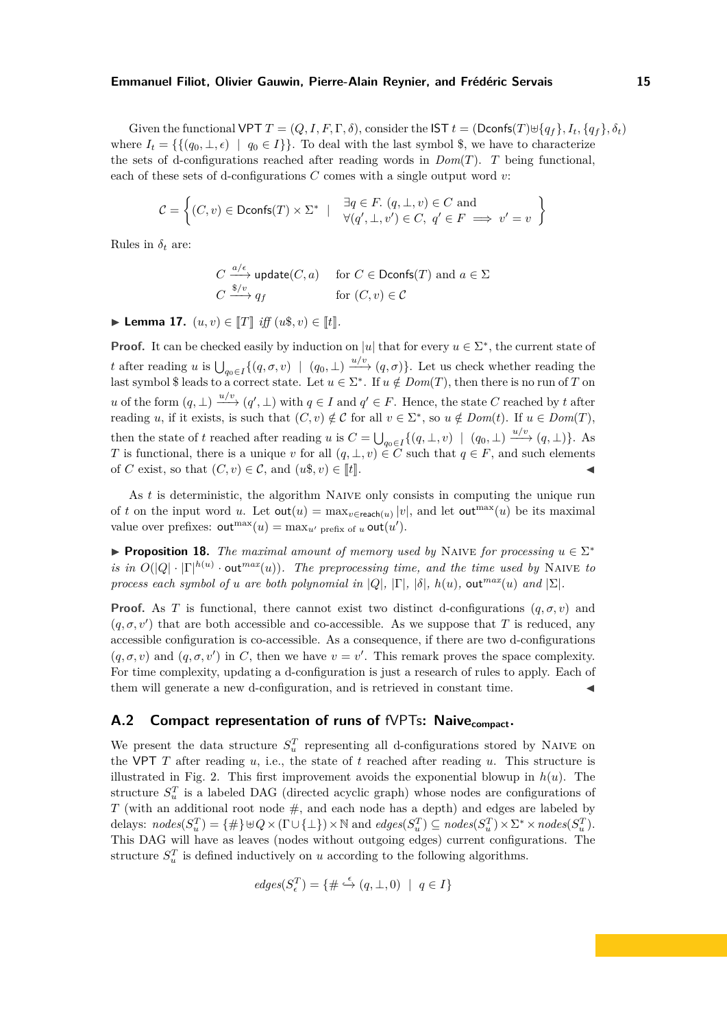Given the functional VPT $T = (Q, I, F, \Gamma, \delta)$, consider the IST $t = (\mathsf{Dconfs}(T) \uplus \{q_f\}, I_t, \{q_f\}, \delta_t)$ where $I_t = \{\{(q_0, \bot, \epsilon) \mid q_0 \in I\}\}$. To deal with the last symbol \$, we have to characterize the sets of d-configurations reached after reading words in $Dom(T)$. $T$ being functional, each of these sets of d-configurations $C$ comes with a single output word $v$:

$$\mathcal{C} = \left\{ (C, v) \in \mathsf{Dconfs}(T) \times \Sigma^* \;\middle|\; \begin{array}{l} \exists q \in F.\ (q, \bot, v) \in C \text{ and} \\ \forall (q', \bot, v') \in C,\ q' \in F \implies v' = v \end{array} \right\}$$

Rules in $\delta_t$ are:

$$\begin{array}{lll} C \xrightarrow{a/\epsilon} \mathsf{update}(C, a) & & \text{for } C \in \mathsf{Dconfs}(T) \text{ and } a \in \Sigma \\ C \xrightarrow{\$/v} q_f & & \text{for } (C, v) \in \mathcal{C} \end{array}$$

▶ **Lemma 17.** *$(u, v) \in [\![T]\!]$ iff $(u\$, v) \in [\![t]\!]$.*

**Proof.** It can be checked easily by induction on $|u|$ that for every $u \in \Sigma^*$, the current state of $t$ after reading $u$ is $\bigcup_{q_0 \in I} \{(q, \sigma, v) \mid (q_0, \bot) \xrightarrow{u/v} (q, \sigma)\}$. Let us check whether reading the last symbol \$ leads to a correct state. Let $u \in \Sigma^*$. If $u \notin Dom(T)$, then there is no run of $T$ on $u$ of the form $(q, \bot) \xrightarrow{u/v} (q', \bot)$ with $q \in I$ and $q' \in F$. Hence, the state $C$ reached by $t$ after reading $u$, if it exists, is such that $(C, v) \notin \mathcal{C}$ for all $v \in \Sigma^*$, so $u \notin Dom(t)$. If $u \in Dom(T)$, then the state of $t$ reached after reading $u$ is $C = \bigcup_{q_0 \in I} \{(q, \bot, v) \mid (q_0, \bot) \xrightarrow{u/v} (q, \bot)\}$. As $T$ is functional, there is a unique $v$ for all $(q, \bot, v) \in C$ such that $q \in F$, and such elements of $C$ exist, so that $(C, v) \in \mathcal{C}$, and $(u\$, v) \in [\![t]\!]$. ◀

As $t$ is deterministic, the algorithm Naive only consists in computing the unique run of $t$ on the input word $u$. Let $\mathsf{out}(u) = \max_{v \in \mathsf{reach}(u)} |v|$, and let $\mathsf{out}^{\max}(u)$ be its maximal value over prefixes: $\mathsf{out}^{\max}(u) = \max_{u' \text{ prefix of } u} \mathsf{out}(u')$.

▶ **Proposition 18.** *The maximal amount of memory used by* Naive *for processing $u \in \Sigma^*$ is in $O(|Q| \cdot |\Gamma|^{h(u)} \cdot \mathsf{out}^{max}(u))$. The preprocessing time, and the time used by* Naive *to process each symbol of $u$ are both polynomial in $|Q|$, $|\Gamma|$, $|\delta|$, $h(u)$, $\mathsf{out}^{max}(u)$ and $|\Sigma|$.*

**Proof.** As $T$ is functional, there cannot exist two distinct d-configurations $(q, \sigma, v)$ and $(q, \sigma, v')$ that are both accessible and co-accessible. As we suppose that $T$ is reduced, any accessible configuration is co-accessible. As a consequence, if there are two d-configurations $(q, \sigma, v)$ and $(q, \sigma, v')$ in $C$, then we have $v = v'$. This remark proves the space complexity. For time complexity, updating a d-configuration is just a research of rules to apply. Each of them will generate a new d-configuration, and is retrieved in constant time. ◀

## A.2 Compact representation of runs of fVPTs: Naive$_{\mathsf{compact}}$.

We present the data structure $S_u^T$ representing all d-configurations stored by Naive on the VPT $T$ after reading $u$, i.e., the state of $t$ reached after reading $u$. This structure is illustrated in Fig. 2. This first improvement avoids the exponential blowup in $h(u)$. The structure $S_u^T$ is a labeled DAG (directed acyclic graph) whose nodes are configurations of $T$ (with an additional root node #, and each node has a depth) and edges are labeled by delays: $nodes(S_u^T) = \{\#\} \uplus Q \times (\Gamma \cup \{\bot\}) \times \mathbb{N}$ and $edges(S_u^T) \subseteq nodes(S_u^T) \times \Sigma^* \times nodes(S_u^T)$. This DAG will have as leaves (nodes without outgoing edges) current configurations. The structure $S_u^T$ is defined inductively on $u$ according to the following algorithms.

$$edges(S_\epsilon^T) = \{\# \overset{\epsilon}{\hookrightarrow} (q, \bot, 0) \mid q \in I\}$$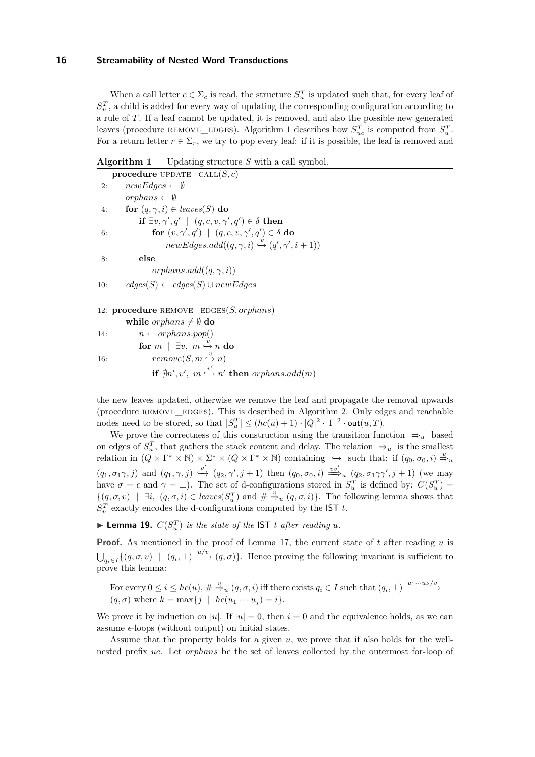When a call letter $c \in \Sigma_c$ is read, the structure $S_u^T$ is updated such that, for every leaf of $S_u^T$, a child is added for every way of updating the corresponding configuration according to a rule of $T$. If a leaf cannot be updated, it is removed, and also the possible new generated leaves (procedure REMOVE_EDGES). Algorithm 1 describes how $S_{uc}^T$ is computed from $S_u^T$. For a return letter $r \in \Sigma_r$, we try to pop every leaf: if it is possible, the leaf is removed and

**Algorithm 1** Updating structure $S$ with a call symbol.

```
    procedure UPDATE_CALL(S, c)
 2:     newEdges ← ∅
        orphans ← ∅
 4:     for (q, γ, i) ∈ leaves(S) do
            if ∃v, γ', q' | (q, c, v, γ', q') ∈ δ then
 6:             for (v, γ', q') | (q, c, v, γ', q') ∈ δ do
                    newEdges.add((q, γ, i) ↪^v (q', γ', i + 1))
 8:         else
                orphans.add((q, γ, i))
10:     edges(S) ← edges(S) ∪ newEdges

12: procedure REMOVE_EDGES(S, orphans)
        while orphans ≠ ∅ do
14:         n ← orphans.pop()
            for m | ∃v, m ↪^v n do
16:             remove(S, m ↪^v n)
                if ∄n', v', m ↪^{v'} n' then orphans.add(m)
```

the new leaves updated, otherwise we remove the leaf and propagate the removal upwards (procedure REMOVE_EDGES). This is described in Algorithm 2. Only edges and reachable nodes need to be stored, so that $|S_u^T| \leq (hc(u) + 1) \cdot |Q|^2 \cdot |\Gamma|^2 \cdot \mathsf{out}(u, T)$.

We prove the correctness of this construction using the transition function $\Rightarrow_u$ based on edges of $S_u^T$, that gathers the stack content and delay. The relation $\Rightarrow_u$ is the smallest relation in $(Q \times \Gamma^* \times \mathbb{N}) \times \Sigma^* \times (Q \times \Gamma^* \times \mathbb{N})$ containing $\hookrightarrow$ such that: if $(q_0, \sigma_0, i) \overset{v}{\Rightarrow}_u (q_1, \sigma_1\gamma, j)$ and $(q_1, \gamma, j) \overset{v'}{\hookrightarrow} (q_2, \gamma', j+1)$ then $(q_0, \sigma_0, i) \overset{vv'}{\Longrightarrow}_u (q_2, \sigma_1\gamma\gamma', j+1)$ (we may have $\sigma = \epsilon$ and $\gamma = \bot$). The set of d-configurations stored in $S_u^T$ is defined by: $C(S_u^T) = \{(q, \sigma, v) \mid \exists i,\ (q, \sigma, i) \in \mathit{leaves}(S_u^T) \text{ and } \# \overset{v}{\Rightarrow}_u (q, \sigma, i)\}$. The following lemma shows that $S_u^T$ exactly encodes the d-configurations computed by the IST $t$.

► **Lemma 19.** *$C(S_u^T)$ is the state of the* IST *$t$ after reading $u$.*

**Proof.** As mentioned in the proof of Lemma 17, the current state of $t$ after reading $u$ is $\bigcup_{q_i \in I} \{(q, \sigma, v) \mid (q_i, \bot) \xrightarrow{u/v} (q, \sigma)\}$. Hence proving the following invariant is sufficient to prove this lemma:

For every $0 \leq i \leq hc(u)$, $\# \overset{v}{\Rightarrow}_u (q, \sigma, i)$ iff there exists $q_i \in I$ such that $(q_i, \bot) \xrightarrow{u_1 \cdots u_k / v} (q, \sigma)$ where $k = \max\{j \mid hc(u_1 \cdots u_j) = i\}$.

We prove it by induction on $|u|$. If $|u| = 0$, then $i = 0$ and the equivalence holds, as we can assume $\epsilon$-loops (without output) on initial states.

Assume that the property holds for a given $u$, we prove that if also holds for the well-nested prefix $uc$. Let *orphans* be the set of leaves collected by the outermost for-loop of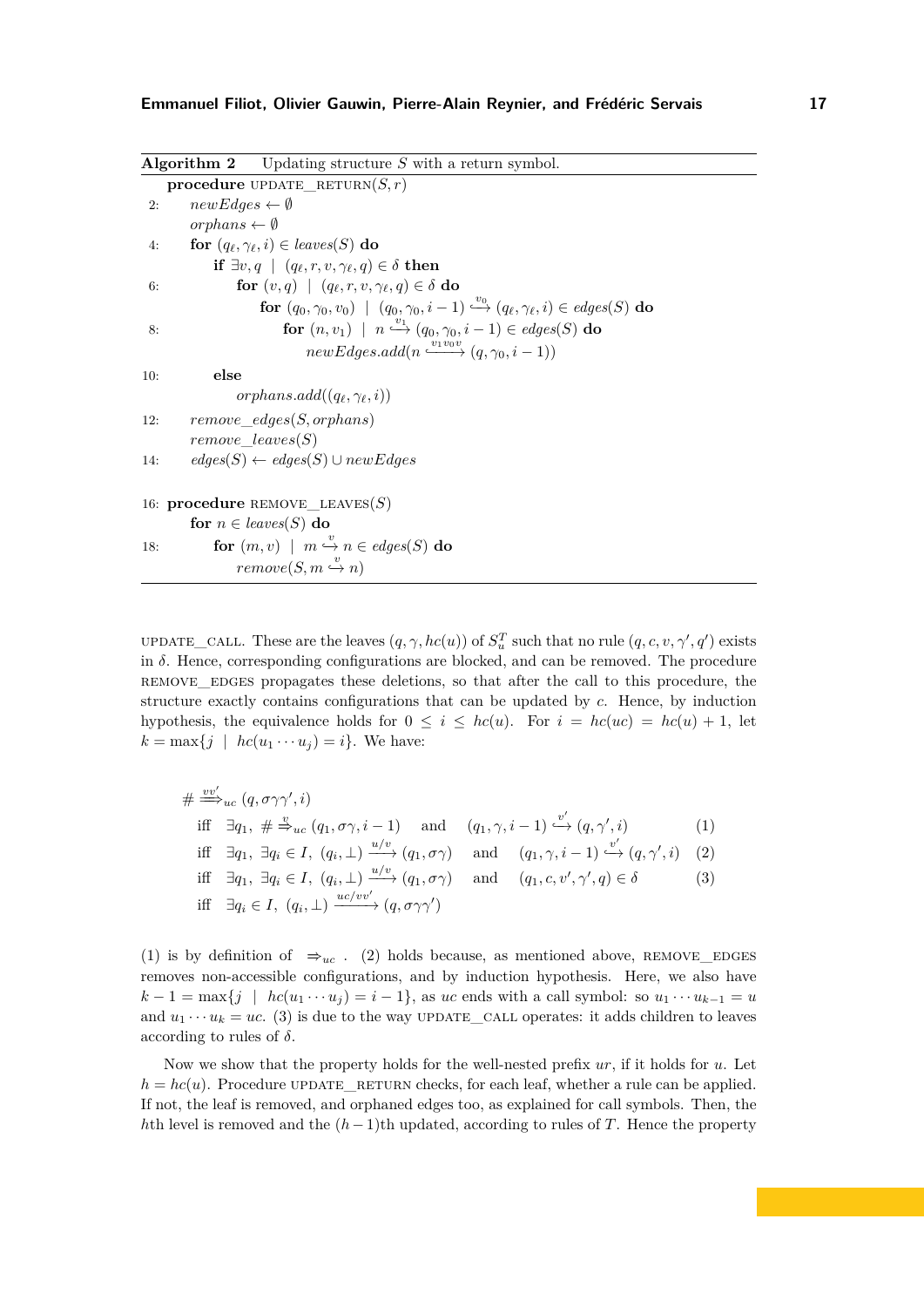**Algorithm 2** Updating structure $S$ with a return symbol.

```
    procedure UPDATE_RETURN(S, r)
 2:     newEdges ← ∅
        orphans ← ∅
 4:     for (q_ℓ, γ_ℓ, i) ∈ leaves(S) do
            if ∃v, q | (q_ℓ, r, v, γ_ℓ, q) ∈ δ then
 6:             for (v, q) | (q_ℓ, r, v, γ_ℓ, q) ∈ δ do
                    for (q_0, γ_0, v_0) | (q_0, γ_0, i−1) --v_0--> (q_ℓ, γ_ℓ, i) ∈ edges(S) do
 8:                     for (n, v_1) | n --v_1--> (q_0, γ_0, i−1) ∈ edges(S) do
                            newEdges.add(n --v_1 v_0 v--> (q, γ_0, i−1))
10:         else
                orphans.add((q_ℓ, γ_ℓ, i))
12:     remove_edges(S, orphans)
        remove_leaves(S)
14:     edges(S) ← edges(S) ∪ newEdges

16: procedure REMOVE_LEAVES(S)
        for n ∈ leaves(S) do
18:         for (m, v) | m --v--> n ∈ edges(S) do
                remove(S, m --v--> n)
```

UPDATE_CALL. These are the leaves $(q, \gamma, hc(u))$ of $S_u^T$ such that no rule $(q, c, v, \gamma', q')$ exists in $\delta$. Hence, corresponding configurations are blocked, and can be removed. The procedure REMOVE_EDGES propagates these deletions, so that after the call to this procedure, the structure exactly contains configurations that can be updated by $c$. Hence, by induction hypothesis, the equivalence holds for $0 \leq i \leq hc(u)$. For $i = hc(uc) = hc(u) + 1$, let $k = \max\{j \mid hc(u_1 \cdots u_j) = i\}$. We have:

$$
\begin{array}{lll}
& \# \overset{vv'}{\Longrightarrow}_{uc} (q, \sigma\gamma\gamma', i) & \\
\text{iff} & \exists q_1,\ \# \overset{v}{\Rightarrow}_{uc} (q_1, \sigma\gamma, i-1) \quad \text{and} \quad (q_1, \gamma, i-1) \overset{v'}{\hookrightarrow} (q, \gamma', i) & (1) \\
\text{iff} & \exists q_1,\ \exists q_i \in I,\ (q_i, \bot) \xrightarrow{u/v} (q_1, \sigma\gamma) \quad \text{and} \quad (q_1, \gamma, i-1) \overset{v'}{\hookrightarrow} (q, \gamma', i) & (2) \\
\text{iff} & \exists q_1,\ \exists q_i \in I,\ (q_i, \bot) \xrightarrow{u/v} (q_1, \sigma\gamma) \quad \text{and} \quad (q_1, c, v', \gamma', q) \in \delta & (3) \\
\text{iff} & \exists q_i \in I,\ (q_i, \bot) \xrightarrow{uc/vv'} (q, \sigma\gamma\gamma') &
\end{array}
$$

(1) is by definition of $\Rightarrow_{uc}$ . (2) holds because, as mentioned above, REMOVE_EDGES removes non-accessible configurations, and by induction hypothesis. Here, we also have $k - 1 = \max\{j \mid hc(u_1 \cdots u_j) = i - 1\}$, as $uc$ ends with a call symbol: so $u_1 \cdots u_{k-1} = u$ and $u_1 \cdots u_k = uc$. (3) is due to the way UPDATE_CALL operates: it adds children to leaves according to rules of $\delta$.

Now we show that the property holds for the well-nested prefix $ur$, if it holds for $u$. Let $h = hc(u)$. Procedure UPDATE_RETURN checks, for each leaf, whether a rule can be applied. If not, the leaf is removed, and orphaned edges too, as explained for call symbols. Then, the $h$th level is removed and the $(h-1)$th updated, according to rules of $T$. Hence the property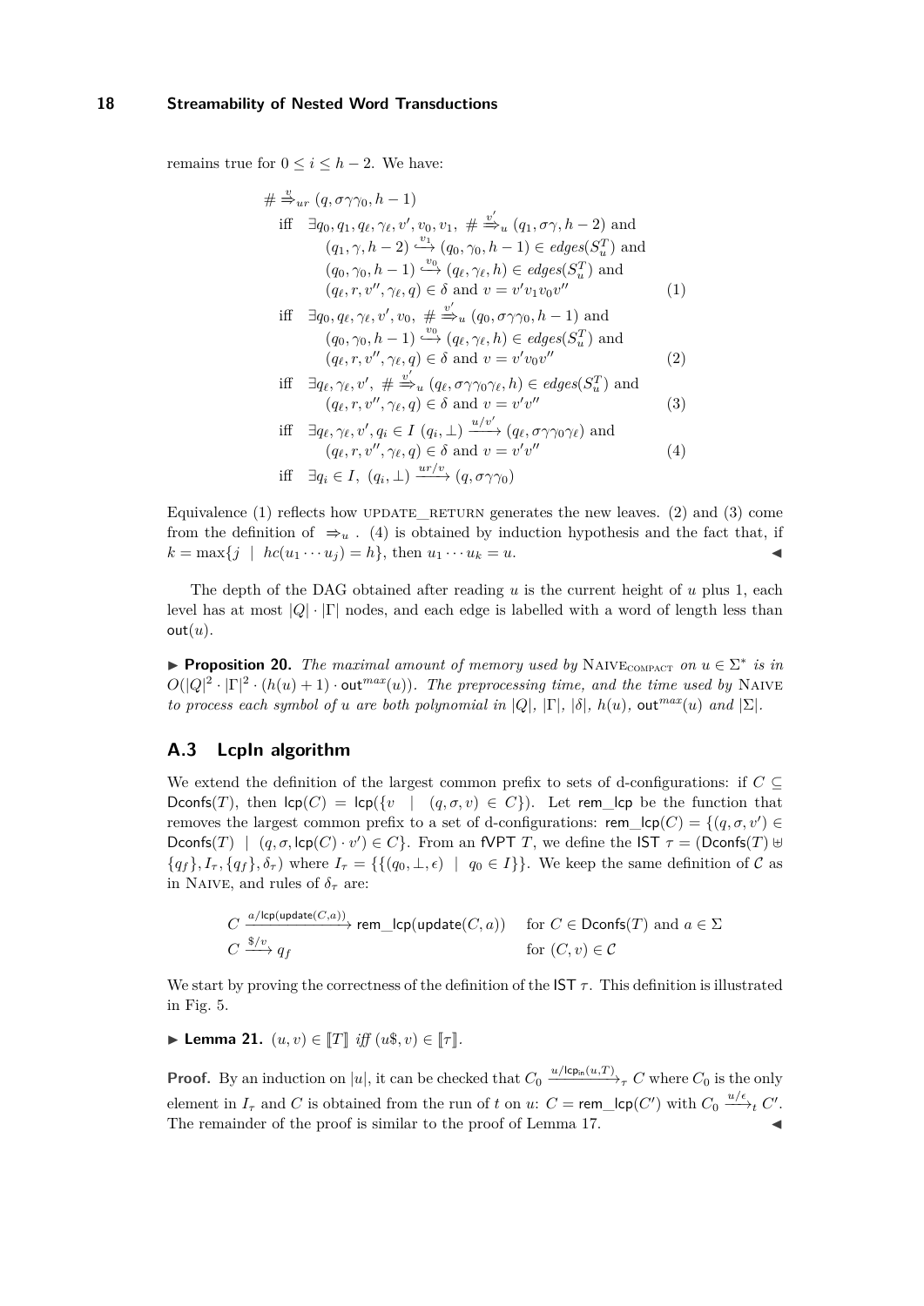remains true for $0 \leq i \leq h-2$. We have:

$$
\begin{aligned}
&\# \overset{v}{\Rightarrow}_{ur} (q, \sigma\gamma\gamma_0, h-1) \\
&\text{iff} \quad \exists q_0, q_1, q_\ell, \gamma_\ell, v', v_0, v_1,\ \# \overset{v'}{\Rightarrow}_u (q_1, \sigma\gamma, h-2) \text{ and} \\
&\qquad (q_1, \gamma, h-2) \overset{v_1}{\hookrightarrow} (q_0, \gamma_0, h-1) \in edges(S_u^T) \text{ and} \\
&\qquad (q_0, \gamma_0, h-1) \overset{v_0}{\hookrightarrow} (q_\ell, \gamma_\ell, h) \in edges(S_u^T) \text{ and} \\
&\qquad (q_\ell, r, v'', \gamma_\ell, q) \in \delta \text{ and } v = v'v_1v_0v'' \qquad (1) \\
&\text{iff} \quad \exists q_0, q_\ell, \gamma_\ell, v', v_0,\ \# \overset{v'}{\Rightarrow}_u (q_0, \sigma\gamma\gamma_0, h-1) \text{ and} \\
&\qquad (q_0, \gamma_0, h-1) \overset{v_0}{\hookrightarrow} (q_\ell, \gamma_\ell, h) \in edges(S_u^T) \text{ and} \\
&\qquad (q_\ell, r, v'', \gamma_\ell, q) \in \delta \text{ and } v = v'v_0v'' \qquad (2) \\
&\text{iff} \quad \exists q_\ell, \gamma_\ell, v',\ \# \overset{v'}{\Rightarrow}_u (q_\ell, \sigma\gamma\gamma_0\gamma_\ell, h) \in edges(S_u^T) \text{ and} \\
&\qquad (q_\ell, r, v'', \gamma_\ell, q) \in \delta \text{ and } v = v'v'' \qquad (3) \\
&\text{iff} \quad \exists q_\ell, \gamma_\ell, v', q_i \in I\ (q_i, \bot) \xrightarrow{u/v'} (q_\ell, \sigma\gamma\gamma_0\gamma_\ell) \text{ and} \\
&\qquad (q_\ell, r, v'', \gamma_\ell, q) \in \delta \text{ and } v = v'v'' \qquad (4) \\
&\text{iff} \quad \exists q_i \in I,\ (q_i, \bot) \xrightarrow{ur/v} (q, \sigma\gamma\gamma_0)
\end{aligned}
$$

Equivalence (1) reflects how UPDATE_RETURN generates the new leaves. (2) and (3) come from the definition of $\Rightarrow_u$. (4) is obtained by induction hypothesis and the fact that, if $k = \max\{j \mid hc(u_1 \cdots u_j) = h\}$, then $u_1 \cdots u_k = u$. ◀

The depth of the DAG obtained after reading $u$ is the current height of $u$ plus 1, each level has at most $|Q| \cdot |\Gamma|$ nodes, and each edge is labelled with a word of length less than $\mathsf{out}(u)$.

▶ **Proposition 20.** *The maximal amount of memory used by* NAIVE$_{\text{COMPACT}}$ *on* $u \in \Sigma^*$ *is in* $O(|Q|^2 \cdot |\Gamma|^2 \cdot (h(u)+1) \cdot \mathsf{out}^{max}(u))$. *The preprocessing time, and the time used by* NAIVE *to process each symbol of* $u$ *are both polynomial in* $|Q|$, $|\Gamma|$, $|\delta|$, $h(u)$, $\mathsf{out}^{max}(u)$ *and* $|\Sigma|$.

## A.3 LcpIn algorithm

We extend the definition of the largest common prefix to sets of d-configurations: if $C \subseteq \mathsf{Dconfs}(T)$, then $\mathsf{lcp}(C) = \mathsf{lcp}(\{v \mid (q, \sigma, v) \in C\})$. Let $\mathsf{rem\_lcp}$ be the function that removes the largest common prefix to a set of d-configurations: $\mathsf{rem\_lcp}(C) = \{(q, \sigma, v') \in \mathsf{Dconfs}(T) \mid (q, \sigma, \mathsf{lcp}(C) \cdot v') \in C\}$. From an fVPT $T$, we define the IST $\tau = (\mathsf{Dconfs}(T) \uplus \{q_f\}, I_\tau, \{q_f\}, \delta_\tau)$ where $I_\tau = \{\{(q_0, \bot, \epsilon) \mid q_0 \in I\}\}$. We keep the same definition of $\mathcal{C}$ as in NAIVE, and rules of $\delta_\tau$ are:

$$
\begin{aligned}
&C \xrightarrow{a/\mathsf{lcp}(\mathsf{update}(C,a))} \mathsf{rem\_lcp}(\mathsf{update}(C,a)) && \text{for } C \in \mathsf{Dconfs}(T) \text{ and } a \in \Sigma \\
&C \xrightarrow{\$/v} q_f && \text{for } (C, v) \in \mathcal{C}
\end{aligned}
$$

We start by proving the correctness of the definition of the IST $\tau$. This definition is illustrated in Fig. 5.

▶ **Lemma 21.** $(u, v) \in [\![T]\!]$ *iff* $(u\$, v) \in [\![\tau]\!]$.

**Proof.** By an induction on $|u|$, it can be checked that $C_0 \xrightarrow{u/\mathsf{lcp}_{\mathsf{in}}(u,T)}_\tau C$ where $C_0$ is the only element in $I_\tau$ and $C$ is obtained from the run of $t$ on $u$: $C = \mathsf{rem\_lcp}(C')$ with $C_0 \xrightarrow{u/\epsilon}_t C'$. The remainder of the proof is similar to the proof of Lemma 17. ◀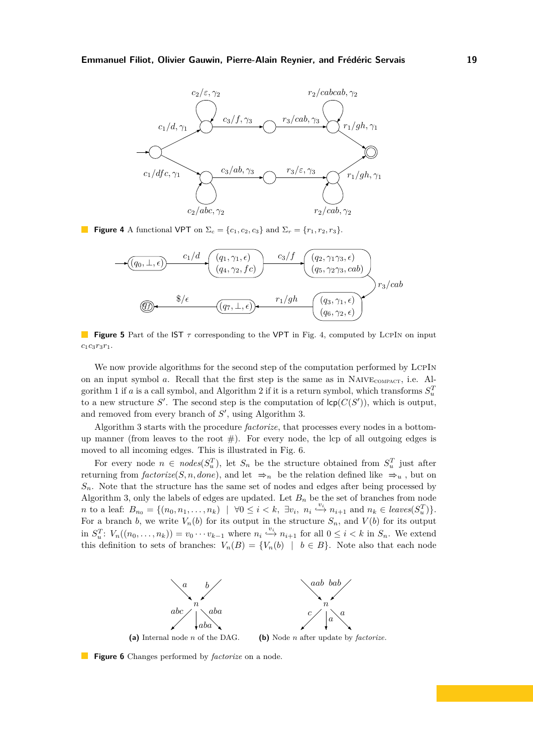**Figure 4** A functional VPT on $\Sigma_c = \{c_1, c_2, c_3\}$ and $\Sigma_r = \{r_1, r_2, r_3\}$.

**Figure 5** Part of the IST $\tau$ corresponding to the VPT in Fig. 4, computed by LcpIn on input $c_1c_3r_3r_1$.

We now provide algorithms for the second step of the computation performed by LcpIn on an input symbol $a$. Recall that the first step is the same as in Naive$_{\text{compact}}$, i.e. Algorithm 1 if $a$ is a call symbol, and Algorithm 2 if it is a return symbol, which transforms $S_u^T$ to a new structure $S'$. The second step is the computation of $\mathsf{lcp}(C(S'))$, which is output, and removed from every branch of $S'$, using Algorithm 3.

Algorithm 3 starts with the procedure *factorize*, that processes every nodes in a bottom-up manner (from leaves to the root #). For every node, the lcp of all outgoing edges is moved to all incoming edges. This is illustrated in Fig. 6.

For every node $n \in nodes(S_u^T)$, let $S_n$ be the structure obtained from $S_u^T$ just after returning from *factorize*$(S, n, done)$, and let $\Rightarrow_n$ be the relation defined like $\Rightarrow_u$, but on $S_n$. Note that the structure has the same set of nodes and edges after being processed by Algorithm 3, only the labels of edges are updated. Let $B_n$ be the set of branches from node $n$ to a leaf: $B_{n_0} = \{(n_0, n_1, \dots, n_k) \mid \forall 0 \leq i < k,\ \exists v_i,\ n_i \overset{v_i}{\hookrightarrow} n_{i+1} \text{ and } n_k \in leaves(S_u^T)\}$. For a branch $b$, we write $V_n(b)$ for its output in the structure $S_n$, and $V(b)$ for its output in $S_u^T$: $V_n((n_0, \dots, n_k)) = v_0 \cdots v_{k-1}$ where $n_i \overset{v_i}{\hookrightarrow} n_{i+1}$ for all $0 \leq i < k$ in $S_n$. We extend this definition to sets of branches: $V_n(B) = \{V_n(b) \mid b \in B\}$. Note also that each node

**(a)** Internal node $n$ of the DAG. **(b)** Node $n$ after update by *factorize*.

**Figure 6** Changes performed by *factorize* on a node.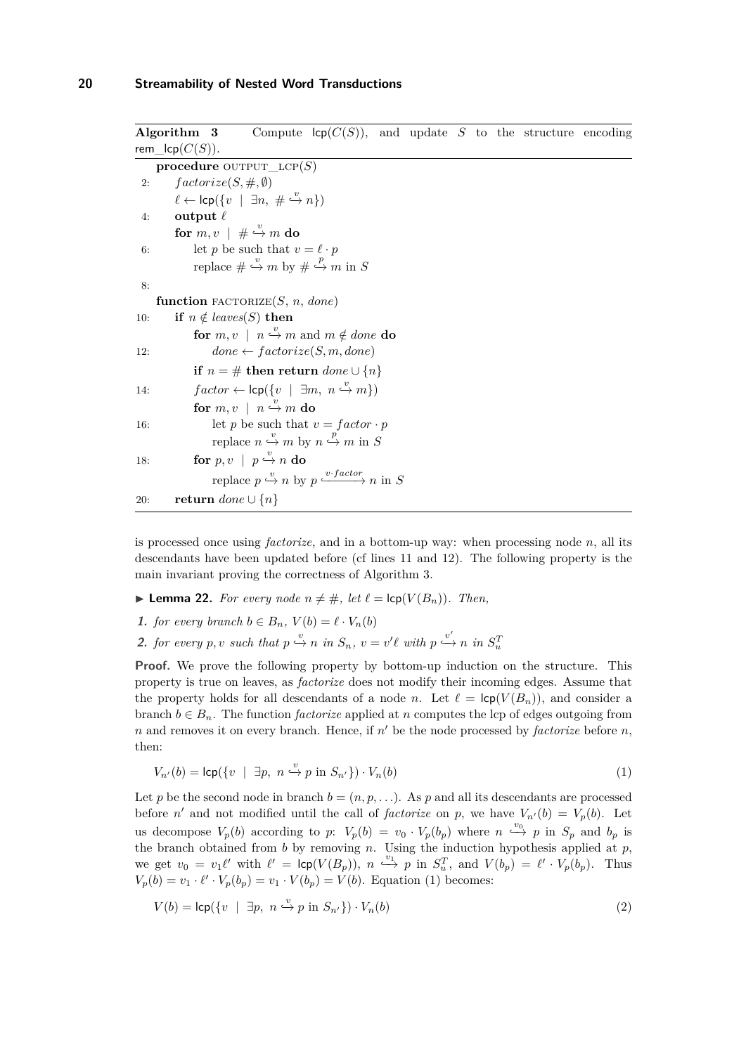**Algorithm 3** Compute $\mathsf{lcp}(C(S))$, and update $S$ to the structure encoding $\mathsf{rem\_lcp}(C(S))$.

```
    procedure OUTPUT_LCP(S)
2:      factorize(S, #, ∅)
        ℓ ← lcp({v | ∃n, # ↪^v n})
4:      output ℓ
        for m, v | # ↪^v m do
6:          let p be such that v = ℓ · p
            replace # ↪^v m by # ↪^p m in S
8:
    function FACTORIZE(S, n, done)
10:     if n ∉ leaves(S) then
            for m, v | n ↪^v m and m ∉ done do
12:             done ← factorize(S, m, done)
            if n = # then return done ∪ {n}
14:         factor ← lcp({v | ∃m, n ↪^v m})
            for m, v | n ↪^v m do
16:             let p be such that v = factor · p
                replace n ↪^v m by n ↪^p m in S
18:         for p, v | p ↪^v n do
                replace p ↪^v n by p ↪^(v·factor) n in S
20:     return done ∪ {n}
```

is processed once using *factorize*, and in a bottom-up way: when processing node $n$, all its descendants have been updated before (cf lines 11 and 12). The following property is the main invariant proving the correctness of Algorithm 3.

▶ **Lemma 22.** *For every node $n \neq \#$, let $\ell = \mathsf{lcp}(V(B_n))$. Then,*

1. *for every branch $b \in B_n$, $V(b) = \ell \cdot V_n(b)$*
2. *for every $p, v$ such that $p \overset{v}{\hookrightarrow} n$ in $S_n$, $v = v'\ell$ with $p \overset{v'}{\hookrightarrow} n$ in $S_u^T$*

**Proof.** We prove the following property by bottom-up induction on the structure. This property is true on leaves, as *factorize* does not modify their incoming edges. Assume that the property holds for all descendants of a node $n$. Let $\ell = \mathsf{lcp}(V(B_n))$, and consider a branch $b \in B_n$. The function *factorize* applied at $n$ computes the lcp of edges outgoing from $n$ and removes it on every branch. Hence, if $n'$ be the node processed by *factorize* before $n$, then:

$$V_{n'}(b) = \mathsf{lcp}(\{v \mid \exists p,\ n \overset{v}{\hookrightarrow} p \text{ in } S_{n'}\}) \cdot V_n(b) \tag{1}$$

Let $p$ be the second node in branch $b = (n, p, \ldots)$. As $p$ and all its descendants are processed before $n'$ and not modified until the call of *factorize* on $p$, we have $V_{n'}(b) = V_p(b)$. Let us decompose $V_p(b)$ according to $p$: $V_p(b) = v_0 \cdot V_p(b_p)$ where $n \overset{v_0}{\hookrightarrow} p$ in $S_p$ and $b_p$ is the branch obtained from $b$ by removing $n$. Using the induction hypothesis applied at $p$, we get $v_0 = v_1\ell'$ with $\ell' = \mathsf{lcp}(V(B_p))$, $n \overset{v_1}{\hookrightarrow} p$ in $S_u^T$, and $V(b_p) = \ell' \cdot V_p(b_p)$. Thus $V_p(b) = v_1 \cdot \ell' \cdot V_p(b_p) = v_1 \cdot V(b_p) = V(b)$. Equation (1) becomes:

$$V(b) = \mathsf{lcp}(\{v \mid \exists p,\ n \overset{v}{\hookrightarrow} p \text{ in } S_{n'}\}) \cdot V_n(b) \tag{2}$$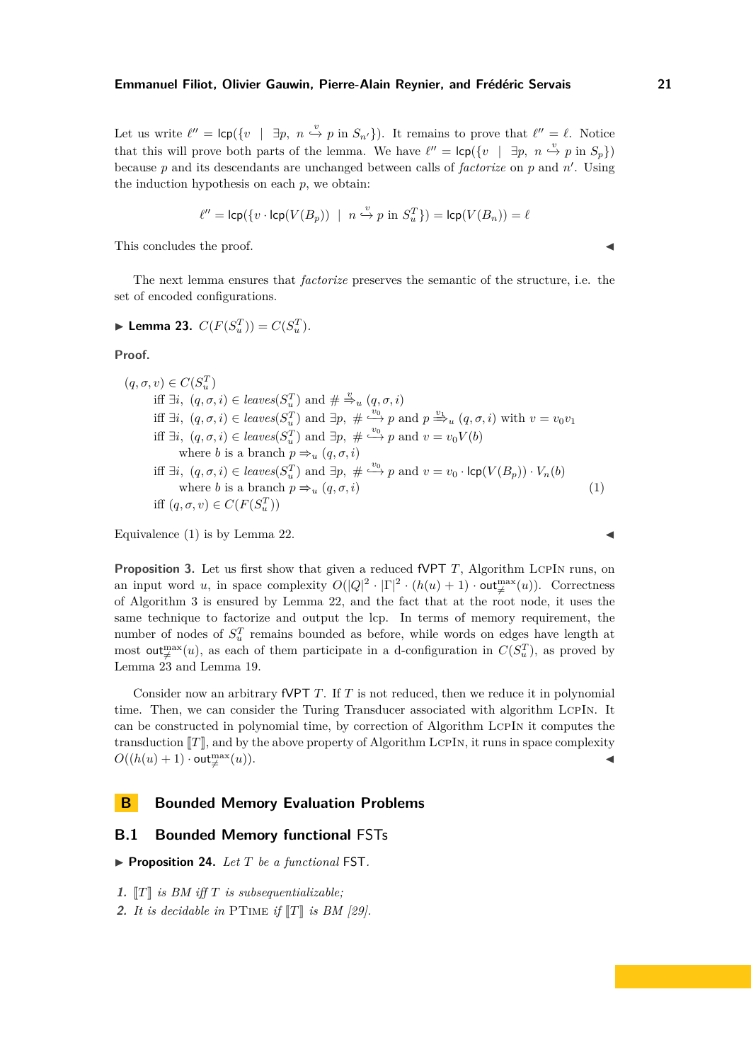Let us write $\ell'' = \mathsf{lcp}(\{v \mid \exists p,\ n \overset{v}{\hookrightarrow} p \text{ in } S_{n'}\})$. It remains to prove that $\ell'' = \ell$. Notice that this will prove both parts of the lemma. We have $\ell'' = \mathsf{lcp}(\{v \mid \exists p,\ n \overset{v}{\hookrightarrow} p \text{ in } S_p\})$ because $p$ and its descendants are unchanged between calls of *factorize* on $p$ and $n'$. Using the induction hypothesis on each $p$, we obtain:

$$\ell'' = \mathsf{lcp}(\{v \cdot \mathsf{lcp}(V(B_p)) \mid n \overset{v}{\hookrightarrow} p \text{ in } S_u^T\}) = \mathsf{lcp}(V(B_n)) = \ell$$

This concluded the proof. ◀

The next lemma ensures that *factorize* preserves the semantic of the structure, i.e. the set of encoded configurations.

▶ **Lemma 23.** $C(F(S_u^T)) = C(S_u^T)$.

**Proof.**

$$
\begin{aligned}
&(q,\sigma,v) \in C(S_u^T) \\
&\quad \text{iff } \exists i,\ (q,\sigma,i) \in \mathit{leaves}(S_u^T) \text{ and } \# \overset{v}{\Rightarrow}_u (q,\sigma,i) \\
&\quad \text{iff } \exists i,\ (q,\sigma,i) \in \mathit{leaves}(S_u^T) \text{ and } \exists p,\ \# \overset{v_0}{\hookrightarrow} p \text{ and } p \overset{v_1}{\Rightarrow}_u (q,\sigma,i) \text{ with } v = v_0 v_1 \\
&\quad \text{iff } \exists i,\ (q,\sigma,i) \in \mathit{leaves}(S_u^T) \text{ and } \exists p,\ \# \overset{v_0}{\hookrightarrow} p \text{ and } v = v_0 V(b) \\
&\qquad\quad \text{where } b \text{ is a branch } p \Rightarrow_u (q,\sigma,i) \\
&\quad \text{iff } \exists i,\ (q,\sigma,i) \in \mathit{leaves}(S_u^T) \text{ and } \exists p,\ \# \overset{v_0}{\hookrightarrow} p \text{ and } v = v_0 \cdot \mathsf{lcp}(V(B_p)) \cdot V_n(b) \\
&\qquad\quad \text{where } b \text{ is a branch } p \Rightarrow_u (q,\sigma,i) \qquad\qquad (1) \\
&\quad \text{iff } (q,\sigma,v) \in C(F(S_u^T))
\end{aligned}
$$

Equivalence (1) is by Lemma 22. ◀

**Proposition 3.** Let us first show that given a reduced fVPT $T$, Algorithm LcpIn runs, on an input word $u$, in space complexity $O(|Q|^2 \cdot |\Gamma|^2 \cdot (h(u)+1) \cdot \mathsf{out}_{\neq}^{\max}(u))$. Correctness of Algorithm 3 is ensured by Lemma 22, and the fact that at the root node, it uses the same technique to factorize and output the lcp. In terms of memory requirement, the number of nodes of $S_u^T$ remains bounded as before, while words on edges have length at most $\mathsf{out}_{\neq}^{\max}(u)$, as each of them participate in a d-configuration in $C(S_u^T)$, as proved by Lemma 23 and Lemma 19.

Consider now an arbitrary fVPT $T$. If $T$ is not reduced, then we reduce it in polynomial time. Then, we can consider the Turing Transducer associated with algorithm LcpIn. It can be constructed in polynomial time, by correction of Algorithm LcpIn it computes the transduction $[\![T]\!]$, and by the above property of Algorithm LcpIn, it runs in space complexity $O((h(u)+1) \cdot \mathsf{out}_{\neq}^{\max}(u))$. ◀

# B Bounded Memory Evaluation Problems

## B.1 Bounded Memory functional FSTs

▶ **Proposition 24.** *Let $T$ be a functional* FST.

1. *$[\![T]\!]$ is BM iff $T$ is subsequentializable;*
2. *It is decidable in* PTime *if $[\![T]\!]$ is BM [29].*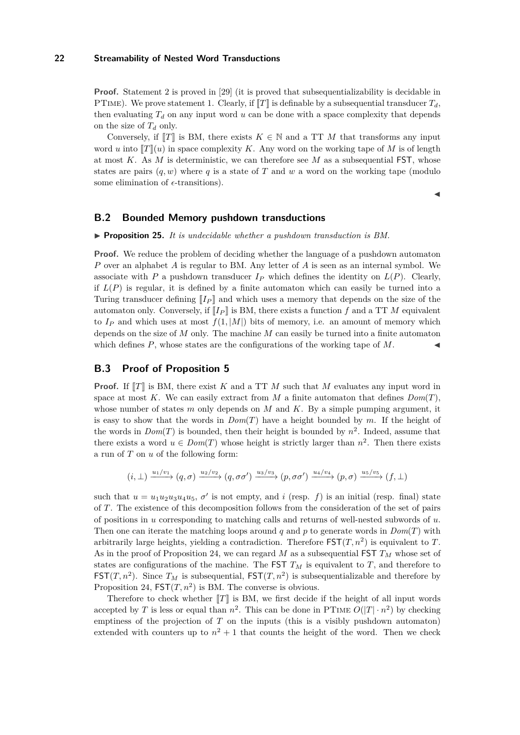**Proof.** Statement 2 is proved in [29] (it is proved that subsequentializability is decidable in PTime). We prove statement 1. Clearly, if $[\![T]\!]$ is definable by a subsequential transducer $T_d$, then evaluating $T_d$ on any input word $u$ can be done with a space complexity that depends on the size of $T_d$ only.

Conversely, if $[\![T]\!]$ is BM, there exists $K \in \mathbb{N}$ and a TT $M$ that transforms any input word $u$ into $[\![T]\!](u)$ in space complexity $K$. Any word on the working tape of $M$ is of length at most $K$. As $M$ is deterministic, we can therefore see $M$ as a subsequential FST, whose states are pairs $(q, w)$ where $q$ is a state of $T$ and $w$ a word on the working tape (modulo some elimination of $\epsilon$-transitions). ◀

## B.2 Bounded Memory pushdown transductions

▶ **Proposition 25.** *It is undecidable whether a pushdown transduction is BM.*

**Proof.** We reduce the problem of deciding whether the language of a pushdown automaton $P$ over an alphabet $A$ is regular to BM. Any letter of $A$ is seen as an internal symbol. We associate with $P$ a pushdown transducer $I_P$ which defines the identity on $L(P)$. Clearly, if $L(P)$ is regular, it is defined by a finite automaton which can easily be turned into a Turing transducer defining $[\![I_P]\!]$ and which uses a memory that depends on the size of the automaton only. Conversely, if $[\![I_P]\!]$ is BM, there exists a function $f$ and a TT $M$ equivalent to $I_P$ and which uses at most $f(1, |M|)$ bits of memory, i.e. an amount of memory which depends on the size of $M$ only. The machine $M$ can easily be turned into a finite automaton which defines $P$, whose states are the configurations of the working tape of $M$. ◀

## B.3 Proof of Proposition 5

**Proof.** If $[\![T]\!]$ is BM, there exist $K$ and a TT $M$ such that $M$ evaluates any input word in space at most $K$. We can easily extract from $M$ a finite automaton that defines $Dom(T)$, whose number of states $m$ only depends on $M$ and $K$. By a simple pumping argument, it is easy to show that the words in $Dom(T)$ have a height bounded by $m$. If the height of the words in $Dom(T)$ is bounded, then their height is bounded by $n^2$. Indeed, assume that there exists a word $u \in Dom(T)$ whose height is strictly larger than $n^2$. Then there exists a run of $T$ on $u$ of the following form:

$$(i, \perp) \xrightarrow{u_1/v_1} (q, \sigma) \xrightarrow{u_2/v_2} (q, \sigma\sigma') \xrightarrow{u_3/v_3} (p, \sigma\sigma') \xrightarrow{u_4/v_4} (p, \sigma) \xrightarrow{u_5/v_5} (f, \perp)$$

such that $u = u_1u_2u_3u_4u_5$, $\sigma'$ is not empty, and $i$ (resp. $f$) is an initial (resp. final) state of $T$. The existence of this decomposition follows from the consideration of the set of pairs of positions in $u$ corresponding to matching calls and returns of well-nested subwords of $u$. Then one can iterate the matching loops around $q$ and $p$ to generate words in $Dom(T)$ with arbitrarily large heights, yielding a contradiction. Therefore $\mathsf{FST}(T, n^2)$ is equivalent to $T$. As in the proof of Proposition 24, we can regard $M$ as a subsequential FST $T_M$ whose set of states are configurations of the machine. The FST $T_M$ is equivalent to $T$, and therefore to $\mathsf{FST}(T, n^2)$. Since $T_M$ is subsequential, $\mathsf{FST}(T, n^2)$ is subsequentializable and therefore by Proposition 24, $\mathsf{FST}(T, n^2)$ is BM. The converse is obvious.

Therefore to check whether $[\![T]\!]$ is BM, we first decide if the height of all input words accepted by $T$ is less or equal than $n^2$. This can be done in PTime $O(|T| \cdot n^2)$ by checking emptiness of the projection of $T$ on the inputs (this is a visibly pushdown automaton) extended with counters up to $n^2 + 1$ that counts the height of the word. Then we check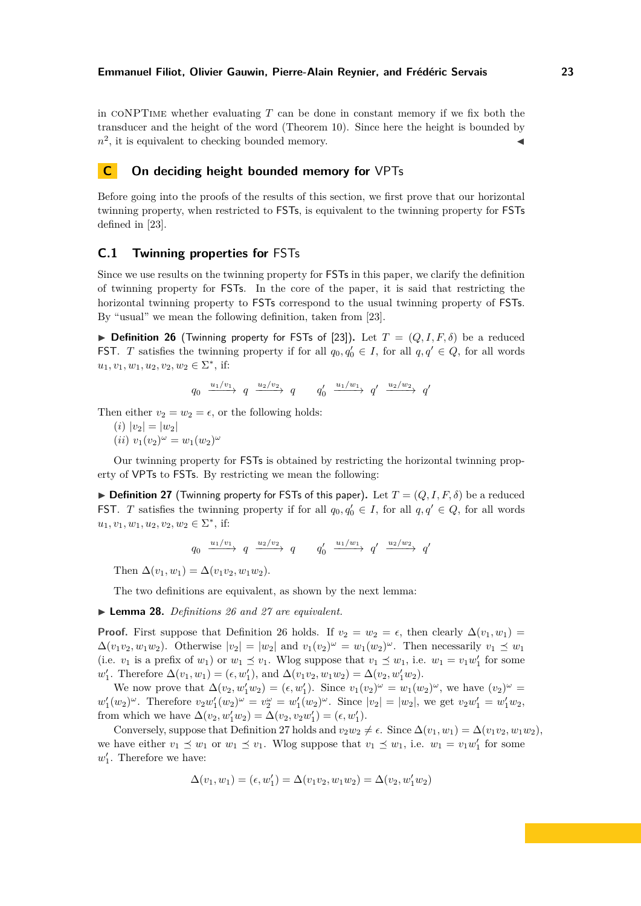in coNPTime whether evaluating $T$ can be done in constant memory if we fix both the transducer and the height of the word (Theorem 10). Since here the height is bounded by $n^2$, it is equivalent to checking bounded memory. ◀

## C On deciding height bounded memory for VPTs

Before going into the proofs of the results of this section, we first prove that our horizontal twinning property, when restricted to FSTs, is equivalent to the twinning property for FSTs defined in [23].

### C.1 Twinning properties for FSTs

Since we use results on the twinning property for FSTs in this paper, we clarify the definition of twinning property for FSTs. In the core of the paper, it is said that restricting the horizontal twinning property to FSTs correspond to the usual twinning property of FSTs. By "usual" we mean the following definition, taken from [23].

▶ **Definition 26** (Twinning property for FSTs of [23])**.** Let $T = (Q, I, F, \delta)$ be a reduced FST. $T$ satisfies the twinning property if for all $q_0, q_0' \in I$, for all $q, q' \in Q$, for all words $u_1, v_1, w_1, u_2, v_2, w_2 \in \Sigma^*$, if:

$$q_0 \xrightarrow{u_1/v_1} q \xrightarrow{u_2/v_2} q \qquad q_0' \xrightarrow{u_1/w_1} q' \xrightarrow{u_2/w_2} q'$$

Then either $v_2 = w_2 = \epsilon$, or the following holds:

$(i)$ $|v_2| = |w_2|$

$(ii)$ $v_1(v_2)^\omega = w_1(w_2)^\omega$

Our twinning property for FSTs is obtained by restricting the horizontal twinning property of VPTs to FSTs. By restricting we mean the following:

▶ **Definition 27** (Twinning property for FSTs of this paper)**.** Let $T = (Q, I, F, \delta)$ be a reduced FST. $T$ satisfies the twinning property if for all $q_0, q_0' \in I$, for all $q, q' \in Q$, for all words $u_1, v_1, w_1, u_2, v_2, w_2 \in \Sigma^*$, if:

$$q_0 \xrightarrow{u_1/v_1} q \xrightarrow{u_2/v_2} q \qquad q_0' \xrightarrow{u_1/w_1} q' \xrightarrow{u_2/w_2} q'$$

Then $\Delta(v_1, w_1) = \Delta(v_1v_2, w_1w_2)$.

The two definitions are equivalent, as shown by the next lemma:

▶ **Lemma 28.** *Definitions 26 and 27 are equivalent.*

**Proof.** First suppose that Definition 26 holds. If $v_2 = w_2 = \epsilon$, then clearly $\Delta(v_1, w_1) = \Delta(v_1v_2, w_1w_2)$. Otherwise $|v_2| = |w_2|$ and $v_1(v_2)^\omega = w_1(w_2)^\omega$. Then necessarily $v_1 \preceq w_1$ (i.e. $v_1$ is a prefix of $w_1$) or $w_1 \preceq v_1$. Wlog suppose that $v_1 \preceq w_1$, i.e. $w_1 = v_1w_1'$ for some $w_1'$. Therefore $\Delta(v_1, w_1) = (\epsilon, w_1')$, and $\Delta(v_1v_2, w_1w_2) = \Delta(v_2, w_1'w_2)$.

We now prove that $\Delta(v_2, w_1'w_2) = (\epsilon, w_1')$. Since $v_1(v_2)^\omega = w_1(w_2)^\omega$, we have $(v_2)^\omega = w_1'(w_2)^\omega$. Therefore $v_2w_1'(w_2)^\omega = v_2^\omega = w_1'(w_2)^\omega$. Since $|v_2| = |w_2|$, we get $v_2w_1' = w_1'w_2$, from which we have $\Delta(v_2, w_1'w_2) = \Delta(v_2, v_2w_1') = (\epsilon, w_1')$.

Conversely, suppose that Definition 27 holds and $v_2w_2 \neq \epsilon$. Since $\Delta(v_1, w_1) = \Delta(v_1v_2, w_1w_2)$, we have either $v_1 \preceq w_1$ or $w_1 \preceq v_1$. Wlog suppose that $v_1 \preceq w_1$, i.e. $w_1 = v_1w_1'$ for some $w_1'$. Therefore we have:

$$\Delta(v_1, w_1) = (\epsilon, w_1') = \Delta(v_1v_2, w_1w_2) = \Delta(v_2, w_1'w_2)$$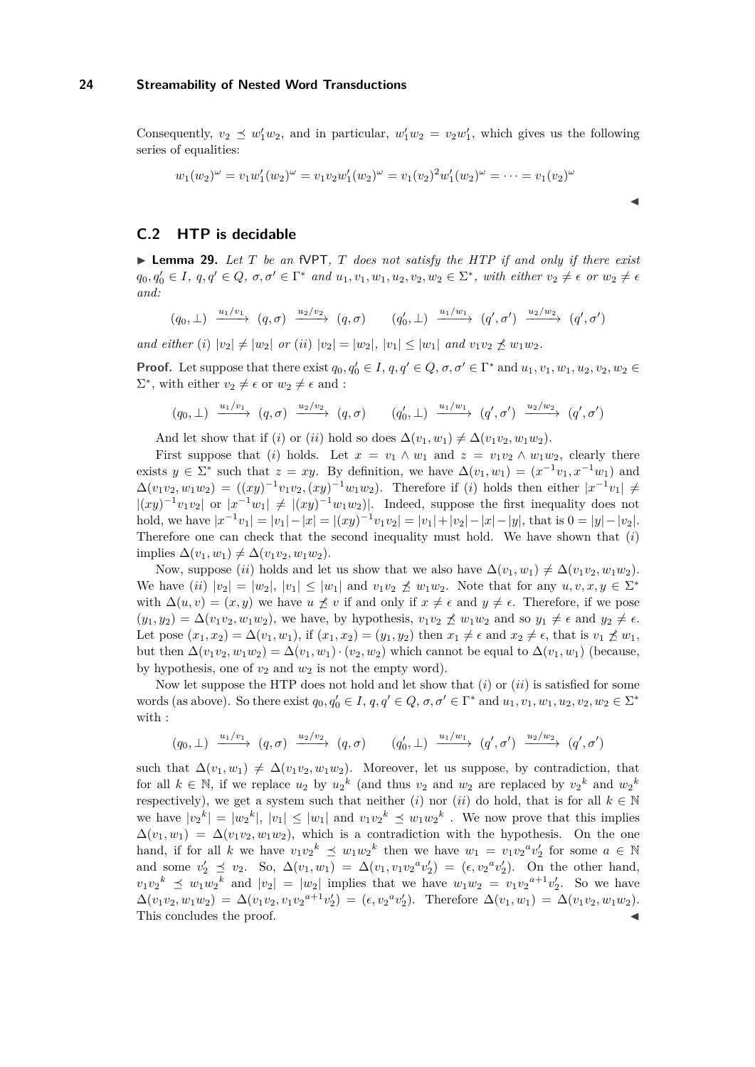Consequently, $v_2 \preceq w_1' w_2$, and in particular, $w_1' w_2 = v_2 w_1'$, which gives us the following series of equalities:

$$w_1(w_2)^\omega = v_1 w_1'(w_2)^\omega = v_1 v_2 w_1'(w_2)^\omega = v_1(v_2)^2 w_1'(w_2)^\omega = \cdots = v_1(v_2)^\omega$$

◀

## C.2 HTP is decidable

▶ **Lemma 29.** *Let $T$ be an* fVPT*, $T$ does not satisfy the HTP if and only if there exist $q_0, q_0' \in I$, $q, q' \in Q$, $\sigma, \sigma' \in \Gamma^*$ and $u_1, v_1, w_1, u_2, v_2, w_2 \in \Sigma^*$, with either $v_2 \neq \epsilon$ or $w_2 \neq \epsilon$ and:*

$$(q_0, \bot) \xrightarrow{u_1/v_1} (q, \sigma) \xrightarrow{u_2/v_2} (q, \sigma) \qquad (q_0', \bot) \xrightarrow{u_1/w_1} (q', \sigma') \xrightarrow{u_2/w_2} (q', \sigma')$$

*and either (i) $|v_2| \neq |w_2|$ or (ii) $|v_2| = |w_2|$, $|v_1| \leq |w_1|$ and $v_1 v_2 \not\preceq w_1 w_2$.*

**Proof.** Let suppose that there exist $q_0, q_0' \in I$, $q, q' \in Q$, $\sigma, \sigma' \in \Gamma^*$ and $u_1, v_1, w_1, u_2, v_2, w_2 \in \Sigma^*$, with either $v_2 \neq \epsilon$ or $w_2 \neq \epsilon$ and :

$$(q_0, \bot) \xrightarrow{u_1/v_1} (q, \sigma) \xrightarrow{u_2/v_2} (q, \sigma) \qquad (q_0', \bot) \xrightarrow{u_1/w_1} (q', \sigma') \xrightarrow{u_2/w_2} (q', \sigma')$$

And let show that if $(i)$ or $(ii)$ hold so does $\Delta(v_1, w_1) \neq \Delta(v_1 v_2, w_1 w_2)$.

First suppose that $(i)$ holds. Let $x = v_1 \wedge w_1$ and $z = v_1 v_2 \wedge w_1 w_2$, clearly there exists $y \in \Sigma^*$ such that $z = xy$. By definition, we have $\Delta(v_1, w_1) = (x^{-1}v_1, x^{-1}w_1)$ and $\Delta(v_1 v_2, w_1 w_2) = ((xy)^{-1} v_1 v_2, (xy)^{-1} w_1 w_2)$. Therefore if $(i)$ holds then either $|x^{-1}v_1| \neq |(xy)^{-1} v_1 v_2|$ or $|x^{-1}w_1| \neq |(xy)^{-1} w_1 w_2)|$. Indeed, suppose the first inequality does not hold, we have $|x^{-1}v_1| = |v_1| - |x| = |(xy)^{-1} v_1 v_2| = |v_1| + |v_2| - |x| - |y|$, that is $0 = |y| - |v_2|$. Therefore one can check that the second inequality must hold. We have shown that $(i)$ implies $\Delta(v_1, w_1) \neq \Delta(v_1 v_2, w_1 w_2)$.

Now, suppose $(ii)$ holds and let us show that we also have $\Delta(v_1, w_1) \neq \Delta(v_1 v_2, w_1 w_2)$. We have $(ii)$ $|v_2| = |w_2|$, $|v_1| \leq |w_1|$ and $v_1 v_2 \not\preceq w_1 w_2$. Note that for any $u, v, x, y \in \Sigma^*$ with $\Delta(u, v) = (x, y)$ we have $u \not\preceq v$ if and only if $x \neq \epsilon$ and $y \neq \epsilon$. Therefore, if we pose $(y_1, y_2) = \Delta(v_1 v_2, w_1 w_2)$, we have, by hypothesis, $v_1 v_2 \not\preceq w_1 w_2$ and so $y_1 \neq \epsilon$ and $y_2 \neq \epsilon$. Let pose $(x_1, x_2) = \Delta(v_1, w_1)$, if $(x_1, x_2) = (y_1, y_2)$ then $x_1 \neq \epsilon$ and $x_2 \neq \epsilon$, that is $v_1 \not\preceq w_1$, but then $\Delta(v_1 v_2, w_1 w_2) = \Delta(v_1, w_1) \cdot (v_2, w_2)$ which cannot be equal to $\Delta(v_1, w_1)$ (because, by hypothesis, one of $v_2$ and $w_2$ is not the empty word).

Now let suppose the HTP does not hold and let show that $(i)$ or $(ii)$ is satisfied for some words (as above). So there exist $q_0, q_0' \in I$, $q, q' \in Q$, $\sigma, \sigma' \in \Gamma^*$ and $u_1, v_1, w_1, u_2, v_2, w_2 \in \Sigma^*$ with :

$$(q_0, \bot) \xrightarrow{u_1/v_1} (q, \sigma) \xrightarrow{u_2/v_2} (q, \sigma) \qquad (q_0', \bot) \xrightarrow{u_1/w_1} (q', \sigma') \xrightarrow{u_2/w_2} (q', \sigma')$$

such that $\Delta(v_1, w_1) \neq \Delta(v_1 v_2, w_1 w_2)$. Moreover, let us suppose, by contradiction, that for all $k \in \mathbb{N}$, if we replace $u_2$ by ${u_2}^k$ (and thus $v_2$ and $w_2$ are replaced by ${v_2}^k$ and ${w_2}^k$ respectively), we get a system such that neither $(i)$ nor $(ii)$ do hold, that is for all $k \in \mathbb{N}$ we have $|{v_2}^k| = |{w_2}^k|$, $|v_1| \leq |w_1|$ and $v_1 {v_2}^k \preceq w_1 {w_2}^k$ . We now prove that this implies $\Delta(v_1, w_1) = \Delta(v_1 v_2, w_1 w_2)$, which is a contradiction with the hypothesis. On the one hand, if for all $k$ we have $v_1 {v_2}^k \preceq w_1 {w_2}^k$ then we have $w_1 = v_1 {v_2}^a v_2'$ for some $a \in \mathbb{N}$ and some $v_2' \preceq v_2$. So, $\Delta(v_1, w_1) = \Delta(v_1, v_1 {v_2}^a v_2') = (\epsilon, {v_2}^a v_2')$. On the other hand, $v_1 {v_2}^k \preceq w_1 {w_2}^k$ and $|v_2| = |w_2|$ implies that we have $w_1 w_2 = v_1 {v_2}^{a+1} v_2'$. So we have $\Delta(v_1 v_2, w_1 w_2) = \Delta(v_1 v_2, v_1 {v_2}^{a+1} v_2') = (\epsilon, {v_2}^a v_2')$. Therefore $\Delta(v_1, w_1) = \Delta(v_1 v_2, w_1 w_2)$. This concludes the proof. ◀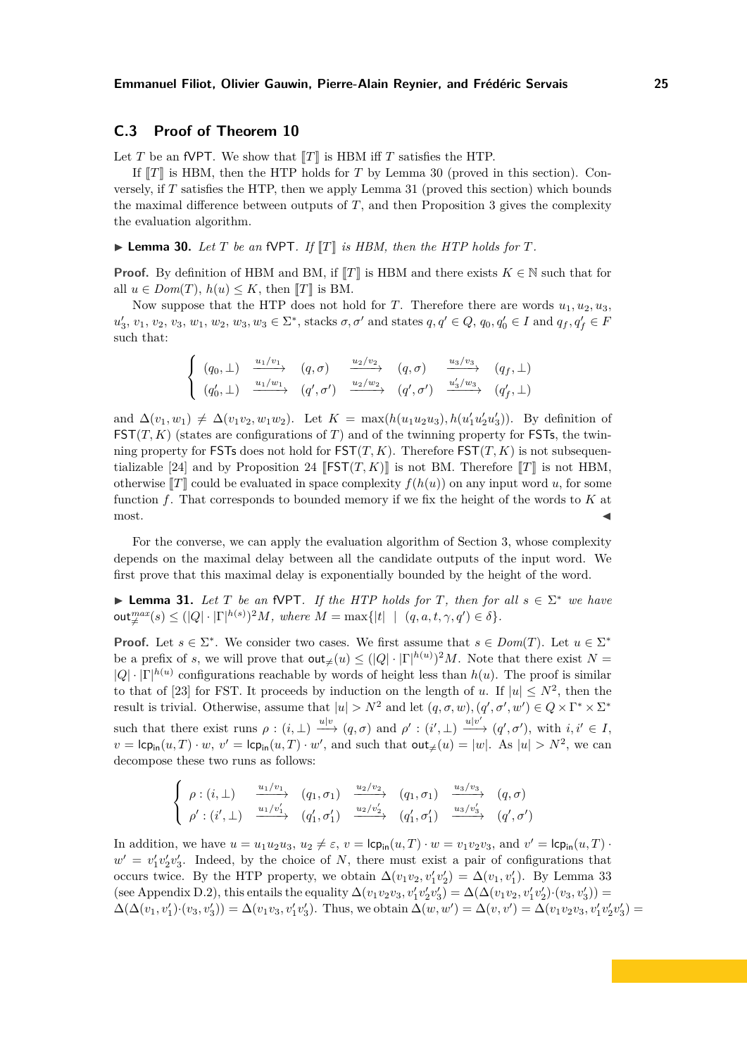## C.3 Proof of Theorem 10

Let $T$ be an fVPT. We show that $[\![T]\!]$ is HBM iff $T$ satisfies the HTP.

If $[\![T]\!]$ is HBM, then the HTP holds for $T$ by Lemma 30 (proved in this section). Conversely, if $T$ satisfies the HTP, then we apply Lemma 31 (proved this section) which bounds the maximal difference between outputs of $T$, and then Proposition 3 gives the complexity the evaluation algorithm.

▶ **Lemma 30.** *Let $T$ be an* fVPT*. If $[\![T]\!]$ is HBM, then the HTP holds for $T$.*

**Proof.** By definition of HBM and BM, if $[\![T]\!]$ is HBM and there exists $K \in \mathbb{N}$ such that for all $u \in Dom(T)$, $h(u) \leq K$, then $[\![T]\!]$ is BM.

Now suppose that the HTP does not hold for $T$. Therefore there are words $u_1, u_2, u_3$, $u_3', v_1, v_2, v_3, w_1, w_2, w_3, w_3 \in \Sigma^*$, stacks $\sigma, \sigma'$ and states $q, q' \in Q$, $q_0, q_0' \in I$ and $q_f, q_f' \in F$ such that:

$$\begin{cases} (q_0, \bot) & \xrightarrow{u_1/v_1} & (q, \sigma) & \xrightarrow{u_2/v_2} & (q, \sigma) & \xrightarrow{u_3/v_3} & (q_f, \bot) \\ (q_0', \bot) & \xrightarrow{u_1/w_1} & (q', \sigma') & \xrightarrow{u_2/w_2} & (q', \sigma') & \xrightarrow{u_3'/w_3} & (q_f', \bot) \end{cases}$$

and $\Delta(v_1, w_1) \neq \Delta(v_1v_2, w_1w_2)$. Let $K = \max(h(u_1u_2u_3), h(u_1'u_2'u_3'))$. By definition of $\mathsf{FST}(T, K)$ (states are configurations of $T$) and of the twinning property for FSTs, the twinning property for FSTs does not hold for $\mathsf{FST}(T, K)$. Therefore $\mathsf{FST}(T, K)$ is not subsequentializable [24] and by Proposition 24 $[\![\mathsf{FST}(T, K)]\!]$ is not BM. Therefore $[\![T]\!]$ is not HBM, otherwise $[\![T]\!]$ could be evaluated in space complexity $f(h(u))$ on any input word $u$, for some function $f$. That corresponds to bounded memory if we fix the height of the words to $K$ at most. ◀

For the converse, we can apply the evaluation algorithm of Section 3, whose complexity depends on the maximal delay between all the candidate outputs of the input word. We first prove that this maximal delay is exponentially bounded by the height of the word.

▶ **Lemma 31.** *Let $T$ be an* fVPT*. If the HTP holds for $T$, then for all $s \in \Sigma^*$ we have $\mathsf{out}_{\neq}^{max}(s) \leq (|Q| \cdot |\Gamma|^{h(s)})^2 M$, where $M = \max\{|t| \mid (q, a, t, \gamma, q') \in \delta\}$.*

**Proof.** Let $s \in \Sigma^*$. We consider two cases. We first assume that $s \in Dom(T)$. Let $u \in \Sigma^*$ be a prefix of $s$, we will prove that $\mathsf{out}_{\neq}(u) \leq (|Q| \cdot |\Gamma|^{h(u)})^2 M$. Note that there exist $N = |Q| \cdot |\Gamma|^{h(u)}$ configurations reachable by words of height less than $h(u)$. The proof is similar to that of [23] for FST. It proceeds by induction on the length of $u$. If $|u| \leq N^2$, then the result is trivial. Otherwise, assume that $|u| > N^2$ and let $(q, \sigma, w), (q', \sigma', w') \in Q \times \Gamma^* \times \Sigma^*$ such that there exist runs $\rho : (i, \bot) \xrightarrow{u|v} (q, \sigma)$ and $\rho' : (i', \bot) \xrightarrow{u|v'} (q', \sigma')$, with $i, i' \in I$, $v = \mathsf{lcp_{in}}(u, T) \cdot w$, $v' = \mathsf{lcp_{in}}(u, T) \cdot w'$, and such that $\mathsf{out}_{\neq}(u) = |w|$. As $|u| > N^2$, we can decompose these two runs as follows:

$$\begin{cases} \rho : (i, \bot) & \xrightarrow{u_1/v_1} & (q_1, \sigma_1) & \xrightarrow{u_2/v_2} & (q_1, \sigma_1) & \xrightarrow{u_3/v_3} & (q, \sigma) \\ \rho' : (i', \bot) & \xrightarrow{u_1/v_1'} & (q_1', \sigma_1') & \xrightarrow{u_2/v_2'} & (q_1', \sigma_1') & \xrightarrow{u_3/v_3'} & (q', \sigma') \end{cases}$$

In addition, we have $u = u_1u_2u_3$, $u_2 \neq \varepsilon$, $v = \mathsf{lcp_{in}}(u, T) \cdot w = v_1v_2v_3$, and $v' = \mathsf{lcp_{in}}(u, T) \cdot w' = v_1'v_2'v_3'$. Indeed, by the choice of $N$, there must exist a pair of configurations that occurs twice. By the HTP property, we obtain $\Delta(v_1v_2, v_1'v_2') = \Delta(v_1, v_1')$. By Lemma 33 (see Appendix D.2), this entails the equality $\Delta(v_1v_2v_3, v_1'v_2'v_3') = \Delta(\Delta(v_1v_2, v_1'v_2') \cdot (v_3, v_3')) = \Delta(\Delta(v_1, v_1') \cdot (v_3, v_3')) = \Delta(v_1v_3, v_1'v_3')$. Thus, we obtain $\Delta(w, w') = \Delta(v, v') = \Delta(v_1v_2v_3, v_1'v_2'v_3') =$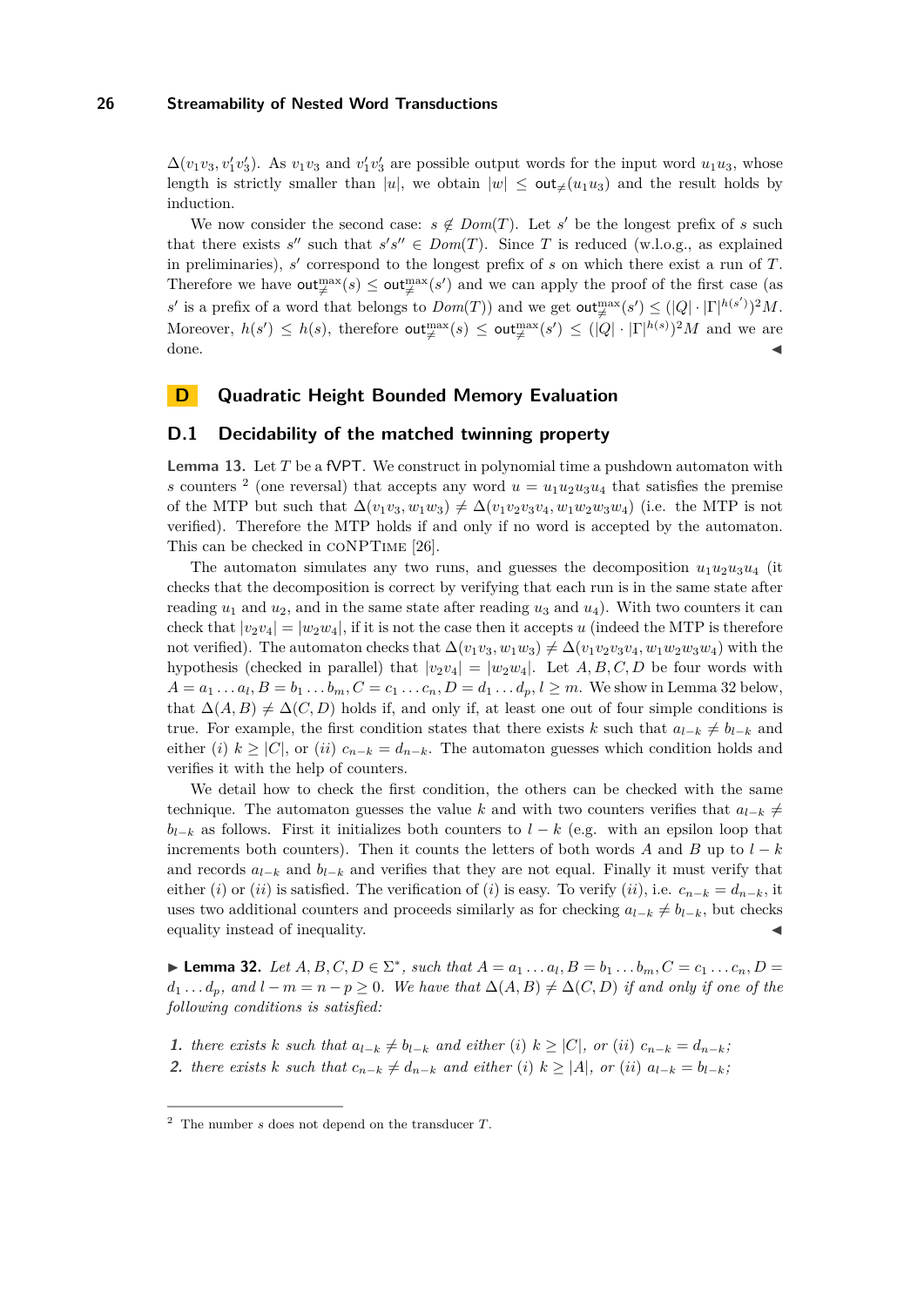$\Delta(v_1v_3, v_1'v_3')$. As $v_1v_3$ and $v_1'v_3'$ are possible output words for the input word $u_1u_3$, whose length is strictly smaller than $|u|$, we obtain $|w| \leq \mathsf{out}_{\neq}(u_1u_3)$ and the result holds by induction.

We now consider the second case: $s \notin Dom(T)$. Let $s'$ be the longest prefix of $s$ such that there exists $s''$ such that $s's'' \in Dom(T)$. Since $T$ is reduced (w.l.o.g., as explained in preliminaries), $s'$ correspond to the longest prefix of $s$ on which there exist a run of $T$. Therefore we have $\mathsf{out}^{\max}_{\neq}(s) \leq \mathsf{out}^{\max}_{\neq}(s')$ and we can apply the proof of the first case (as $s'$ is a prefix of a word that belongs to $Dom(T)$) and we get $\mathsf{out}^{\max}_{\neq}(s') \leq (|Q| \cdot |\Gamma|^{h(s')})^2 M$. Moreover, $h(s') \leq h(s)$, therefore $\mathsf{out}^{\max}_{\neq}(s) \leq \mathsf{out}^{\max}_{\neq}(s') \leq (|Q| \cdot |\Gamma|^{h(s)})^2 M$ and we are done. ◀

# D Quadratic Height Bounded Memory Evaluation

## D.1 Decidability of the matched twinning property

**Lemma 13.** Let $T$ be a fVPT. We construct in polynomial time a pushdown automaton with $s$ counters [2] (one reversal) that accepts any word $u = u_1u_2u_3u_4$ that satisfies the premise of the MTP but such that $\Delta(v_1v_3, w_1w_3) \neq \Delta(v_1v_2v_3v_4, w_1w_2w_3w_4)$ (i.e. the MTP is not verified). Therefore the MTP holds if and only if no word is accepted by the automaton. This can be checked in coNPTime [26].

The automaton simulates any two runs, and guesses the decomposition $u_1u_2u_3u_4$ (it checks that the decomposition is correct by verifying that each run is in the same state after reading $u_1$ and $u_2$, and in the same state after reading $u_3$ and $u_4$). With two counters it can check that $|v_2v_4| = |w_2w_4|$, if it is not the case then it accepts $u$ (indeed the MTP is therefore not verified). The automaton checks that $\Delta(v_1v_3, w_1w_3) \neq \Delta(v_1v_2v_3v_4, w_1w_2w_3w_4)$ with the hypothesis (checked in parallel) that $|v_2v_4| = |w_2w_4|$. Let $A, B, C, D$ be four words with $A = a_1 \dots a_l, B = b_1 \dots b_m, C = c_1 \dots c_n, D = d_1 \dots d_p$, $l \geq m$. We show in Lemma 32 below, that $\Delta(A, B) \neq \Delta(C, D)$ holds if, and only if, at least one out of four simple conditions is true. For example, the first condition states that there exists $k$ such that $a_{l-k} \neq b_{l-k}$ and either $(i)$ $k \geq |C|$, or $(ii)$ $c_{n-k} = d_{n-k}$. The automaton guesses which condition holds and verifies it with the help of counters.

We detail how to check the first condition, the others can be checked with the same technique. The automaton guesses the value $k$ and with two counters verifies that $a_{l-k} \neq b_{l-k}$ as follows. First it initializes both counters to $l - k$ (e.g. with an epsilon loop that increments both counters). Then it counts the letters of both words $A$ and $B$ up to $l - k$ and records $a_{l-k}$ and $b_{l-k}$ and verifies that they are not equal. Finally it must verify that either $(i)$ or $(ii)$ is satisfied. The verification of $(i)$ is easy. To verify $(ii)$, i.e. $c_{n-k} = d_{n-k}$, it uses two additional counters and proceeds similarly as for checking $a_{l-k} \neq b_{l-k}$, but checks equality instead of inequality. ◀

▶ **Lemma 32.** *Let $A, B, C, D \in \Sigma^*$, such that $A = a_1 \dots a_l, B = b_1 \dots b_m, C = c_1 \dots c_n, D = d_1 \dots d_p$, and $l - m = n - p \geq 0$. We have that $\Delta(A, B) \neq \Delta(C, D)$ if and only if one of the following conditions is satisfied:*

1. *there exists $k$ such that $a_{l-k} \neq b_{l-k}$ and either $(i)$ $k \geq |C|$, or $(ii)$ $c_{n-k} = d_{n-k}$;*
2. *there exists $k$ such that $c_{n-k} \neq d_{n-k}$ and either $(i)$ $k \geq |A|$, or $(ii)$ $a_{l-k} = b_{l-k}$;*

---

[2] The number $s$ does not depend on the transducer $T$.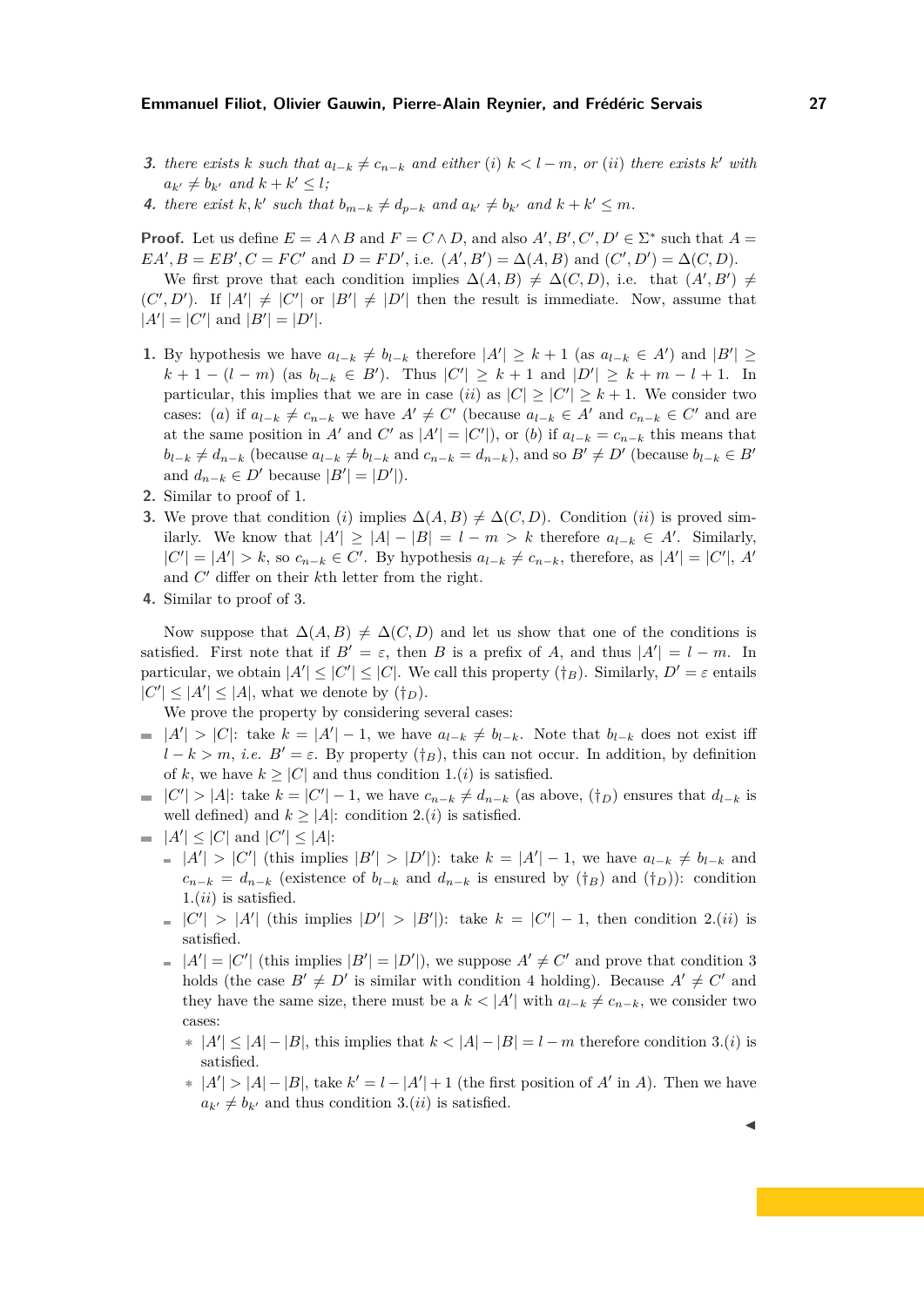**3.** *there exists $k$ such that $a_{l-k} \neq c_{n-k}$ and either $(i)$ $k < l - m$, or $(ii)$ there exists $k'$ with $a_{k'} \neq b_{k'}$ and $k + k' \leq l$;*

**4.** *there exist $k, k'$ such that $b_{m-k} \neq d_{p-k}$ and $a_{k'} \neq b_{k'}$ and $k + k' \leq m$.*

**Proof.** Let us define $E = A \wedge B$ and $F = C \wedge D$, and also $A', B', C', D' \in \Sigma^*$ such that $A = EA', B = EB', C = FC'$ and $D = FD'$, i.e. $(A', B') = \Delta(A, B)$ and $(C', D') = \Delta(C, D)$.

We first prove that each condition implies $\Delta(A, B) \neq \Delta(C, D)$, i.e. that $(A', B') \neq (C', D')$. If $|A'| \neq |C'|$ or $|B'| \neq |D'|$ then the result is immediate. Now, assume that $|A'| = |C'|$ and $|B'| = |D'|$.

1. By hypothesis we have $a_{l-k} \neq b_{l-k}$ therefore $|A'| \geq k + 1$ (as $a_{l-k} \in A'$) and $|B'| \geq k + 1 - (l - m)$ (as $b_{l-k} \in B'$). Thus $|C'| \geq k + 1$ and $|D'| \geq k + m - l + 1$. In particular, this implies that we are in case $(ii)$ as $|C| \geq |C'| \geq k + 1$. We consider two cases: $(a)$ if $a_{l-k} \neq c_{n-k}$ we have $A' \neq C'$ (because $a_{l-k} \in A'$ and $c_{n-k} \in C'$ and are at the same position in $A'$ and $C'$ as $|A'| = |C'|$), or $(b)$ if $a_{l-k} = c_{n-k}$ this means that $b_{l-k} \neq d_{n-k}$ (because $a_{l-k} \neq b_{l-k}$ and $c_{n-k} = d_{n-k}$), and so $B' \neq D'$ (because $b_{l-k} \in B'$ and $d_{n-k} \in D'$ because $|B'| = |D'|$).
2. Similar to proof of 1.
3. We prove that condition $(i)$ implies $\Delta(A, B) \neq \Delta(C, D)$. Condition $(ii)$ is proved similarly. We know that $|A'| \geq |A| - |B| = l - m > k$ therefore $a_{l-k} \in A'$. Similarly, $|C'| = |A'| > k$, so $c_{n-k} \in C'$. By hypothesis $a_{l-k} \neq c_{n-k}$, therefore, as $|A'| = |C'|$, $A'$ and $C'$ differ on their $k$th letter from the right.
4. Similar to proof of 3.

Now suppose that $\Delta(A, B) \neq \Delta(C, D)$ and let us show that one of the conditions is satisfied. First note that if $B' = \varepsilon$, then $B$ is a prefix of $A$, and thus $|A'| = l - m$. In particular, we obtain $|A'| \leq |C'| \leq |C|$. We call this property $(\dagger_B)$. Similarly, $D' = \varepsilon$ entails $|C'| \leq |A'| \leq |A|$, what we denote by $(\dagger_D)$.

We prove the property by considering several cases:

- $|A'| > |C|$: take $k = |A'| - 1$, we have $a_{l-k} \neq b_{l-k}$. Note that $b_{l-k}$ does not exist iff $l - k > m$, *i.e.* $B' = \varepsilon$. By property $(\dagger_B)$, this can not occur. In addition, by definition of $k$, we have $k \geq |C|$ and thus condition 1.$(i)$ is satisfied.
- $|C'| > |A|$: take $k = |C'| - 1$, we have $c_{n-k} \neq d_{n-k}$ (as above, $(\dagger_D)$ ensures that $d_{l-k}$ is well defined) and $k \geq |A|$: condition 2.$(i)$ is satisfied.
- $|A'| \leq |C|$ and $|C'| \leq |A|$:
  - $|A'| > |C'|$ (this implies $|B'| > |D'|$): take $k = |A'| - 1$, we have $a_{l-k} \neq b_{l-k}$ and $c_{n-k} = d_{n-k}$ (existence of $b_{l-k}$ and $d_{n-k}$ is ensured by $(\dagger_B)$ and $(\dagger_D)$): condition 1.$(ii)$ is satisfied.
  - $|C'| > |A'|$ (this implies $|D'| > |B'|$): take $k = |C'| - 1$, then condition 2.$(ii)$ is satisfied.
  - $|A'| = |C'|$ (this implies $|B'| = |D'|$), we suppose $A' \neq C'$ and prove that condition 3 holds (the case $B' \neq D'$ is similar with condition 4 holding). Because $A' \neq C'$ and they have the same size, there must be a $k < |A'|$ with $a_{l-k} \neq c_{n-k}$, we consider two cases:
    - $|A'| \leq |A| - |B|$, this implies that $k < |A| - |B| = l - m$ therefore condition 3.$(i)$ is satisfied.
    - $|A'| > |A| - |B|$, take $k' = l - |A'| + 1$ (the first position of $A'$ in $A$). Then we have $a_{k'} \neq b_{k'}$ and thus condition 3.$(ii)$ is satisfied.

◀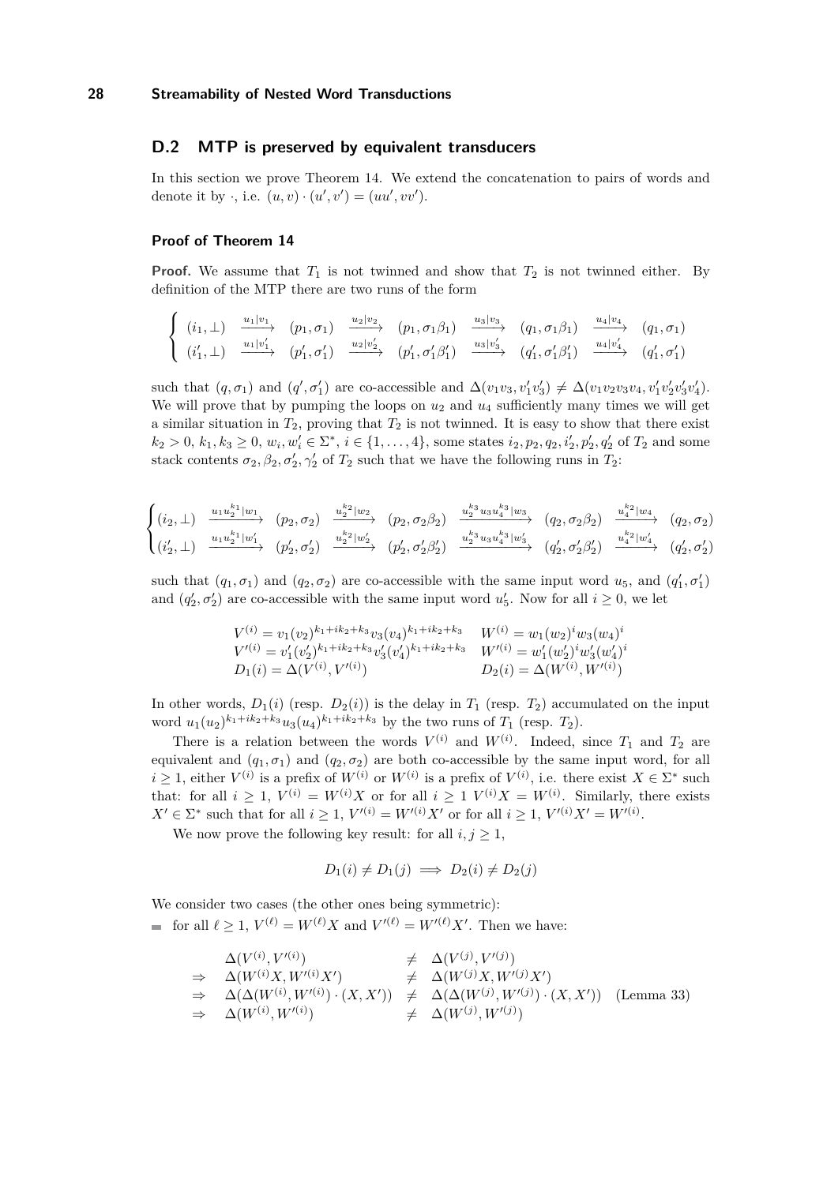## D.2 MTP is preserved by equivalent transducers

In this section we prove Theorem 14. We extend the concatenation to pairs of words and denote it by $\cdot$, i.e. $(u, v) \cdot (u', v') = (uu', vv')$.

### Proof of Theorem 14

**Proof.** We assume that $T_1$ is not twinned and show that $T_2$ is not twinned either. By definition of the MTP there are two runs of the form

$$\begin{cases} (i_1, \bot) \xrightarrow{u_1|v_1} (p_1, \sigma_1) \xrightarrow{u_2|v_2} (p_1, \sigma_1\beta_1) \xrightarrow{u_3|v_3} (q_1, \sigma_1\beta_1) \xrightarrow{u_4|v_4} (q_1, \sigma_1) \\ (i'_1, \bot) \xrightarrow{u_1|v'_1} (p'_1, \sigma'_1) \xrightarrow{u_2|v'_2} (p'_1, \sigma'_1\beta'_1) \xrightarrow{u_3|v'_3} (q'_1, \sigma'_1\beta'_1) \xrightarrow{u_4|v'_4} (q'_1, \sigma'_1) \end{cases}$$

such that $(q, \sigma_1)$ and $(q', \sigma'_1)$ are co-accessible and $\Delta(v_1v_3, v'_1v'_3) \neq \Delta(v_1v_2v_3v_4, v'_1v'_2v'_3v'_4)$. We will prove that by pumping the loops on $u_2$ and $u_4$ sufficiently many times we will get a similar situation in $T_2$, proving that $T_2$ is not twinned. It is easy to show that there exist $k_2 > 0$, $k_1, k_3 \geq 0$, $w_i, w'_i \in \Sigma^*$, $i \in \{1, \dots, 4\}$, some states $i_2, p_2, q_2, i'_2, p'_2, q'_2$ of $T_2$ and some stack contents $\sigma_2, \beta_2, \sigma'_2, \gamma'_2$ of $T_2$ such that we have the following runs in $T_2$:

$$\begin{cases} (i_2, \bot) \xrightarrow{u_1u_2^{k_1}|w_1} (p_2, \sigma_2) \xrightarrow{u_2^{k_2}|w_2} (p_2, \sigma_2\beta_2) \xrightarrow{u_2^{k_3}u_3u_4^{k_3}|w_3} (q_2, \sigma_2\beta_2) \xrightarrow{u_4^{k_2}|w_4} (q_2, \sigma_2) \\ (i'_2, \bot) \xrightarrow{u_1u_2^{k_1}|w'_1} (p'_2, \sigma'_2) \xrightarrow{u_2^{k_2}|w'_2} (p'_2, \sigma'_2\beta'_2) \xrightarrow{u_2^{k_3}u_3u_4^{k_3}|w'_3} (q'_2, \sigma'_2\beta'_2) \xrightarrow{u_4^{k_2}|w'_4} (q'_2, \sigma'_2) \end{cases}$$

such that $(q_1, \sigma_1)$ and $(q_2, \sigma_2)$ are co-accessible with the same input word $u_5$, and $(q'_1, \sigma'_1)$ and $(q'_2, \sigma'_2)$ are co-accessible with the same input word $u'_5$. Now for all $i \geq 0$, we let

$$\begin{array}{ll} V^{(i)} = v_1(v_2)^{k_1+ik_2+k_3}v_3(v_4)^{k_1+ik_2+k_3} & W^{(i)} = w_1(w_2)^iw_3(w_4)^i \\ V'^{(i)} = v'_1(v'_2)^{k_1+ik_2+k_3}v'_3(v'_4)^{k_1+ik_2+k_3} & W'^{(i)} = w'_1(w'_2)^iw'_3(w'_4)^i \\ D_1(i) = \Delta(V^{(i)}, V'^{(i)}) & D_2(i) = \Delta(W^{(i)}, W'^{(i)}) \end{array}$$

In other words, $D_1(i)$ (resp. $D_2(i)$) is the delay in $T_1$ (resp. $T_2$) accumulated on the input word $u_1(u_2)^{k_1+ik_2+k_3}u_3(u_4)^{k_1+ik_2+k_3}$ by the two runs of $T_1$ (resp. $T_2$).

There is a relation between the words $V^{(i)}$ and $W^{(i)}$. Indeed, since $T_1$ and $T_2$ are equivalent and $(q_1, \sigma_1)$ and $(q_2, \sigma_2)$ are both co-accessible by the same input word, for all $i \geq 1$, either $V^{(i)}$ is a prefix of $W^{(i)}$ or $W^{(i)}$ is a prefix of $V^{(i)}$, i.e. there exist $X \in \Sigma^*$ such that: for all $i \geq 1$, $V^{(i)} = W^{(i)}X$ or for all $i \geq 1$ $V^{(i)}X = W^{(i)}$. Similarly, there exists $X' \in \Sigma^*$ such that for all $i \geq 1$, $V'^{(i)} = W'^{(i)}X'$ or for all $i \geq 1$, $V'^{(i)}X' = W'^{(i)}$.

We now prove the following key result: for all $i, j \geq 1$,

$$D_1(i) \neq D_1(j) \implies D_2(i) \neq D_2(j)$$

We consider two cases (the other ones being symmetric):

- for all $\ell \geq 1$, $V^{(\ell)} = W^{(\ell)}X$ and $V'^{(\ell)} = W'^{(\ell)}X'$. Then we have:

$$\begin{array}{llll} & \Delta(V^{(i)}, V'^{(i)}) & \neq & \Delta(V^{(j)}, V'^{(j)}) \\ \Rightarrow & \Delta(W^{(i)}X, W'^{(i)}X') & \neq & \Delta(W^{(j)}X, W'^{(j)}X') \\ \Rightarrow & \Delta(\Delta(W^{(i)}, W'^{(i)}) \cdot (X, X')) & \neq & \Delta(\Delta(W^{(j)}, W'^{(j)}) \cdot (X, X')) \quad \text{(Lemma 33)} \\ \Rightarrow & \Delta(W^{(i)}, W'^{(i)}) & \neq & \Delta(W^{(j)}, W'^{(j)}) \end{array}$$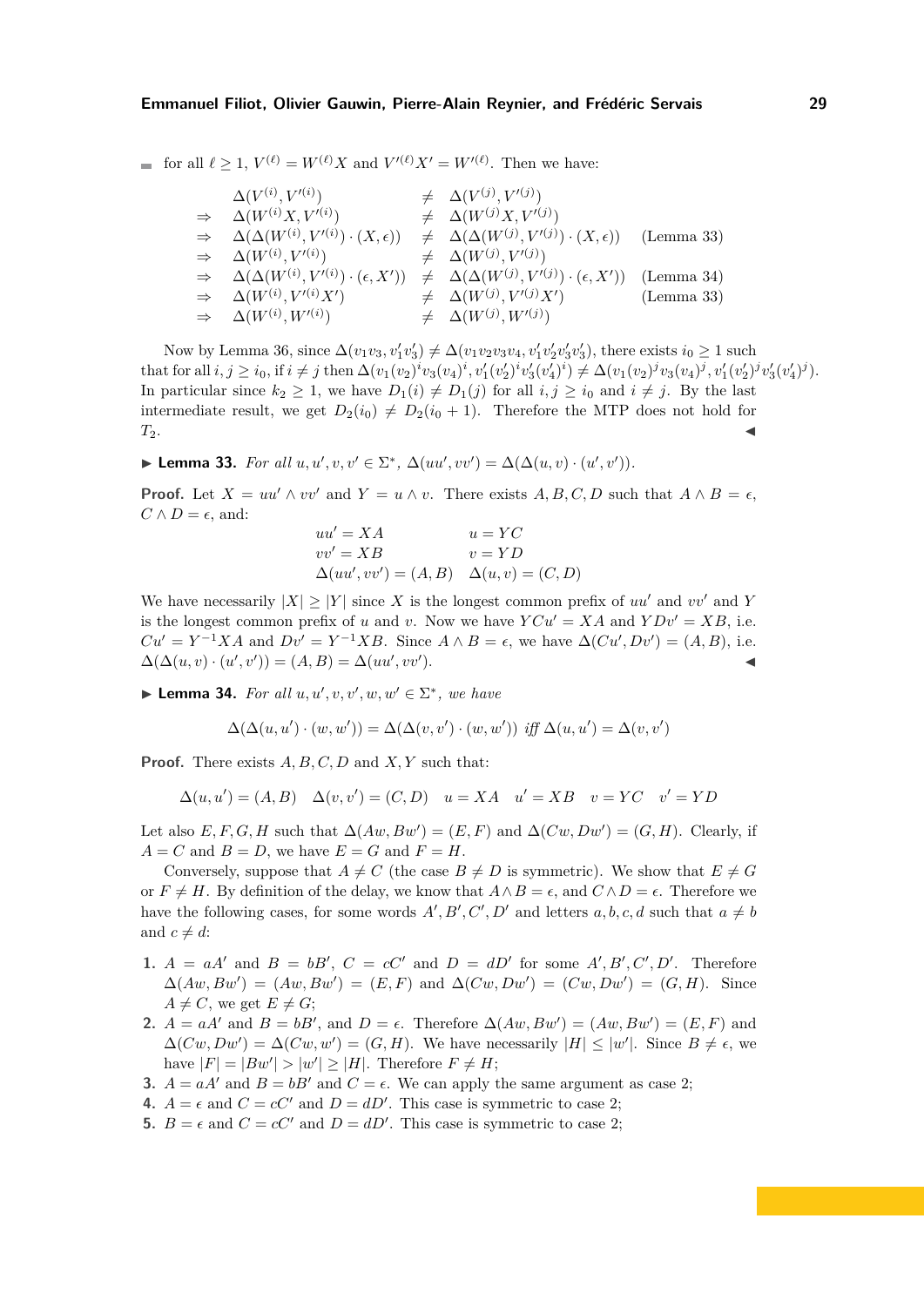- for all $\ell \geq 1$, $V^{(\ell)} = W^{(\ell)}X$ and $V'^{(\ell)}X' = W'^{(\ell)}$. Then we have:

$$
\begin{array}{llll}
 & \Delta(V^{(i)}, V'^{(i)}) & \neq & \Delta(V^{(j)}, V'^{(j)}) \\
\Rightarrow & \Delta(W^{(i)}X, V'^{(i)}) & \neq & \Delta(W^{(j)}X, V'^{(j)}) \\
\Rightarrow & \Delta(\Delta(W^{(i)}, V'^{(i)}) \cdot (X, \epsilon)) & \neq & \Delta(\Delta(W^{(j)}, V'^{(j)}) \cdot (X, \epsilon)) \quad \text{(Lemma 33)} \\
\Rightarrow & \Delta(W^{(i)}, V'^{(i)}) & \neq & \Delta(W^{(j)}, V'^{(j)}) \\
\Rightarrow & \Delta(\Delta(W^{(i)}, V'^{(i)}) \cdot (\epsilon, X')) & \neq & \Delta(\Delta(W^{(j)}, V'^{(j)}) \cdot (\epsilon, X')) \quad \text{(Lemma 34)} \\
\Rightarrow & \Delta(W^{(i)}, V'^{(i)}X') & \neq & \Delta(W^{(j)}, V'^{(j)}X') \quad \text{(Lemma 33)} \\
\Rightarrow & \Delta(W^{(i)}, W'^{(i)}) & \neq & \Delta(W^{(j)}, W'^{(j)})
\end{array}
$$

Now by Lemma 36, since $\Delta(v_1v_3, v_1'v_3') \neq \Delta(v_1v_2v_3v_4, v_1'v_2'v_3'v_3')$, there exists $i_0 \geq 1$ such that for all $i, j \geq i_0$, if $i \neq j$ then $\Delta(v_1(v_2)^i v_3(v_4)^i, v_1'(v_2')^i v_3'(v_4')^i) \neq \Delta(v_1(v_2)^j v_3(v_4)^j, v_1'(v_2')^j v_3'(v_4')^j)$. In particular since $k_2 \geq 1$, we have $D_1(i) \neq D_1(j)$ for all $i, j \geq i_0$ and $i \neq j$. By the last intermediate result, we get $D_2(i_0) \neq D_2(i_0+1)$. Therefore the MTP does not hold for $T_2$. ◀

▶ **Lemma 33.** *For all $u, u', v, v' \in \Sigma^*$, $\Delta(uu', vv') = \Delta(\Delta(u, v) \cdot (u', v'))$.*

**Proof.** Let $X = uu' \wedge vv'$ and $Y = u \wedge v$. There exists $A, B, C, D$ such that $A \wedge B = \epsilon$, $C \wedge D = \epsilon$, and:

$$
\begin{array}{ll}
uu' = XA & u = YC \\
vv' = XB & v = YD \\
\Delta(uu', vv') = (A, B) & \Delta(u, v) = (C, D)
\end{array}
$$

We have necessarily $|X| \geq |Y|$ since $X$ is the longest common prefix of $uu'$ and $vv'$ and $Y$ is the longest common prefix of $u$ and $v$. Now we have $YCu' = XA$ and $YDv' = XB$, i.e. $Cu' = Y^{-1}XA$ and $Dv' = Y^{-1}XB$. Since $A \wedge B = \epsilon$, we have $\Delta(Cu', Dv') = (A, B)$, i.e. $\Delta(\Delta(u, v) \cdot (u', v')) = (A, B) = \Delta(uu', vv')$. ◀

▶ **Lemma 34.** *For all $u, u', v, v', w, w' \in \Sigma^*$, we have*

$$\Delta(\Delta(u, u') \cdot (w, w')) = \Delta(\Delta(v, v') \cdot (w, w')) \text{ iff } \Delta(u, u') = \Delta(v, v')$$

**Proof.** There exists $A, B, C, D$ and $X, Y$ such that:

$$\Delta(u, u') = (A, B) \quad \Delta(v, v') = (C, D) \quad u = XA \quad u' = XB \quad v = YC \quad v' = YD$$

Let also $E, F, G, H$ such that $\Delta(Aw, Bw') = (E, F)$ and $\Delta(Cw, Dw') = (G, H)$. Clearly, if $A = C$ and $B = D$, we have $E = G$ and $F = H$.

Conversely, suppose that $A \neq C$ (the case $B \neq D$ is symmetric). We show that $E \neq G$ or $F \neq H$. By definition of the delay, we know that $A \wedge B = \epsilon$, and $C \wedge D = \epsilon$. Therefore we have the following cases, for some words $A', B', C', D'$ and letters $a, b, c, d$ such that $a \neq b$ and $c \neq d$:

1. $A = aA'$ and $B = bB'$, $C = cC'$ and $D = dD'$ for some $A', B', C', D'$. Therefore $\Delta(Aw, Bw') = (Aw, Bw') = (E, F)$ and $\Delta(Cw, Dw') = (Cw, Dw') = (G, H)$. Since $A \neq C$, we get $E \neq G$;
2. $A = aA'$ and $B = bB'$, and $D = \epsilon$. Therefore $\Delta(Aw, Bw') = (Aw, Bw') = (E, F)$ and $\Delta(Cw, Dw') = \Delta(Cw, w') = (G, H)$. We have necessarily $|H| \leq |w'|$. Since $B \neq \epsilon$, we have $|F| = |Bw'| > |w'| \geq |H|$. Therefore $F \neq H$;
3. $A = aA'$ and $B = bB'$ and $C = \epsilon$. We can apply the same argument as case 2;
4. $A = \epsilon$ and $C = cC'$ and $D = dD'$. This case is symmetric to case 2;
5. $B = \epsilon$ and $C = cC'$ and $D = dD'$. This case is symmetric to case 2;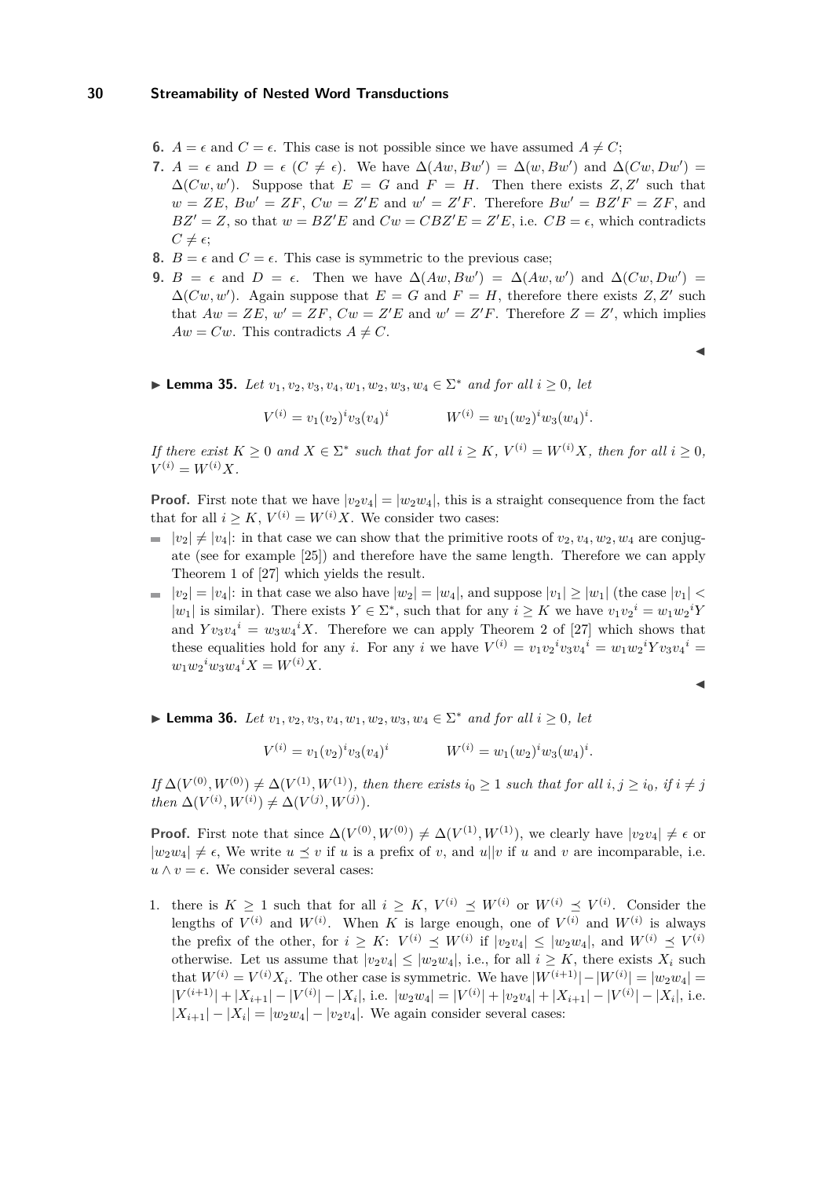6. $A = \epsilon$ and $C = \epsilon$. This case is not possible since we have assumed $A \neq C$;
7. $A = \epsilon$ and $D = \epsilon$ ($C \neq \epsilon$). We have $\Delta(Aw, Bw') = \Delta(w, Bw')$ and $\Delta(Cw, Dw') = \Delta(Cw, w')$. Suppose that $E = G$ and $F = H$. Then there exists $Z, Z'$ such that $w = ZE$, $Bw' = ZF$, $Cw = Z'E$ and $w' = Z'F$. Therefore $Bw' = BZ'F = ZF$, and $BZ' = Z$, so that $w = BZ'E$ and $Cw = CBZ'E = Z'E$, i.e. $CB = \epsilon$, which contradicts $C \neq \epsilon$;
8. $B = \epsilon$ and $C = \epsilon$. This case is symmetric to the previous case;
9. $B = \epsilon$ and $D = \epsilon$. Then we have $\Delta(Aw, Bw') = \Delta(Aw, w')$ and $\Delta(Cw, Dw') = \Delta(Cw, w')$. Again suppose that $E = G$ and $F = H$, therefore there exists $Z, Z'$ such that $Aw = ZE$, $w' = ZF$, $Cw = Z'E$ and $w' = Z'F$. Therefore $Z = Z'$, which implies $Aw = Cw$. This contradicts $A \neq C$.

◀

▶ **Lemma 35.** *Let $v_1, v_2, v_3, v_4, w_1, w_2, w_3, w_4 \in \Sigma^*$ and for all $i \geq 0$, let*

$$V^{(i)} = v_1(v_2)^i v_3(v_4)^i \qquad\qquad W^{(i)} = w_1(w_2)^i w_3(w_4)^i.$$

*If there exist $K \geq 0$ and $X \in \Sigma^*$ such that for all $i \geq K$, $V^{(i)} = W^{(i)}X$, then for all $i \geq 0$, $V^{(i)} = W^{(i)}X$.*

**Proof.** First note that we have $|v_2v_4| = |w_2w_4|$, this is a straight consequence from the fact that for all $i \geq K$, $V^{(i)} = W^{(i)}X$. We consider two cases:

- $|v_2| \neq |v_4|$: in that case we can show that the primitive roots of $v_2, v_4, w_2, w_4$ are conjugate (see for example [25]) and therefore have the same length. Therefore we can apply Theorem 1 of [27] which yields the result.
- $|v_2| = |v_4|$: in that case we also have $|w_2| = |w_4|$, and suppose $|v_1| \geq |w_1|$ (the case $|v_1| < |w_1|$ is similar). There exists $Y \in \Sigma^*$, such that for any $i \geq K$ we have $v_1 v_2{}^i = w_1 w_2{}^i Y$ and $Y v_3 v_4{}^i = w_3 w_4{}^i X$. Therefore we can apply Theorem 2 of [27] which shows that these equalities hold for any $i$. For any $i$ we have $V^{(i)} = v_1 v_2{}^i v_3 v_4{}^i = w_1 w_2{}^i Y v_3 v_4{}^i = w_1 w_2{}^i w_3 w_4{}^i X = W^{(i)}X$.

◀

▶ **Lemma 36.** *Let $v_1, v_2, v_3, v_4, w_1, w_2, w_3, w_4 \in \Sigma^*$ and for all $i \geq 0$, let*

$$V^{(i)} = v_1(v_2)^i v_3(v_4)^i \qquad\qquad W^{(i)} = w_1(w_2)^i w_3(w_4)^i.$$

*If $\Delta(V^{(0)}, W^{(0)}) \neq \Delta(V^{(1)}, W^{(1)})$, then there exists $i_0 \geq 1$ such that for all $i, j \geq i_0$, if $i \neq j$ then $\Delta(V^{(i)}, W^{(i)}) \neq \Delta(V^{(j)}, W^{(j)})$.*

**Proof.** First note that since $\Delta(V^{(0)}, W^{(0)}) \neq \Delta(V^{(1)}, W^{(1)})$, we clearly have $|v_2v_4| \neq \epsilon$ or $|w_2w_4| \neq \epsilon$, We write $u \preceq v$ if $u$ is a prefix of $v$, and $u||v$ if $u$ and $v$ are incomparable, i.e. $u \wedge v = \epsilon$. We consider several cases:

1. there is $K \geq 1$ such that for all $i \geq K$, $V^{(i)} \preceq W^{(i)}$ or $W^{(i)} \preceq V^{(i)}$. Consider the lengths of $V^{(i)}$ and $W^{(i)}$. When $K$ is large enough, one of $V^{(i)}$ and $W^{(i)}$ is always the prefix of the other, for $i \geq K$: $V^{(i)} \preceq W^{(i)}$ if $|v_2v_4| \leq |w_2w_4|$, and $W^{(i)} \preceq V^{(i)}$ otherwise. Let us assume that $|v_2v_4| \leq |w_2w_4|$, i.e., for all $i \geq K$, there exists $X_i$ such that $W^{(i)} = V^{(i)}X_i$. The other case is symmetric. We have $|W^{(i+1)}| - |W^{(i)}| = |w_2w_4| = |V^{(i+1)}| + |X_{i+1}| - |V^{(i)}| - |X_i|$, i.e. $|w_2w_4| = |V^{(i)}| + |v_2v_4| + |X_{i+1}| - |V^{(i)}| - |X_i|$, i.e. $|X_{i+1}| - |X_i| = |w_2w_4| - |v_2v_4|$. We again consider several cases: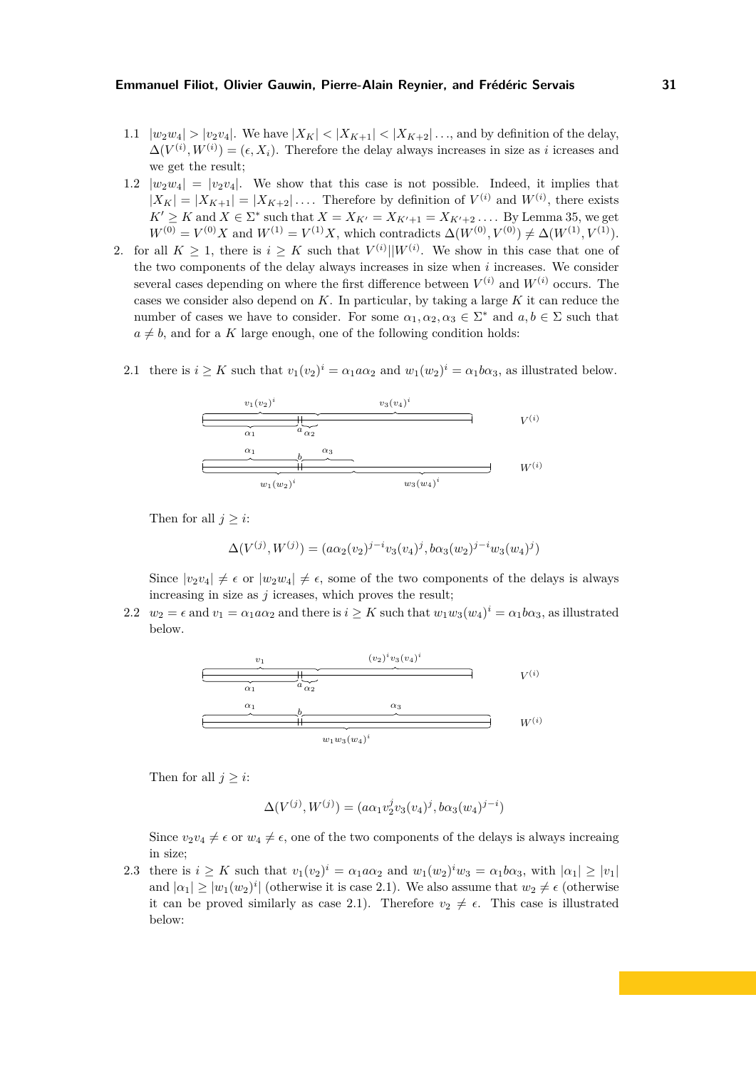1.1 $|w_2w_4| > |v_2v_4|$. We have $|X_K| < |X_{K+1}| < |X_{K+2}| \ldots$, and by definition of the delay, $\Delta(V^{(i)}, W^{(i)}) = (\epsilon, X_i)$. Therefore the delay always increases in size as $i$ icreases and we get the result;

1.2 $|w_2w_4| = |v_2v_4|$. We show that this case is not possible. Indeed, it implies that $|X_K| = |X_{K+1}| = |X_{K+2}| \ldots$. Therefore by definition of $V^{(i)}$ and $W^{(i)}$, there exists $K' \geq K$ and $X \in \Sigma^*$ such that $X = X_{K'} = X_{K'+1} = X_{K'+2} \ldots$. By Lemma 35, we get $W^{(0)} = V^{(0)}X$ and $W^{(1)} = V^{(1)}X$, which contradicts $\Delta(W^{(0)}, V^{(0)}) \neq \Delta(W^{(1)}, V^{(1)})$.

2. for all $K \geq 1$, there is $i \geq K$ such that $V^{(i)} || W^{(i)}$. We show in this case that one of the two components of the delay always increases in size when $i$ increases. We consider several cases depending on where the first difference between $V^{(i)}$ and $W^{(i)}$ occurs. The cases we consider also depend on $K$. In particular, by taking a large $K$ it can reduce the number of cases we have to consider. For some $\alpha_1, \alpha_2, \alpha_3 \in \Sigma^*$ and $a, b \in \Sigma$ such that $a \neq b$, and for a $K$ large enough, one of the following condition holds:

2.1 there is $i \geq K$ such that $v_1(v_2)^i = \alpha_1 a \alpha_2$ and $w_1(w_2)^i = \alpha_1 b \alpha_3$, as illustrated below.

Then for all $j \geq i$:

$$\Delta(V^{(j)}, W^{(j)}) = (a\alpha_2(v_2)^{j-i}v_3(v_4)^j, b\alpha_3(w_2)^{j-i}w_3(w_4)^j)$$

Since $|v_2v_4| \neq \epsilon$ or $|w_2w_4| \neq \epsilon$, some of the two components of the delays is always increasing in size as $j$ icreases, which proves the result;

2.2 $w_2 = \epsilon$ and $v_1 = \alpha_1 a \alpha_2$ and there is $i \geq K$ such that $w_1w_3(w_4)^i = \alpha_1 b \alpha_3$, as illustrated below.

Then for all $j \geq i$:

$$\Delta(V^{(j)}, W^{(j)}) = (a\alpha_1 v_2^j v_3(v_4)^j, b\alpha_3(w_4)^{j-i})$$

Since $v_2v_4 \neq \epsilon$ or $w_4 \neq \epsilon$, one of the two components of the delays is always increaing in size;

2.3 there is $i \geq K$ such that $v_1(v_2)^i = \alpha_1 a \alpha_2$ and $w_1(w_2)^i w_3 = \alpha_1 b \alpha_3$, with $|\alpha_1| \geq |v_1|$ and $|\alpha_1| \geq |w_1(w_2)^i|$ (otherwise it is case 2.1). We also assume that $w_2 \neq \epsilon$ (otherwise it can be proved similarly as case 2.1). Therefore $v_2 \neq \epsilon$. This case is illustrated below: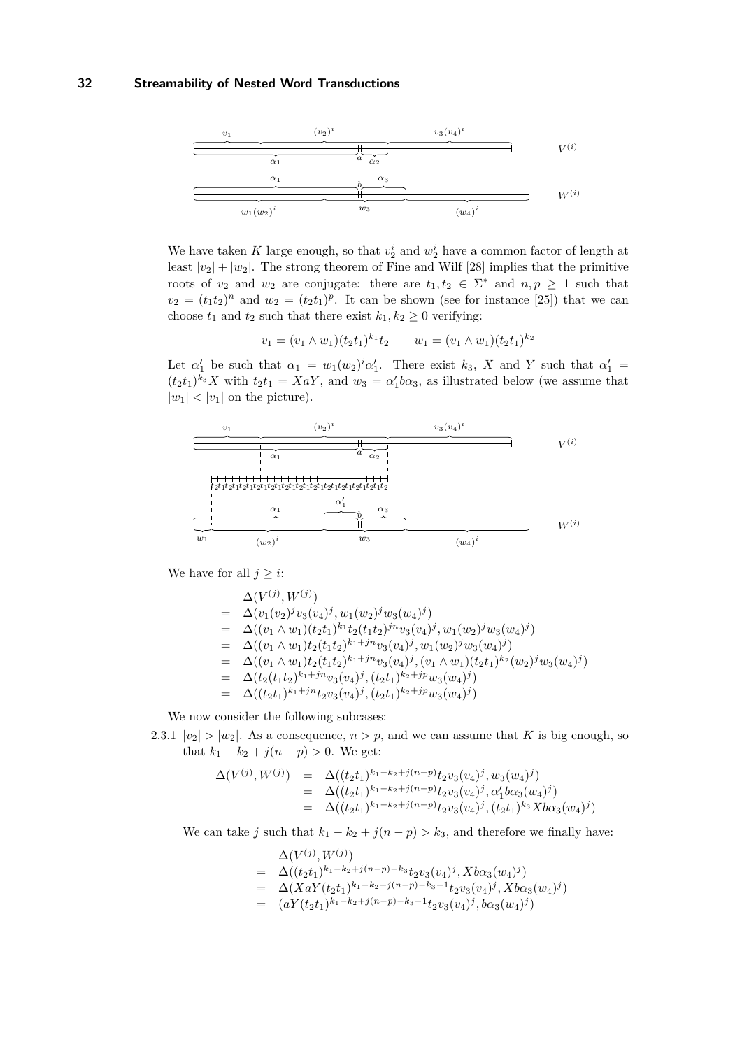We have taken $K$ large enough, so that $v_2^i$ and $w_2^i$ have a common factor of length at least $|v_2| + |w_2|$. The strong theorem of Fine and Wilf [28] implies that the primitive roots of $v_2$ and $w_2$ are conjugate: there are $t_1, t_2 \in \Sigma^*$ and $n, p \geq 1$ such that $v_2 = (t_1 t_2)^n$ and $w_2 = (t_2 t_1)^p$. It can be shown (see for instance [25]) that we can choose $t_1$ and $t_2$ such that there exist $k_1, k_2 \geq 0$ verifying:

$$v_1 = (v_1 \wedge w_1)(t_2 t_1)^{k_1} t_2 \qquad w_1 = (v_1 \wedge w_1)(t_2 t_1)^{k_2}$$

Let $\alpha_1'$ be such that $\alpha_1 = w_1 (w_2)^i \alpha_1'$. There exist $k_3$, $X$ and $Y$ such that $\alpha_1' = (t_2 t_1)^{k_3} X$ with $t_2 t_1 = XaY$, and $w_3 = \alpha_1' b \alpha_3$, as illustrated below (we assume that $|w_1| < |v_1|$ on the picture).

We have for all $j \geq i$:

$$\begin{aligned}
& \Delta(V^{(j)}, W^{(j)}) \\
= \;& \Delta(v_1 (v_2)^j v_3 (v_4)^j, w_1 (w_2)^j w_3 (w_4)^j) \\
= \;& \Delta((v_1 \wedge w_1)(t_2 t_1)^{k_1} t_2 (t_1 t_2)^{jn} v_3 (v_4)^j, w_1 (w_2)^j w_3 (w_4)^j) \\
= \;& \Delta((v_1 \wedge w_1) t_2 (t_1 t_2)^{k_1 + jn} v_3 (v_4)^j, w_1 (w_2)^j w_3 (w_4)^j) \\
= \;& \Delta((v_1 \wedge w_1) t_2 (t_1 t_2)^{k_1 + jn} v_3 (v_4)^j, (v_1 \wedge w_1)(t_2 t_1)^{k_2} (w_2)^j w_3 (w_4)^j) \\
= \;& \Delta(t_2 (t_1 t_2)^{k_1 + jn} v_3 (v_4)^j, (t_2 t_1)^{k_2 + jp} w_3 (w_4)^j) \\
= \;& \Delta((t_2 t_1)^{k_1 + jn} t_2 v_3 (v_4)^j, (t_2 t_1)^{k_2 + jp} w_3 (w_4)^j)
\end{aligned}$$

We now consider the following subcases:

2.3.1 $|v_2| > |w_2|$. As a consequence, $n > p$, and we can assume that $K$ is big enough, so that $k_1 - k_2 + j(n-p) > 0$. We get:

$$\begin{aligned}
\Delta(V^{(j)}, W^{(j)}) &= \Delta((t_2 t_1)^{k_1 - k_2 + j(n-p)} t_2 v_3 (v_4)^j, w_3 (w_4)^j) \\
&= \Delta((t_2 t_1)^{k_1 - k_2 + j(n-p)} t_2 v_3 (v_4)^j, \alpha_1' b \alpha_3 (w_4)^j) \\
&= \Delta((t_2 t_1)^{k_1 - k_2 + j(n-p)} t_2 v_3 (v_4)^j, (t_2 t_1)^{k_3} X b \alpha_3 (w_4)^j)
\end{aligned}$$

We can take $j$ such that $k_1 - k_2 + j(n-p) > k_3$, and therefore we finally have:

$$\begin{aligned}
& \Delta(V^{(j)}, W^{(j)}) \\
= \;& \Delta((t_2 t_1)^{k_1 - k_2 + j(n-p) - k_3} t_2 v_3 (v_4)^j, X b \alpha_3 (w_4)^j) \\
= \;& \Delta(XaY (t_2 t_1)^{k_1 - k_2 + j(n-p) - k_3 - 1} t_2 v_3 (v_4)^j, X b \alpha_3 (w_4)^j) \\
= \;& (aY (t_2 t_1)^{k_1 - k_2 + j(n-p) - k_3 - 1} t_2 v_3 (v_4)^j, b \alpha_3 (w_4)^j)
\end{aligned}$$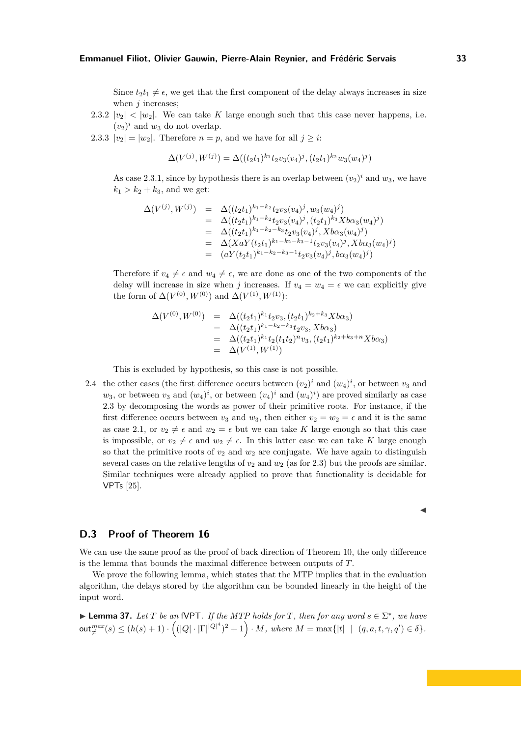Since $t_2t_1 \neq \epsilon$, we get that the first component of the delay always increases in size when $j$ increases;

2.3.2 $|v_2| < |w_2|$. We can take $K$ large enough such that this case never happens, i.e. $(v_2)^i$ and $w_3$ do not overlap.

2.3.3 $|v_2| = |w_2|$. Therefore $n = p$, and we have for all $j \geq i$:

$$\Delta(V^{(j)}, W^{(j)}) = \Delta((t_2t_1)^{k_1} t_2 v_3 (v_4)^j, (t_2t_1)^{k_2} w_3 (w_4)^j)$$

As case 2.3.1, since by hypothesis there is an overlap between $(v_2)^i$ and $w_3$, we have $k_1 > k_2 + k_3$, and we get:

$$\begin{aligned}
\Delta(V^{(j)}, W^{(j)}) &= \Delta((t_2t_1)^{k_1-k_2} t_2 v_3 (v_4)^j, w_3 (w_4)^j) \\
&= \Delta((t_2t_1)^{k_1-k_2} t_2 v_3 (v_4)^j, (t_2t_1)^{k_3} X b \alpha_3 (w_4)^j) \\
&= \Delta((t_2t_1)^{k_1-k_2-k_3} t_2 v_3 (v_4)^j, X b \alpha_3 (w_4)^j) \\
&= \Delta(XaY(t_2t_1)^{k_1-k_2-k_3-1} t_2 v_3 (v_4)^j, X b \alpha_3 (w_4)^j) \\
&= (aY(t_2t_1)^{k_1-k_2-k_3-1} t_2 v_3 (v_4)^j, b \alpha_3 (w_4)^j)
\end{aligned}$$

Therefore if $v_4 \neq \epsilon$ and $w_4 \neq \epsilon$, we are done as one of the two components of the delay will increase in size when $j$ increases. If $v_4 = w_4 = \epsilon$ we can explicitly give the form of $\Delta(V^{(0)}, W^{(0)})$ and $\Delta(V^{(1)}, W^{(1)})$:

$$\begin{aligned}
\Delta(V^{(0)}, W^{(0)}) &= \Delta((t_2t_1)^{k_1} t_2 v_3, (t_2t_1)^{k_2+k_3} X b \alpha_3) \\
&= \Delta((t_2t_1)^{k_1-k_2-k_3} t_2 v_3, X b \alpha_3) \\
&= \Delta((t_2t_1)^{k_1} t_2 (t_1t_2)^n v_3, (t_2t_1)^{k_2+k_3+n} X b \alpha_3) \\
&= \Delta(V^{(1)}, W^{(1)})
\end{aligned}$$

This is excluded by hypothesis, so this case is not possible.

2.4 the other cases (the first difference occurs between $(v_2)^i$ and $(w_4)^i$, or between $v_3$ and $w_3$, or between $v_3$ and $(w_4)^i$, or between $(v_4)^i$ and $(w_4)^i$) are proved similarly as case 2.3 by decomposing the words as power of their primitive roots. For instance, if the first difference occurs between $v_3$ and $w_3$, then either $v_2 = w_2 = \epsilon$ and it is the same as case 2.1, or $v_2 \neq \epsilon$ and $w_2 = \epsilon$ but we can take $K$ large enough so that this case is impossible, or $v_2 \neq \epsilon$ and $w_2 \neq \epsilon$. In this latter case we can take $K$ large enough so that the primitive roots of $v_2$ and $w_2$ are conjugate. We have again to distinguish several cases on the relative lengths of $v_2$ and $w_2$ (as for 2.3) but the proofs are similar. Similar techniques were already applied to prove that functionality is decidable for VPTs [25].

◀

## D.3 Proof of Theorem 16

We can use the same proof as the proof of back direction of Theorem 10, the only difference is the lemma that bounds the maximal difference between outputs of $T$.

We prove the following lemma, which states that the MTP implies that in the evaluation algorithm, the delays stored by the algorithm can be bounded linearly in the height of the input word.

▶ **Lemma 37.** *Let $T$ be an* fVPT*. If the MTP holds for $T$, then for any word $s \in \Sigma^*$, we have* $\mathsf{out}^{max}_{\neq}(s) \leq (h(s)+1) \cdot \left( (|Q| \cdot |\Gamma|^{|Q|^4})^2 + 1 \right) \cdot M$*, where* $M = \max\{|t| \mid (q, a, t, \gamma, q') \in \delta\}$.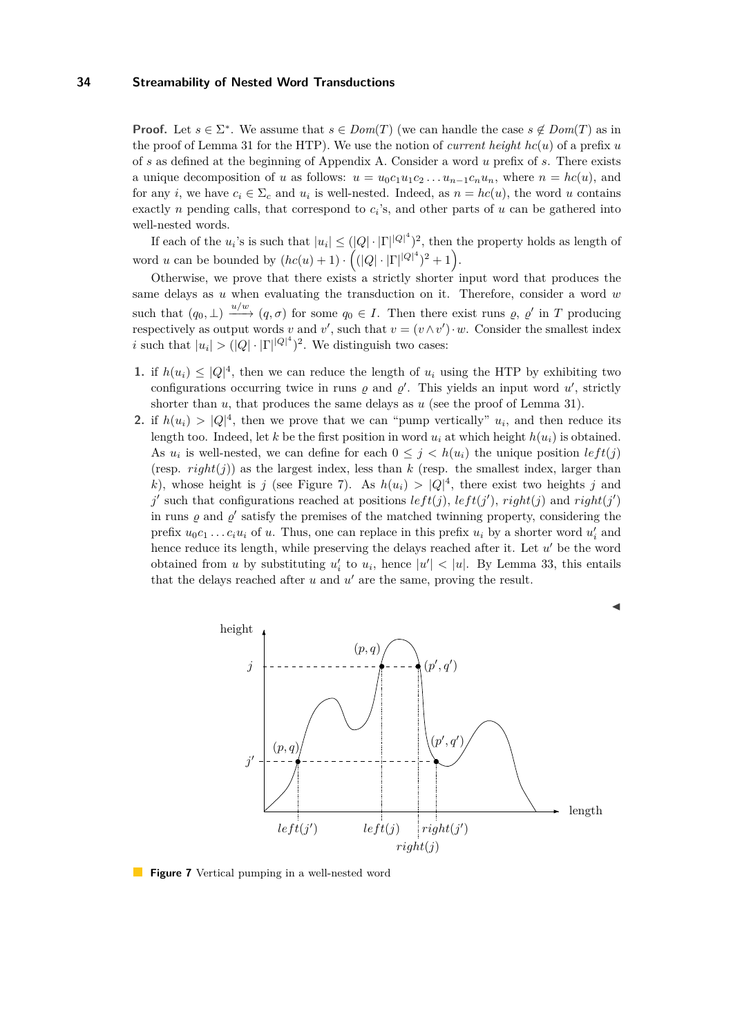**Proof.** Let $s \in \Sigma^*$. We assume that $s \in Dom(T)$ (we can handle the case $s \notin Dom(T)$ as in the proof of Lemma 31 for the HTP). We use the notion of *current height* $hc(u)$ of a prefix $u$ of $s$ as defined at the beginning of Appendix A. Consider a word $u$ prefix of $s$. There exists a unique decomposition of $u$ as follows: $u = u_0 c_1 u_1 c_2 \dots u_{n-1} c_n u_n$, where $n = hc(u)$, and for any $i$, we have $c_i \in \Sigma_c$ and $u_i$ is well-nested. Indeed, as $n = hc(u)$, the word $u$ contains exactly $n$ pending calls, that correspond to $c_i$'s, and other parts of $u$ can be gathered into well-nested words.

If each of the $u_i$'s is such that $|u_i| \leq (|Q| \cdot |\Gamma|^{|Q|^4})^2$, then the property holds as length of word $u$ can be bounded by $(hc(u)+1) \cdot \left((|Q| \cdot |\Gamma|^{|Q|^4})^2 + 1\right)$.

Otherwise, we prove that there exists a strictly shorter input word that produces the same delays as $u$ when evaluating the transduction on it. Therefore, consider a word $w$ such that $(q_0, \bot) \xrightarrow{u/w} (q, \sigma)$ for some $q_0 \in I$. Then there exist runs $\varrho$, $\varrho'$ in $T$ producing respectively as output words $v$ and $v'$, such that $v = (v \wedge v') \cdot w$. Consider the smallest index $i$ such that $|u_i| > (|Q| \cdot |\Gamma|^{|Q|^4})^2$. We distinguish two cases:

1. if $h(u_i) \leq |Q|^4$, then we can reduce the length of $u_i$ using the HTP by exhibiting two configurations occurring twice in runs $\varrho$ and $\varrho'$. This yields an input word $u'$, strictly shorter than $u$, that produces the same delays as $u$ (see the proof of Lemma 31).
2. if $h(u_i) > |Q|^4$, then we prove that we can "pump vertically" $u_i$, and then reduce its length too. Indeed, let $k$ be the first position in word $u_i$ at which height $h(u_i)$ is obtained. As $u_i$ is well-nested, we can define for each $0 \leq j < h(u_i)$ the unique position $left(j)$ (resp. $right(j)$) as the largest index, less than $k$ (resp. the smallest index, larger than $k$), whose height is $j$ (see Figure 7). As $h(u_i) > |Q|^4$, there exist two heights $j$ and $j'$ such that configurations reached at positions $left(j)$, $left(j')$, $right(j)$ and $right(j')$ in runs $\varrho$ and $\varrho'$ satisfy the premises of the matched twinning property, considering the prefix $u_0 c_1 \dots c_i u_i$ of $u$. Thus, one can replace in this prefix $u_i$ by a shorter word $u'_i$ and hence reduce its length, while preserving the delays reached after it. Let $u'$ be the word obtained from $u$ by substituting $u'_i$ to $u_i$, hence $|u'| < |u|$. By Lemma 33, this entails that the delays reached after $u$ and $u'$ are the same, proving the result.

◀

**Figure 7** Vertical pumping in a well-nested word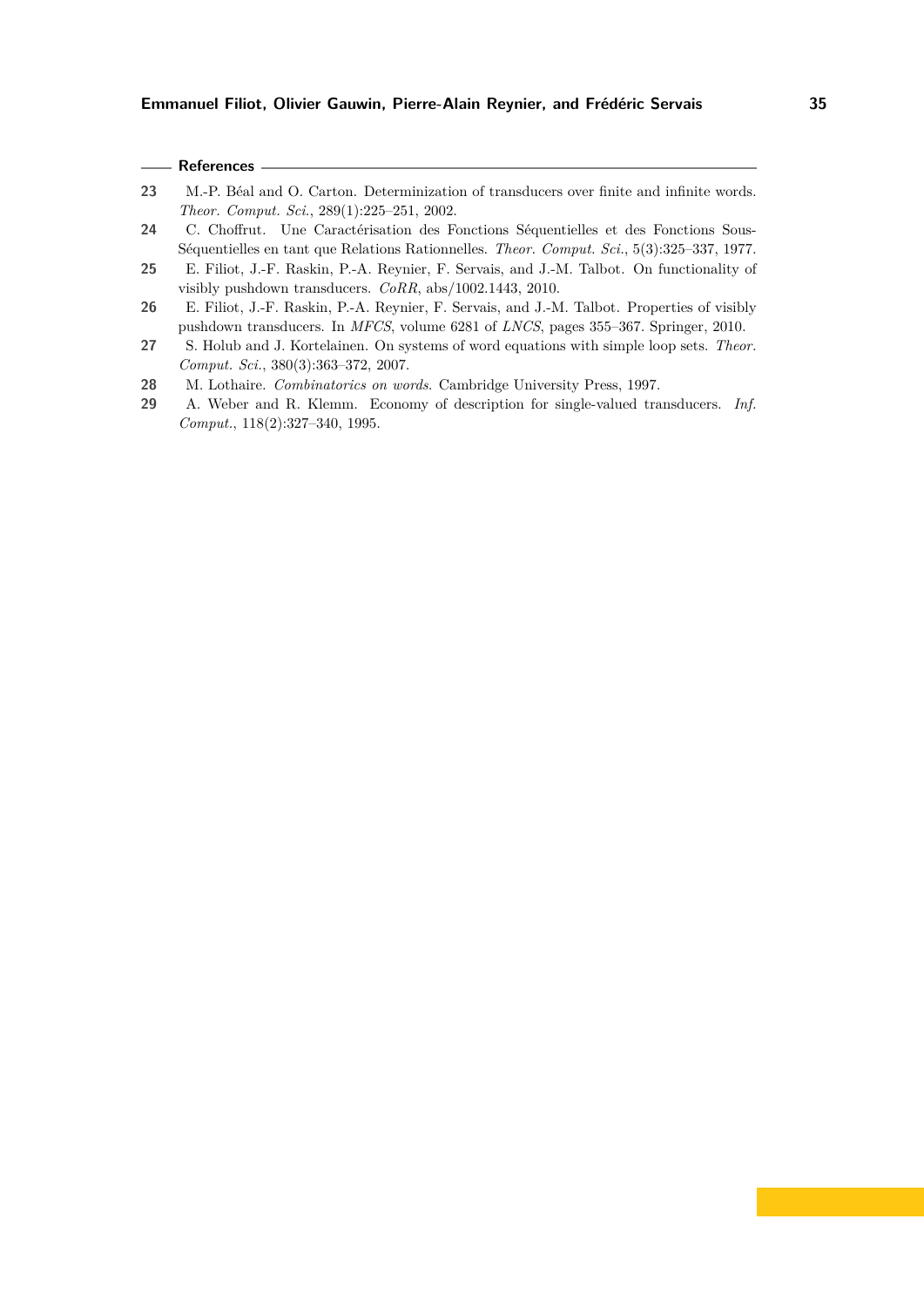## References

23 M.-P. Béal and O. Carton. Determinization of transducers over finite and infinite words. *Theor. Comput. Sci.*, 289(1):225–251, 2002.

24 C. Choffrut. Une Caractérisation des Fonctions Séquentielles et des Fonctions Sous-Séquentielles en tant que Relations Rationnelles. *Theor. Comput. Sci.*, 5(3):325–337, 1977.

25 E. Filiot, J.-F. Raskin, P.-A. Reynier, F. Servais, and J.-M. Talbot. On functionality of visibly pushdown transducers. *CoRR*, abs/1002.1443, 2010.

26 E. Filiot, J.-F. Raskin, P.-A. Reynier, F. Servais, and J.-M. Talbot. Properties of visibly pushdown transducers. In *MFCS*, volume 6281 of *LNCS*, pages 355–367. Springer, 2010.

27 S. Holub and J. Kortelainen. On systems of word equations with simple loop sets. *Theor. Comput. Sci.*, 380(3):363–372, 2007.

28 M. Lothaire. *Combinatorics on words*. Cambridge University Press, 1997.

29 A. Weber and R. Klemm. Economy of description for single-valued transducers. *Inf. Comput.*, 118(2):327–340, 1995.